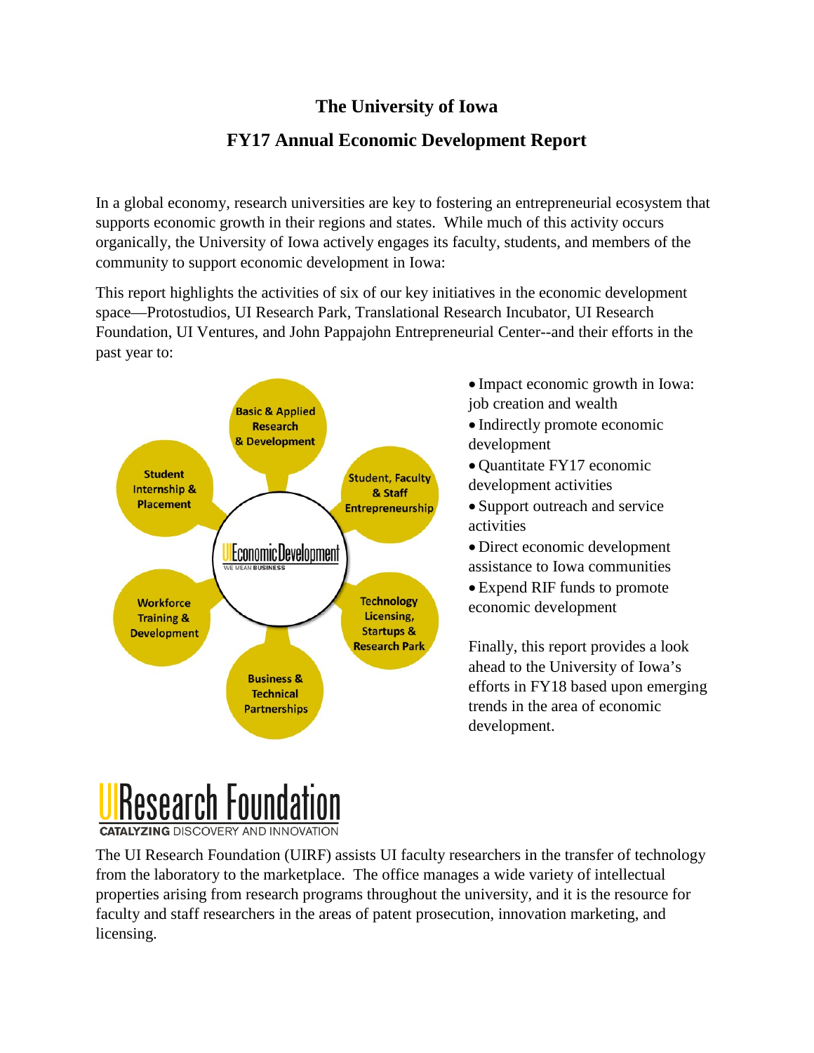# The University of Iowa

## FY17 Annual Economic Development Report

In a global economy, research universities are key to fostering an entrepreneurial ecosystem that supports economic growth in their regions and states. While much of this activity occurs organically, the University of Iowa actively engages its faculty, students, and members of the community to support economic development in Iowa:

This report highlights the activities of six of our key initiatives in the economic development space—Protostudios, UI Research Park, Translational Research Incubator, UI Research Foundation, UI Ventures, and John Pappajohn Entrepreneurial Center--and their efforts in the past year to:

Basic & Applied Research & Development
Student, Faculty & Staff Entrepreneurship
Technology Licensing, Startups & Research Park
Business & Technical Partnerships
Workforce Training & Development
Student Internship & Placement
UIEconomicDevelopment
WE MEAN BUSINESS

- Impact economic growth in Iowa: job creation and wealth
- Indirectly promote economic development
- Quantitate FY17 economic development activities
- Support outreach and service activities
- Direct economic development assistance to Iowa communities
- Expend RIF funds to promote economic development

Finally, this report provides a look ahead to the University of Iowa's efforts in FY18 based upon emerging trends in the area of economic development.

## UIResearch Foundation

CATALYZING DISCOVERY AND INNOVATION

The UI Research Foundation (UIRF) assists UI faculty researchers in the transfer of technology from the laboratory to the marketplace. The office manages a wide variety of intellectual properties arising from research programs throughout the university, and it is the resource for faculty and staff researchers in the areas of patent prosecution, innovation marketing, and licensing.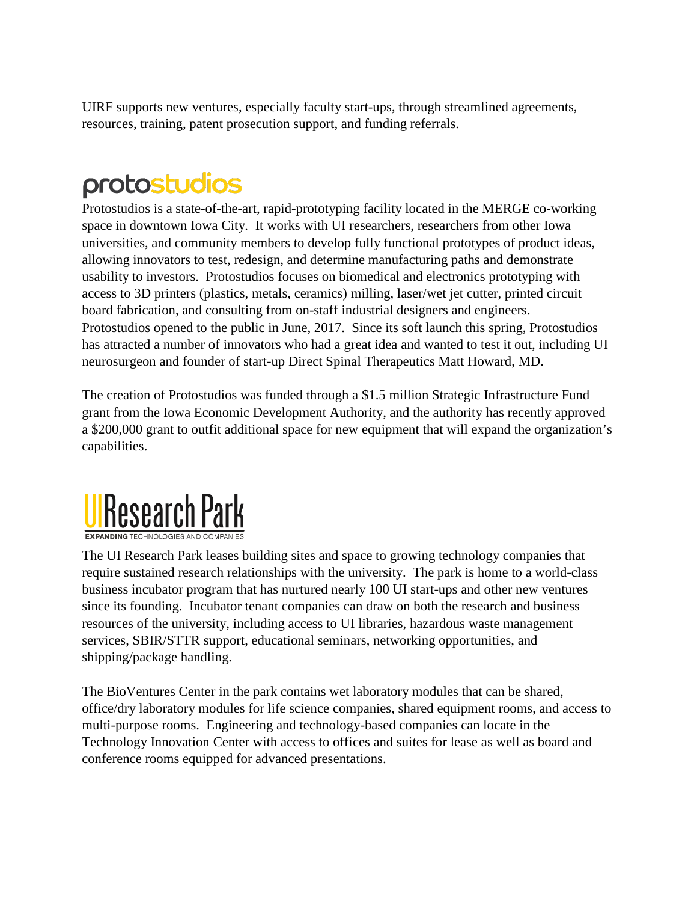UIRF supports new ventures, especially faculty start-ups, through streamlined agreements, resources, training, patent prosecution support, and funding referrals.

## protostudios

Protostudios is a state-of-the-art, rapid-prototyping facility located in the MERGE co-working space in downtown Iowa City. It works with UI researchers, researchers from other Iowa universities, and community members to develop fully functional prototypes of product ideas, allowing innovators to test, redesign, and determine manufacturing paths and demonstrate usability to investors. Protostudios focuses on biomedical and electronics prototyping with access to 3D printers (plastics, metals, ceramics) milling, laser/wet jet cutter, printed circuit board fabrication, and consulting from on-staff industrial designers and engineers. Protostudios opened to the public in June, 2017. Since its soft launch this spring, Protostudios has attracted a number of innovators who had a great idea and wanted to test it out, including UI neurosurgeon and founder of start-up Direct Spinal Therapeutics Matt Howard, MD.

The creation of Protostudios was funded through a $1.5 million Strategic Infrastructure Fund grant from the Iowa Economic Development Authority, and the authority has recently approved a $200,000 grant to outfit additional space for new equipment that will expand the organization's capabilities.

## UI Research Park

EXPANDING TECHNOLOGIES AND COMPANIES

The UI Research Park leases building sites and space to growing technology companies that require sustained research relationships with the university. The park is home to a world-class business incubator program that has nurtured nearly 100 UI start-ups and other new ventures since its founding. Incubator tenant companies can draw on both the research and business resources of the university, including access to UI libraries, hazardous waste management services, SBIR/STTR support, educational seminars, networking opportunities, and shipping/package handling.

The BioVentures Center in the park contains wet laboratory modules that can be shared, office/dry laboratory modules for life science companies, shared equipment rooms, and access to multi-purpose rooms. Engineering and technology-based companies can locate in the Technology Innovation Center with access to offices and suites for lease as well as board and conference rooms equipped for advanced presentations.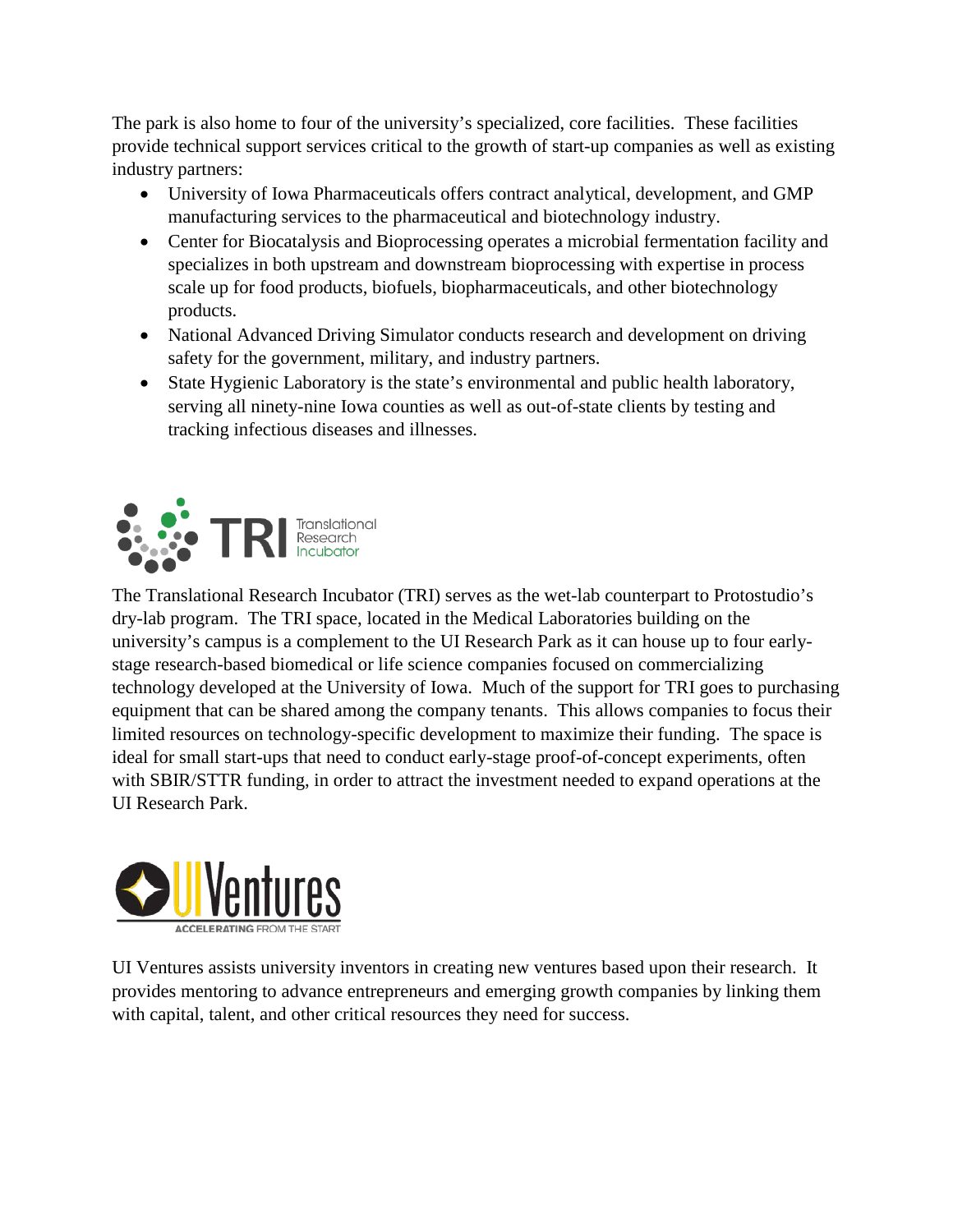The park is also home to four of the university's specialized, core facilities. These facilities provide technical support services critical to the growth of start-up companies as well as existing industry partners:

- University of Iowa Pharmaceuticals offers contract analytical, development, and GMP manufacturing services to the pharmaceutical and biotechnology industry.
- Center for Biocatalysis and Bioprocessing operates a microbial fermentation facility and specializes in both upstream and downstream bioprocessing with expertise in process scale up for food products, biofuels, biopharmaceuticals, and other biotechnology products.
- National Advanced Driving Simulator conducts research and development on driving safety for the government, military, and industry partners.
- State Hygienic Laboratory is the state's environmental and public health laboratory, serving all ninety-nine Iowa counties as well as out-of-state clients by testing and tracking infectious diseases and illnesses.

TRI Translational Research Incubator

The Translational Research Incubator (TRI) serves as the wet-lab counterpart to Protostudio's dry-lab program. The TRI space, located in the Medical Laboratories building on the university's campus is a complement to the UI Research Park as it can house up to four early-stage research-based biomedical or life science companies focused on commercializing technology developed at the University of Iowa. Much of the support for TRI goes to purchasing equipment that can be shared among the company tenants. This allows companies to focus their limited resources on technology-specific development to maximize their funding. The space is ideal for small start-ups that need to conduct early-stage proof-of-concept experiments, often with SBIR/STTR funding, in order to attract the investment needed to expand operations at the UI Research Park.

UI Ventures
ACCELERATING FROM THE START

UI Ventures assists university inventors in creating new ventures based upon their research. It provides mentoring to advance entrepreneurs and emerging growth companies by linking them with capital, talent, and other critical resources they need for success.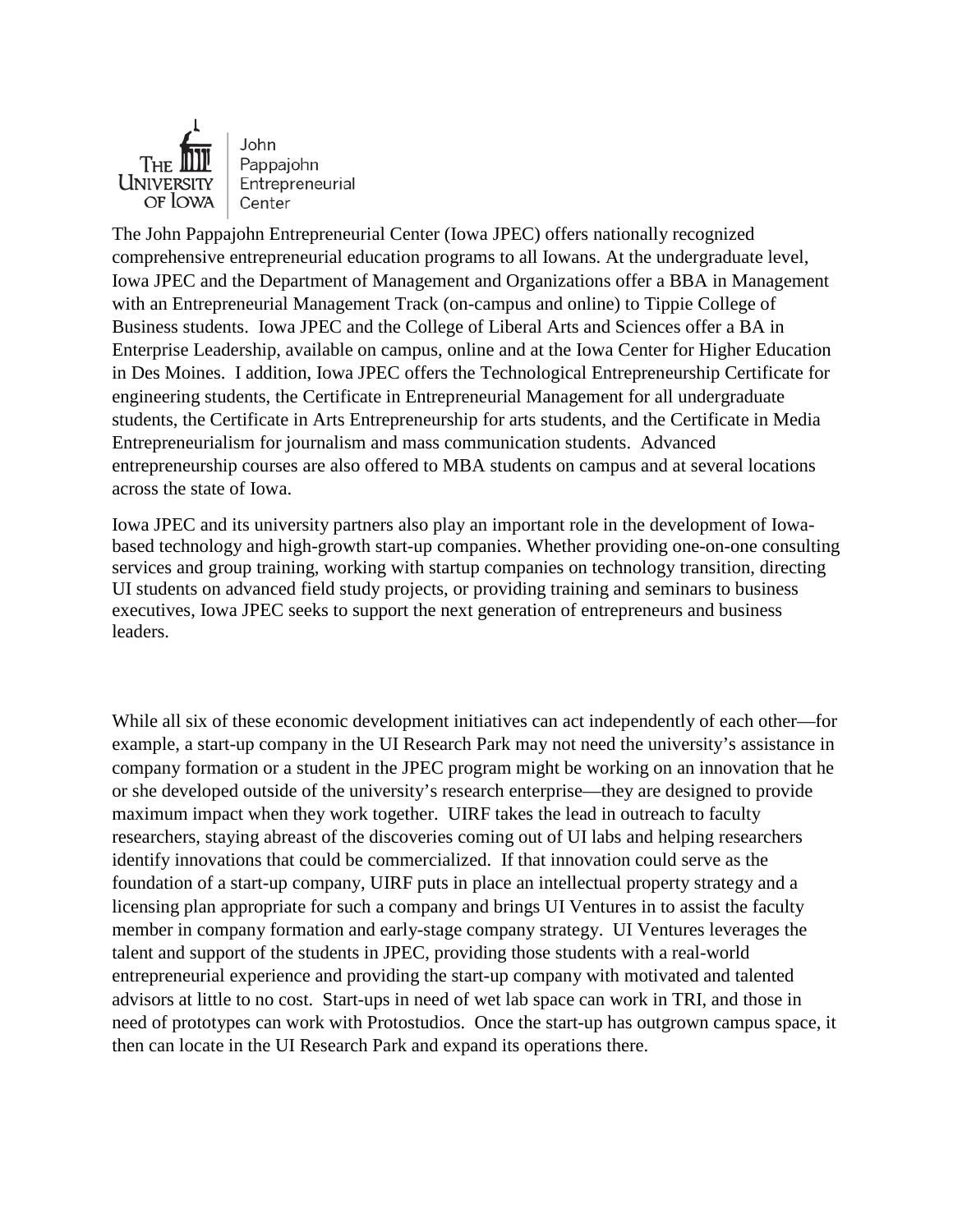The University of Iowa | John Pappajohn Entrepreneurial Center

The John Pappajohn Entrepreneurial Center (Iowa JPEC) offers nationally recognized comprehensive entrepreneurial education programs to all Iowans. At the undergraduate level, Iowa JPEC and the Department of Management and Organizations offer a BBA in Management with an Entrepreneurial Management Track (on-campus and online) to Tippie College of Business students. Iowa JPEC and the College of Liberal Arts and Sciences offer a BA in Enterprise Leadership, available on campus, online and at the Iowa Center for Higher Education in Des Moines. I addition, Iowa JPEC offers the Technological Entrepreneurship Certificate for engineering students, the Certificate in Entrepreneurial Management for all undergraduate students, the Certificate in Arts Entrepreneurship for arts students, and the Certificate in Media Entrepreneurialism for journalism and mass communication students. Advanced entrepreneurship courses are also offered to MBA students on campus and at several locations across the state of Iowa.

Iowa JPEC and its university partners also play an important role in the development of Iowa-based technology and high-growth start-up companies. Whether providing one-on-one consulting services and group training, working with startup companies on technology transition, directing UI students on advanced field study projects, or providing training and seminars to business executives, Iowa JPEC seeks to support the next generation of entrepreneurs and business leaders.

While all six of these economic development initiatives can act independently of each other—for example, a start-up company in the UI Research Park may not need the university's assistance in company formation or a student in the JPEC program might be working on an innovation that he or she developed outside of the university's research enterprise—they are designed to provide maximum impact when they work together. UIRF takes the lead in outreach to faculty researchers, staying abreast of the discoveries coming out of UI labs and helping researchers identify innovations that could be commercialized. If that innovation could serve as the foundation of a start-up company, UIRF puts in place an intellectual property strategy and a licensing plan appropriate for such a company and brings UI Ventures in to assist the faculty member in company formation and early-stage company strategy. UI Ventures leverages the talent and support of the students in JPEC, providing those students with a real-world entrepreneurial experience and providing the start-up company with motivated and talented advisors at little to no cost. Start-ups in need of wet lab space can work in TRI, and those in need of prototypes can work with Protostudios. Once the start-up has outgrown campus space, it then can locate in the UI Research Park and expand its operations there.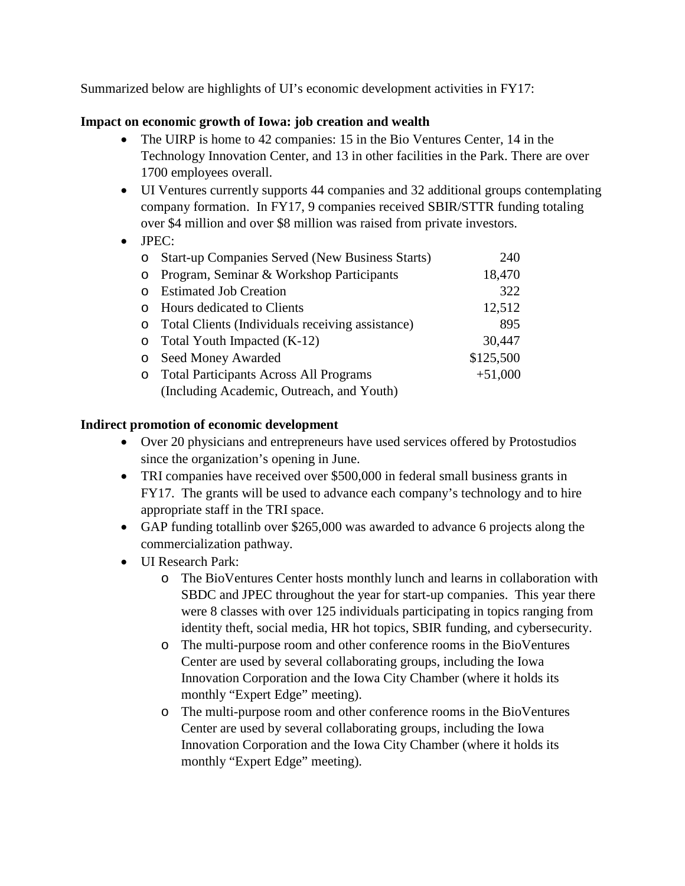Summarized below are highlights of UI's economic development activities in FY17:

**Impact on economic growth of Iowa: job creation and wealth**

- The UIRP is home to 42 companies: 15 in the Bio Ventures Center, 14 in the Technology Innovation Center, and 13 in other facilities in the Park. There are over 1700 employees overall.
- UI Ventures currently supports 44 companies and 32 additional groups contemplating company formation. In FY17, 9 companies received SBIR/STTR funding totaling over $4 million and over $8 million was raised from private investors.
- JPEC:
  - Start-up Companies Served (New Business Starts) 240
  - Program, Seminar & Workshop Participants 18,470
  - Estimated Job Creation 322
  - Hours dedicated to Clients 12,512
  - Total Clients (Individuals receiving assistance) 895
  - Total Youth Impacted (K-12) 30,447
  - Seed Money Awarded $125,500
  - Total Participants Across All Programs (Including Academic, Outreach, and Youth) +51,000

**Indirect promotion of economic development**

- Over 20 physicians and entrepreneurs have used services offered by Protostudios since the organization's opening in June.
- TRI companies have received over $500,000 in federal small business grants in FY17. The grants will be used to advance each company's technology and to hire appropriate staff in the TRI space.
- GAP funding totallinb over $265,000 was awarded to advance 6 projects along the commercialization pathway.
- UI Research Park:
  - The BioVentures Center hosts monthly lunch and learns in collaboration with SBDC and JPEC throughout the year for start-up companies. This year there were 8 classes with over 125 individuals participating in topics ranging from identity theft, social media, HR hot topics, SBIR funding, and cybersecurity.
  - The multi-purpose room and other conference rooms in the BioVentures Center are used by several collaborating groups, including the Iowa Innovation Corporation and the Iowa City Chamber (where it holds its monthly "Expert Edge" meeting).
  - The multi-purpose room and other conference rooms in the BioVentures Center are used by several collaborating groups, including the Iowa Innovation Corporation and the Iowa City Chamber (where it holds its monthly "Expert Edge" meeting).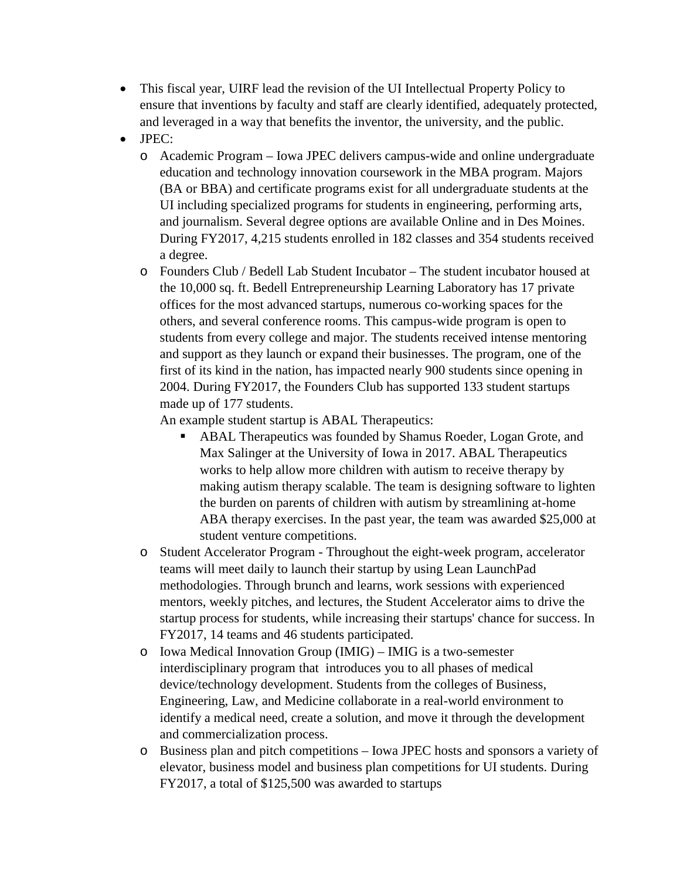- This fiscal year, UIRF lead the revision of the UI Intellectual Property Policy to ensure that inventions by faculty and staff are clearly identified, adequately protected, and leveraged in a way that benefits the inventor, the university, and the public.
- JPEC:
  - Academic Program – Iowa JPEC delivers campus-wide and online undergraduate education and technology innovation coursework in the MBA program. Majors (BA or BBA) and certificate programs exist for all undergraduate students at the UI including specialized programs for students in engineering, performing arts, and journalism. Several degree options are available Online and in Des Moines. During FY2017, 4,215 students enrolled in 182 classes and 354 students received a degree.
  - Founders Club / Bedell Lab Student Incubator – The student incubator housed at the 10,000 sq. ft. Bedell Entrepreneurship Learning Laboratory has 17 private offices for the most advanced startups, numerous co-working spaces for the others, and several conference rooms. This campus-wide program is open to students from every college and major. The students received intense mentoring and support as they launch or expand their businesses. The program, one of the first of its kind in the nation, has impacted nearly 900 students since opening in 2004. During FY2017, the Founders Club has supported 133 student startups made up of 177 students.

    An example student startup is ABAL Therapeutics:
    - ABAL Therapeutics was founded by Shamus Roeder, Logan Grote, and Max Salinger at the University of Iowa in 2017. ABAL Therapeutics works to help allow more children with autism to receive therapy by making autism therapy scalable. The team is designing software to lighten the burden on parents of children with autism by streamlining at-home ABA therapy exercises. In the past year, the team was awarded $25,000 at student venture competitions.
  - Student Accelerator Program - Throughout the eight-week program, accelerator teams will meet daily to launch their startup by using Lean LaunchPad methodologies. Through brunch and learns, work sessions with experienced mentors, weekly pitches, and lectures, the Student Accelerator aims to drive the startup process for students, while increasing their startups' chance for success. In FY2017, 14 teams and 46 students participated.
  - Iowa Medical Innovation Group (IMIG) – IMIG is a two-semester interdisciplinary program that introduces you to all phases of medical device/technology development. Students from the colleges of Business, Engineering, Law, and Medicine collaborate in a real-world environment to identify a medical need, create a solution, and move it through the development and commercialization process.
  - Business plan and pitch competitions – Iowa JPEC hosts and sponsors a variety of elevator, business model and business plan competitions for UI students. During FY2017, a total of $125,500 was awarded to startups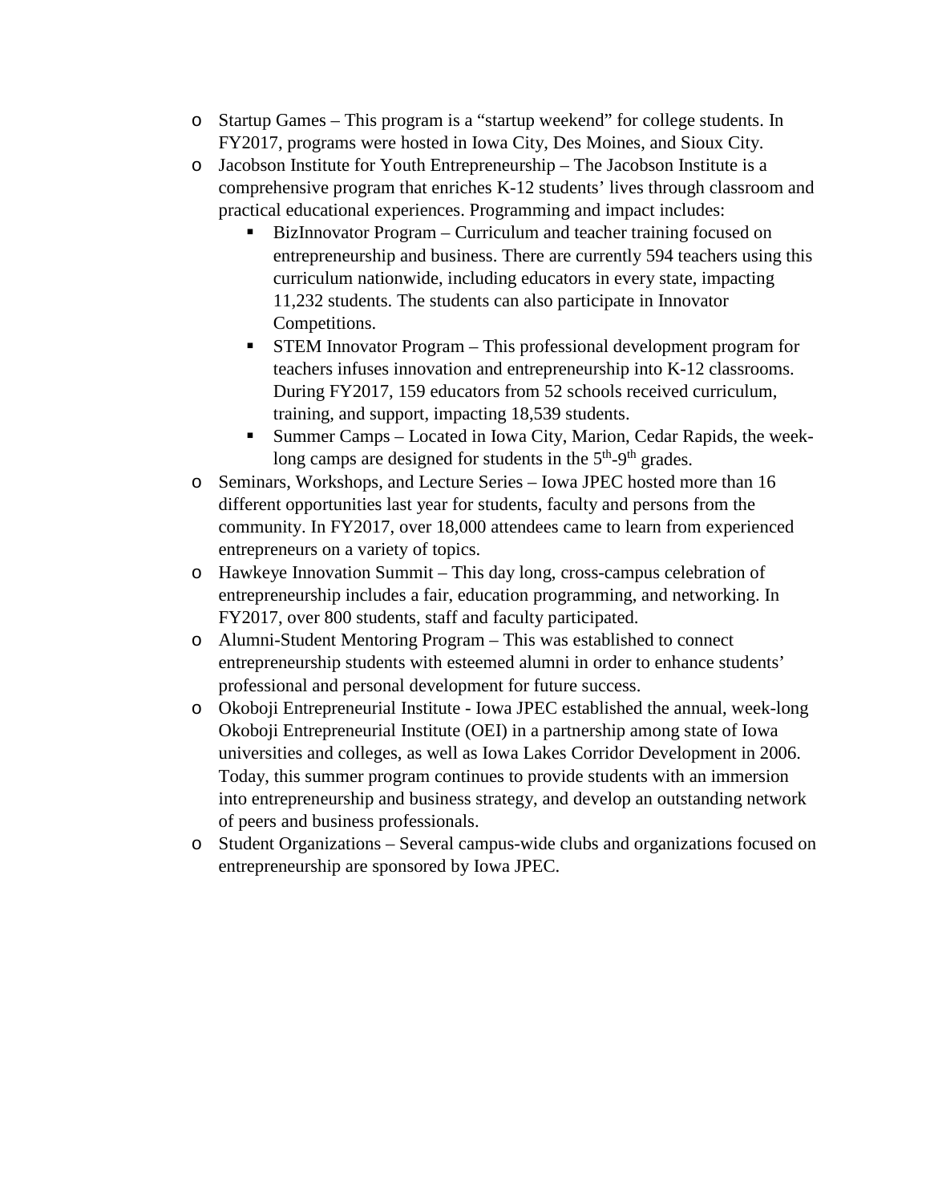- Startup Games – This program is a "startup weekend" for college students. In FY2017, programs were hosted in Iowa City, Des Moines, and Sioux City.
- Jacobson Institute for Youth Entrepreneurship – The Jacobson Institute is a comprehensive program that enriches K-12 students' lives through classroom and practical educational experiences. Programming and impact includes:
  - BizInnovator Program – Curriculum and teacher training focused on entrepreneurship and business. There are currently 594 teachers using this curriculum nationwide, including educators in every state, impacting 11,232 students. The students can also participate in Innovator Competitions.
  - STEM Innovator Program – This professional development program for teachers infuses innovation and entrepreneurship into K-12 classrooms. During FY2017, 159 educators from 52 schools received curriculum, training, and support, impacting 18,539 students.
  - Summer Camps – Located in Iowa City, Marion, Cedar Rapids, the week-long camps are designed for students in the 5th-9th grades.
- Seminars, Workshops, and Lecture Series – Iowa JPEC hosted more than 16 different opportunities last year for students, faculty and persons from the community. In FY2017, over 18,000 attendees came to learn from experienced entrepreneurs on a variety of topics.
- Hawkeye Innovation Summit – This day long, cross-campus celebration of entrepreneurship includes a fair, education programming, and networking. In FY2017, over 800 students, staff and faculty participated.
- Alumni-Student Mentoring Program – This was established to connect entrepreneurship students with esteemed alumni in order to enhance students' professional and personal development for future success.
- Okoboji Entrepreneurial Institute - Iowa JPEC established the annual, week-long Okoboji Entrepreneurial Institute (OEI) in a partnership among state of Iowa universities and colleges, as well as Iowa Lakes Corridor Development in 2006. Today, this summer program continues to provide students with an immersion into entrepreneurship and business strategy, and develop an outstanding network of peers and business professionals.
- Student Organizations – Several campus-wide clubs and organizations focused on entrepreneurship are sponsored by Iowa JPEC.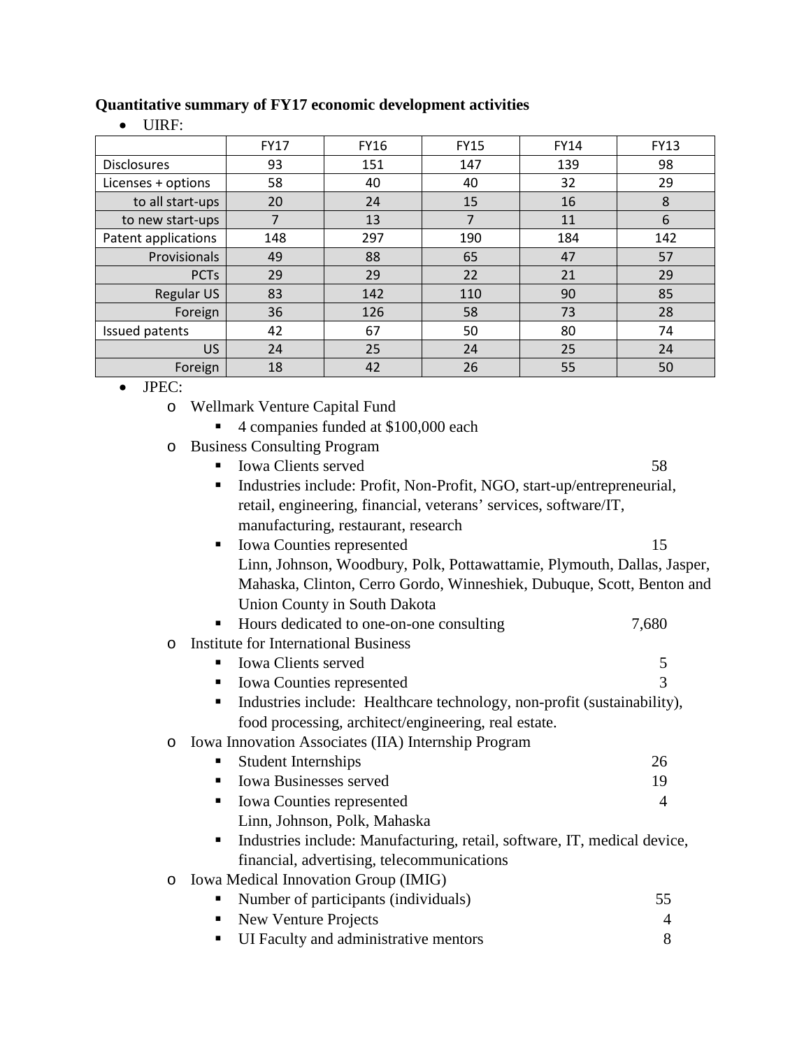**Quantitative summary of FY17 economic development activities**

- UIRF:

| | FY17 | FY16 | FY15 | FY14 | FY13 |
|---|---|---|---|---|---|
| Disclosures | 93 | 151 | 147 | 139 | 98 |
| Licenses + options | 58 | 40 | 40 | 32 | 29 |
| to all start-ups | 20 | 24 | 15 | 16 | 8 |
| to new start-ups | 7 | 13 | 7 | 11 | 6 |
| Patent applications | 148 | 297 | 190 | 184 | 142 |
| Provisionals | 49 | 88 | 65 | 47 | 57 |
| PCTs | 29 | 29 | 22 | 21 | 29 |
| Regular US | 83 | 142 | 110 | 90 | 85 |
| Foreign | 36 | 126 | 58 | 73 | 28 |
| Issued patents | 42 | 67 | 50 | 80 | 74 |
| US | 24 | 25 | 24 | 25 | 24 |
| Foreign | 18 | 42 | 26 | 55 | 50 |

- JPEC:
  - Wellmark Venture Capital Fund
    - 4 companies funded at $100,000 each
  - Business Consulting Program
    - Iowa Clients served 58
    - Industries include: Profit, Non-Profit, NGO, start-up/entrepreneurial, retail, engineering, financial, veterans' services, software/IT, manufacturing, restaurant, research
    - Iowa Counties represented 15
      Linn, Johnson, Woodbury, Polk, Pottawattamie, Plymouth, Dallas, Jasper, Mahaska, Clinton, Cerro Gordo, Winneshiek, Dubuque, Scott, Benton and Union County in South Dakota
    - Hours dedicated to one-on-one consulting 7,680
  - Institute for International Business
    - Iowa Clients served 5
    - Iowa Counties represented 3
    - Industries include: Healthcare technology, non-profit (sustainability), food processing, architect/engineering, real estate.
  - Iowa Innovation Associates (IIA) Internship Program
    - Student Internships 26
    - Iowa Businesses served 19
    - Iowa Counties represented 4
      Linn, Johnson, Polk, Mahaska
    - Industries include: Manufacturing, retail, software, IT, medical device, financial, advertising, telecommunications
  - Iowa Medical Innovation Group (IMIG)
    - Number of participants (individuals) 55
    - New Venture Projects 4
    - UI Faculty and administrative mentors 8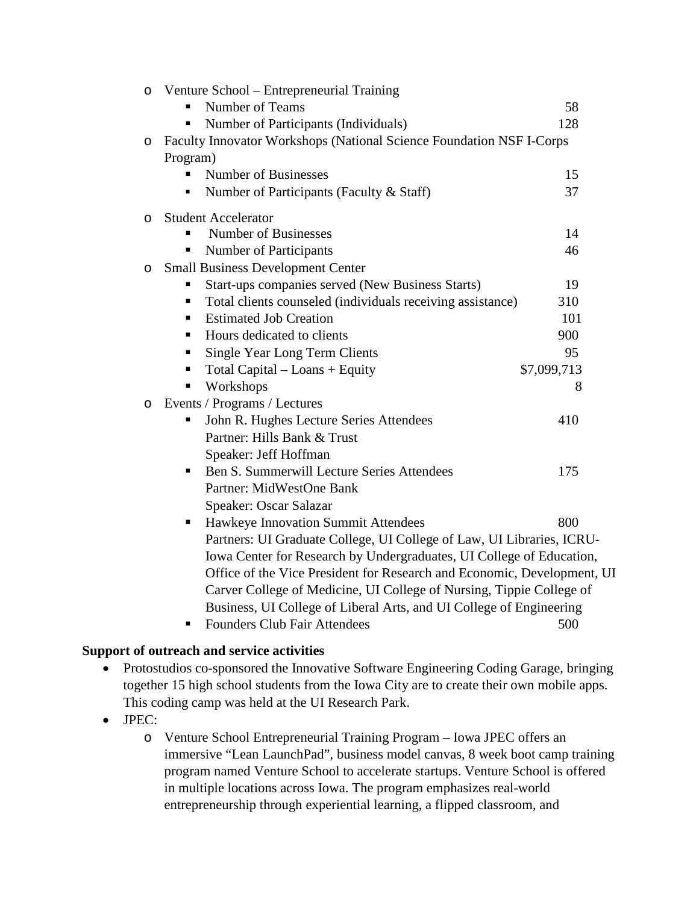- Venture School – Entrepreneurial Training
  - Number of Teams 58
  - Number of Participants (Individuals) 128
- Faculty Innovator Workshops (National Science Foundation NSF I-Corps Program)
  - Number of Businesses 15
  - Number of Participants (Faculty & Staff) 37
- Student Accelerator
  - Number of Businesses 14
  - Number of Participants 46
- Small Business Development Center
  - Start-ups companies served (New Business Starts) 19
  - Total clients counseled (individuals receiving assistance) 310
  - Estimated Job Creation 101
  - Hours dedicated to clients 900
  - Single Year Long Term Clients 95
  - Total Capital – Loans + Equity $7,099,713
  - Workshops 8
- Events / Programs / Lectures
  - John R. Hughes Lecture Series Attendees 410
    Partner: Hills Bank & Trust
    Speaker: Jeff Hoffman
  - Ben S. Summerwill Lecture Series Attendees 175
    Partner: MidWestOne Bank
    Speaker: Oscar Salazar
  - Hawkeye Innovation Summit Attendees 800
    Partners: UI Graduate College, UI College of Law, UI Libraries, ICRU-Iowa Center for Research by Undergraduates, UI College of Education, Office of the Vice President for Research and Economic, Development, UI Carver College of Medicine, UI College of Nursing, Tippie College of Business, UI College of Liberal Arts, and UI College of Engineering
  - Founders Club Fair Attendees 500

**Support of outreach and service activities**

- Protostudios co-sponsored the Innovative Software Engineering Coding Garage, bringing together 15 high school students from the Iowa City are to create their own mobile apps. This coding camp was held at the UI Research Park.
- JPEC:
  - Venture School Entrepreneurial Training Program – Iowa JPEC offers an immersive "Lean LaunchPad", business model canvas, 8 week boot camp training program named Venture School to accelerate startups. Venture School is offered in multiple locations across Iowa. The program emphasizes real-world entrepreneurship through experiential learning, a flipped classroom, and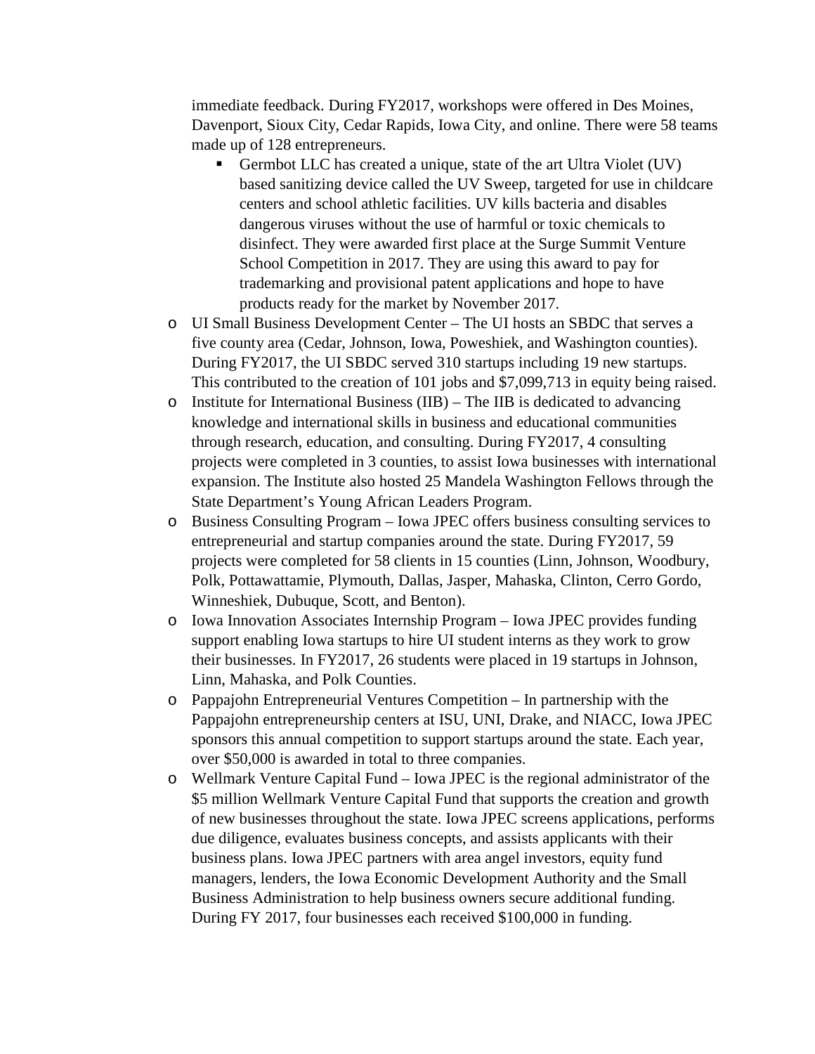immediate feedback. During FY2017, workshops were offered in Des Moines, Davenport, Sioux City, Cedar Rapids, Iowa City, and online. There were 58 teams made up of 128 entrepreneurs.

    - Germbot LLC has created a unique, state of the art Ultra Violet (UV) based sanitizing device called the UV Sweep, targeted for use in childcare centers and school athletic facilities. UV kills bacteria and disables dangerous viruses without the use of harmful or toxic chemicals to disinfect. They were awarded first place at the Surge Summit Venture School Competition in 2017. They are using this award to pay for trademarking and provisional patent applications and hope to have products ready for the market by November 2017.

- UI Small Business Development Center – The UI hosts an SBDC that serves a five county area (Cedar, Johnson, Iowa, Poweshiek, and Washington counties). During FY2017, the UI SBDC served 310 startups including 19 new startups. This contributed to the creation of 101 jobs and $7,099,713 in equity being raised.
- Institute for International Business (IIB) – The IIB is dedicated to advancing knowledge and international skills in business and educational communities through research, education, and consulting. During FY2017, 4 consulting projects were completed in 3 counties, to assist Iowa businesses with international expansion. The Institute also hosted 25 Mandela Washington Fellows through the State Department's Young African Leaders Program.
- Business Consulting Program – Iowa JPEC offers business consulting services to entrepreneurial and startup companies around the state. During FY2017, 59 projects were completed for 58 clients in 15 counties (Linn, Johnson, Woodbury, Polk, Pottawattamie, Plymouth, Dallas, Jasper, Mahaska, Clinton, Cerro Gordo, Winneshiek, Dubuque, Scott, and Benton).
- Iowa Innovation Associates Internship Program – Iowa JPEC provides funding support enabling Iowa startups to hire UI student interns as they work to grow their businesses. In FY2017, 26 students were placed in 19 startups in Johnson, Linn, Mahaska, and Polk Counties.
- Pappajohn Entrepreneurial Ventures Competition – In partnership with the Pappajohn entrepreneurship centers at ISU, UNI, Drake, and NIACC, Iowa JPEC sponsors this annual competition to support startups around the state. Each year, over $50,000 is awarded in total to three companies.
- Wellmark Venture Capital Fund – Iowa JPEC is the regional administrator of the $5 million Wellmark Venture Capital Fund that supports the creation and growth of new businesses throughout the state. Iowa JPEC screens applications, performs due diligence, evaluates business concepts, and assists applicants with their business plans. Iowa JPEC partners with area angel investors, equity fund managers, lenders, the Iowa Economic Development Authority and the Small Business Administration to help business owners secure additional funding. During FY 2017, four businesses each received $100,000 in funding.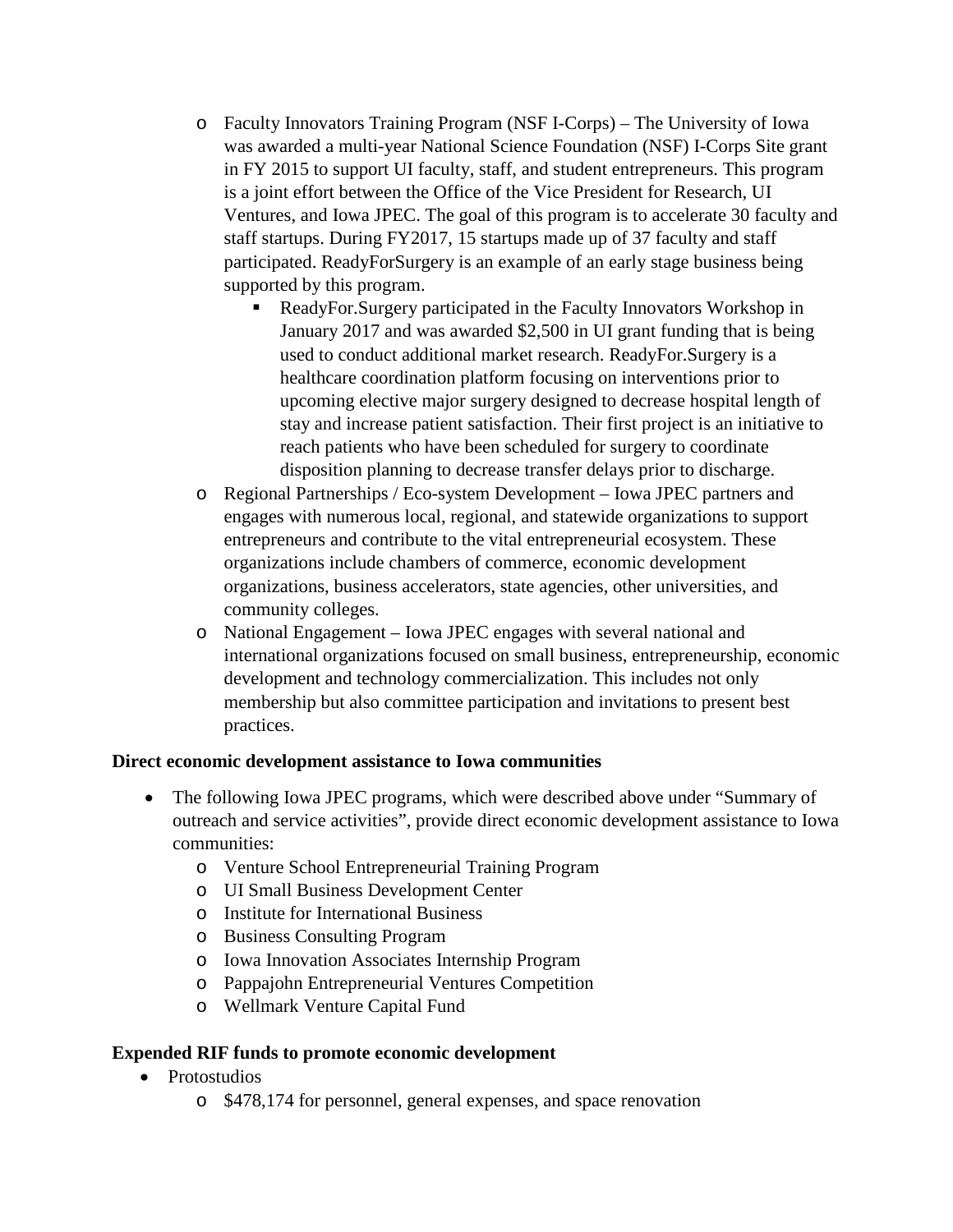- Faculty Innovators Training Program (NSF I-Corps) – The University of Iowa was awarded a multi-year National Science Foundation (NSF) I-Corps Site grant in FY 2015 to support UI faculty, staff, and student entrepreneurs. This program is a joint effort between the Office of the Vice President for Research, UI Ventures, and Iowa JPEC. The goal of this program is to accelerate 30 faculty and staff startups. During FY2017, 15 startups made up of 37 faculty and staff participated. ReadyForSurgery is an example of an early stage business being supported by this program.
  - ReadyFor.Surgery participated in the Faculty Innovators Workshop in January 2017 and was awarded $2,500 in UI grant funding that is being used to conduct additional market research. ReadyFor.Surgery is a healthcare coordination platform focusing on interventions prior to upcoming elective major surgery designed to decrease hospital length of stay and increase patient satisfaction. Their first project is an initiative to reach patients who have been scheduled for surgery to coordinate disposition planning to decrease transfer delays prior to discharge.
- Regional Partnerships / Eco-system Development – Iowa JPEC partners and engages with numerous local, regional, and statewide organizations to support entrepreneurs and contribute to the vital entrepreneurial ecosystem. These organizations include chambers of commerce, economic development organizations, business accelerators, state agencies, other universities, and community colleges.
- National Engagement – Iowa JPEC engages with several national and international organizations focused on small business, entrepreneurship, economic development and technology commercialization. This includes not only membership but also committee participation and invitations to present best practices.

**Direct economic development assistance to Iowa communities**

- The following Iowa JPEC programs, which were described above under "Summary of outreach and service activities", provide direct economic development assistance to Iowa communities:
  - Venture School Entrepreneurial Training Program
  - UI Small Business Development Center
  - Institute for International Business
  - Business Consulting Program
  - Iowa Innovation Associates Internship Program
  - Pappajohn Entrepreneurial Ventures Competition
  - Wellmark Venture Capital Fund

**Expended RIF funds to promote economic development**

- Protostudios
  - $478,174 for personnel, general expenses, and space renovation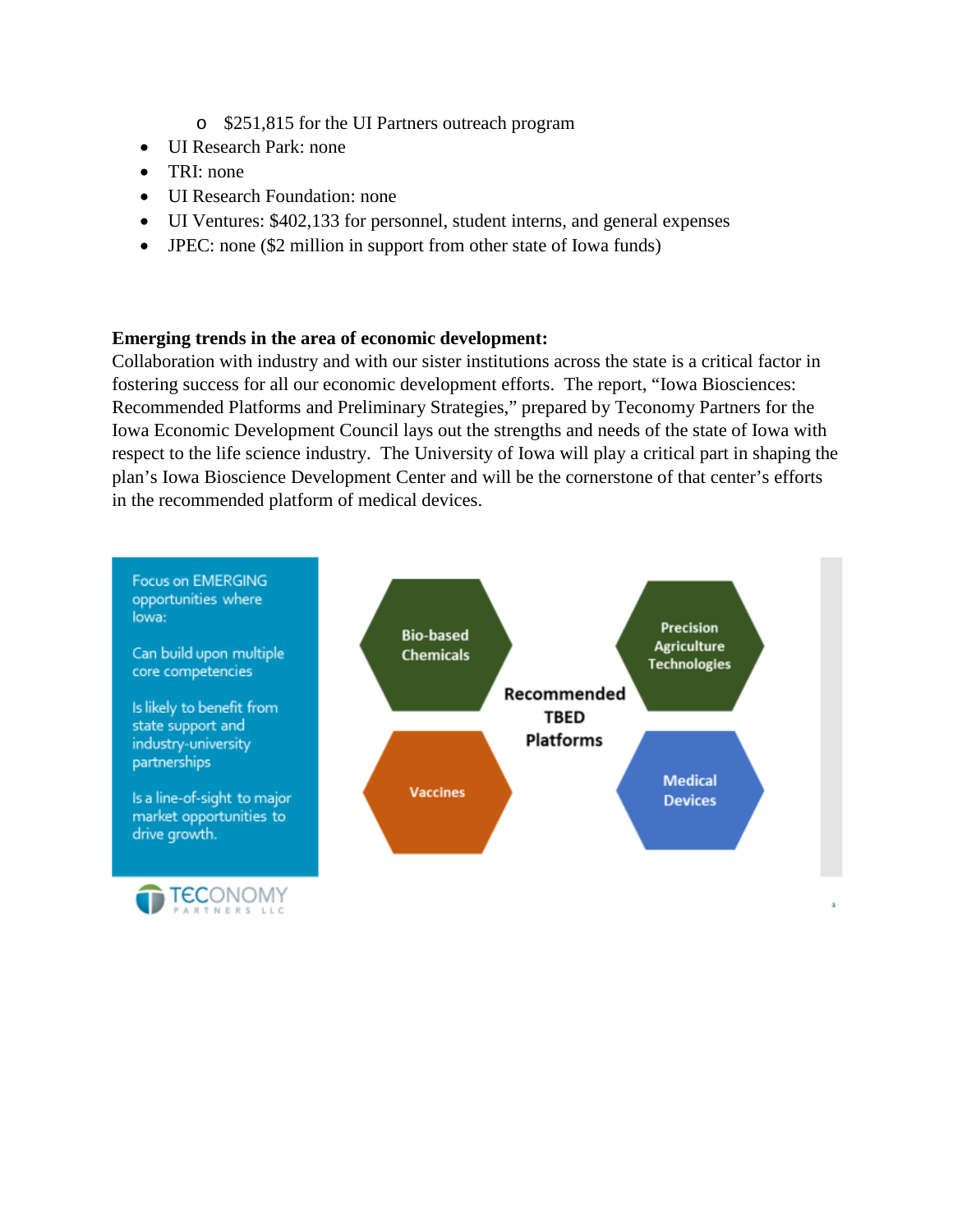- $251,815 for the UI Partners outreach program
- UI Research Park: none
- TRI: none
- UI Research Foundation: none
- UI Ventures: $402,133 for personnel, student interns, and general expenses
- JPEC: none ($2 million in support from other state of Iowa funds)

**Emerging trends in the area of economic development:**
Collaboration with industry and with our sister institutions across the state is a critical factor in fostering success for all our economic development efforts. The report, "Iowa Biosciences: Recommended Platforms and Preliminary Strategies," prepared by Teconomy Partners for the Iowa Economic Development Council lays out the strengths and needs of the state of Iowa with respect to the life science industry. The University of Iowa will play a critical part in shaping the plan's Iowa Bioscience Development Center and will be the cornerstone of that center's efforts in the recommended platform of medical devices.

Focus on EMERGING opportunities where Iowa:

Can build upon multiple core competencies

Is likely to benefit from state support and industry-university partnerships

Is a line-of-sight to major market opportunities to drive growth.

Recommended TBED Platforms

- Bio-based Chemicals
- Precision Agriculture Technologies
- Vaccines
- Medical Devices

TECONOMY PARTNERS LLC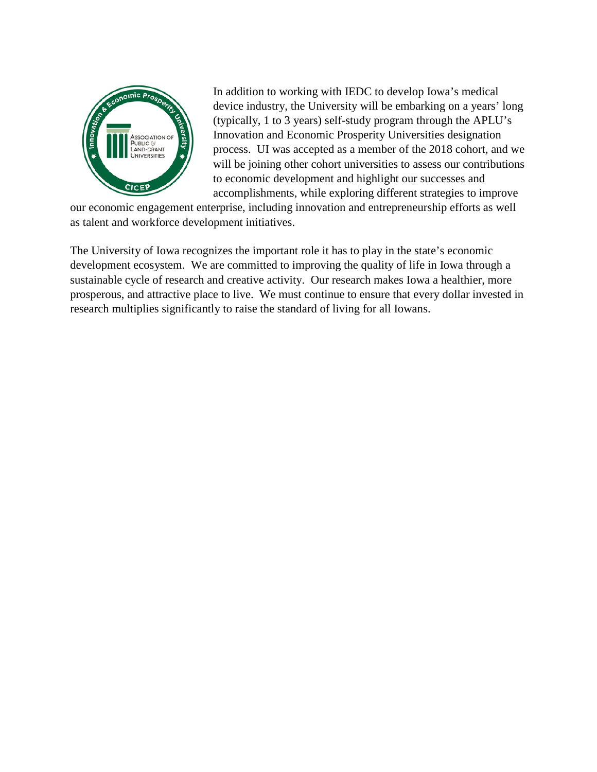In addition to working with IEDC to develop Iowa's medical device industry, the University will be embarking on a years' long (typically, 1 to 3 years) self-study program through the APLU's Innovation and Economic Prosperity Universities designation process. UI was accepted as a member of the 2018 cohort, and we will be joining other cohort universities to assess our contributions to economic development and highlight our successes and accomplishments, while exploring different strategies to improve our economic engagement enterprise, including innovation and entrepreneurship efforts as well as talent and workforce development initiatives.

The University of Iowa recognizes the important role it has to play in the state's economic development ecosystem. We are committed to improving the quality of life in Iowa through a sustainable cycle of research and creative activity. Our research makes Iowa a healthier, more prosperous, and attractive place to live. We must continue to ensure that every dollar invested in research multiplies significantly to raise the standard of living for all Iowans.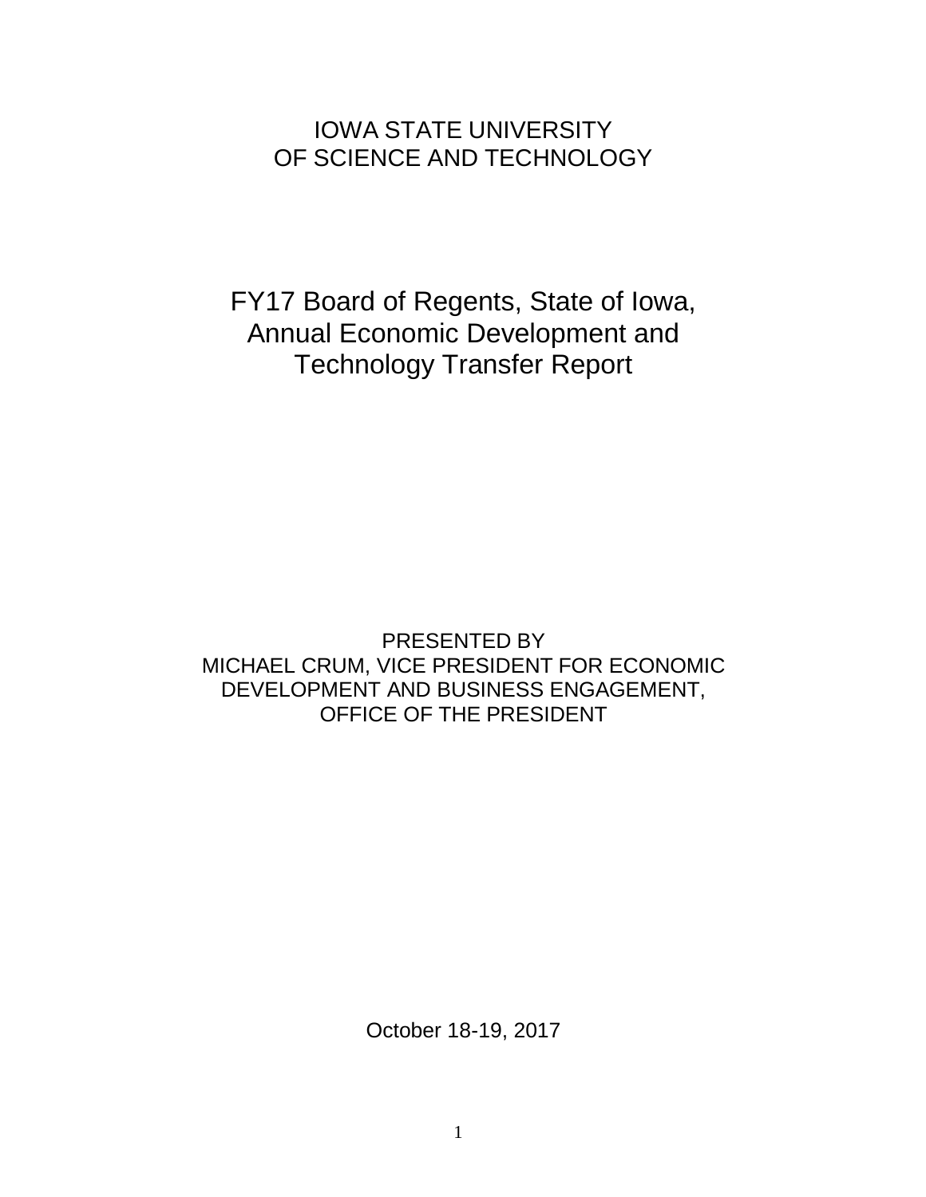IOWA STATE UNIVERSITY
OF SCIENCE AND TECHNOLOGY

# FY17 Board of Regents, State of Iowa, Annual Economic Development and Technology Transfer Report

PRESENTED BY
MICHAEL CRUM, VICE PRESIDENT FOR ECONOMIC DEVELOPMENT AND BUSINESS ENGAGEMENT,
OFFICE OF THE PRESIDENT

October 18-19, 2017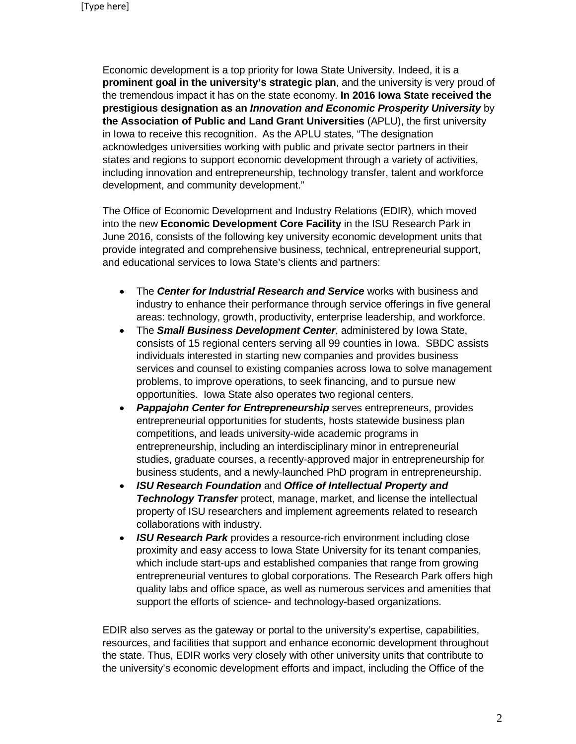Economic development is a top priority for Iowa State University. Indeed, it is a **prominent goal in the university's strategic plan**, and the university is very proud of the tremendous impact it has on the state economy. **In 2016 Iowa State received the prestigious designation as an *Innovation and Economic Prosperity University* by the Association of Public and Land Grant Universities** (APLU), the first university in Iowa to receive this recognition. As the APLU states, "The designation acknowledges universities working with public and private sector partners in their states and regions to support economic development through a variety of activities, including innovation and entrepreneurship, technology transfer, talent and workforce development, and community development."

The Office of Economic Development and Industry Relations (EDIR), which moved into the new **Economic Development Core Facility** in the ISU Research Park in June 2016, consists of the following key university economic development units that provide integrated and comprehensive business, technical, entrepreneurial support, and educational services to Iowa State's clients and partners:

- The ***Center for Industrial Research and Service*** works with business and industry to enhance their performance through service offerings in five general areas: technology, growth, productivity, enterprise leadership, and workforce.
- The ***Small Business Development Center***, administered by Iowa State, consists of 15 regional centers serving all 99 counties in Iowa. SBDC assists individuals interested in starting new companies and provides business services and counsel to existing companies across Iowa to solve management problems, to improve operations, to seek financing, and to pursue new opportunities. Iowa State also operates two regional centers.
- ***Pappajohn Center for Entrepreneurship*** serves entrepreneurs, provides entrepreneurial opportunities for students, hosts statewide business plan competitions, and leads university-wide academic programs in entrepreneurship, including an interdisciplinary minor in entrepreneurial studies, graduate courses, a recently-approved major in entrepreneurship for business students, and a newly-launched PhD program in entrepreneurship.
- ***ISU Research Foundation*** and ***Office of Intellectual Property and Technology Transfer*** protect, manage, market, and license the intellectual property of ISU researchers and implement agreements related to research collaborations with industry.
- ***ISU Research Park*** provides a resource-rich environment including close proximity and easy access to Iowa State University for its tenant companies, which include start-ups and established companies that range from growing entrepreneurial ventures to global corporations. The Research Park offers high quality labs and office space, as well as numerous services and amenities that support the efforts of science- and technology-based organizations.

EDIR also serves as the gateway or portal to the university's expertise, capabilities, resources, and facilities that support and enhance economic development throughout the state. Thus, EDIR works very closely with other university units that contribute to the university's economic development efforts and impact, including the Office of the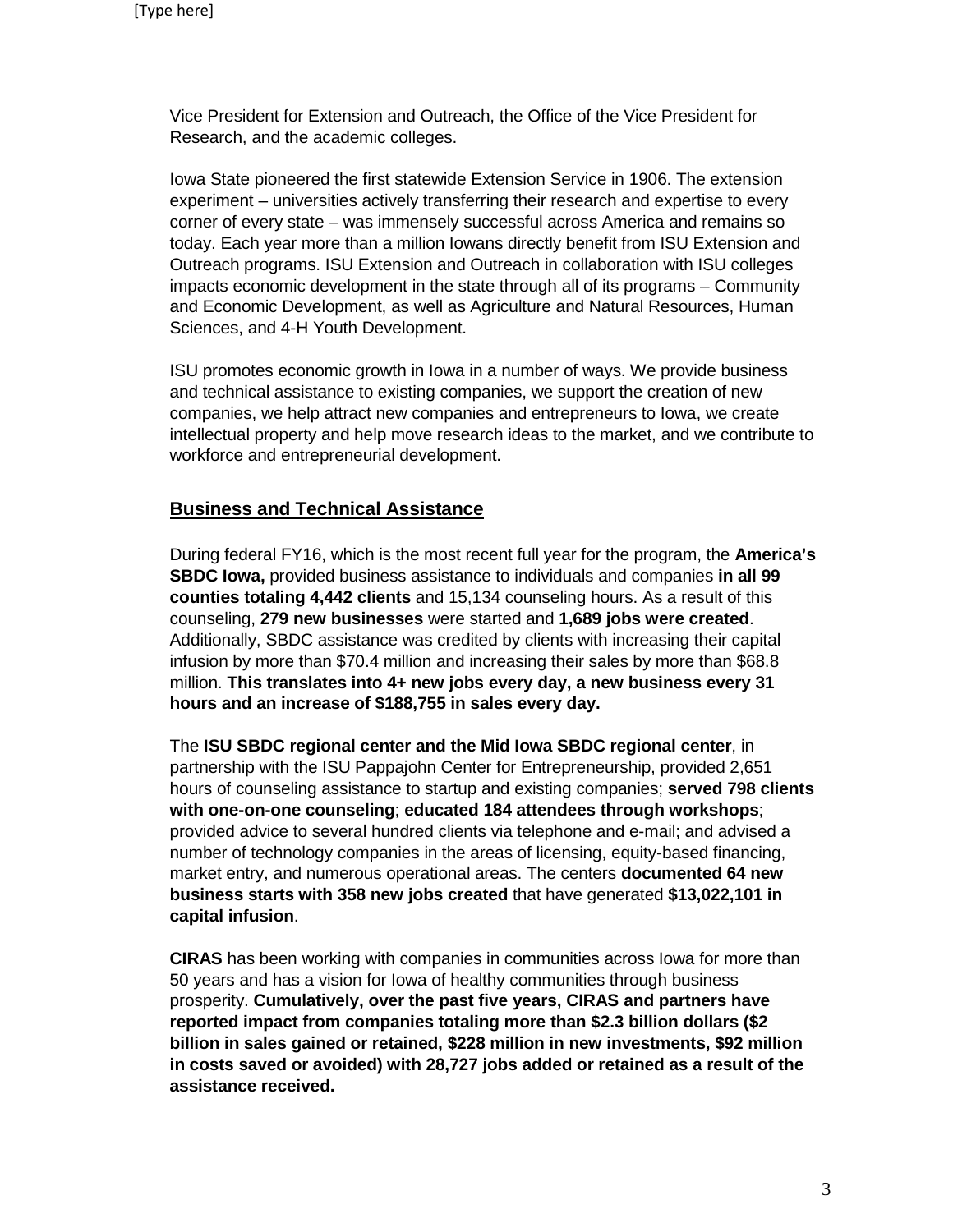Vice President for Extension and Outreach, the Office of the Vice President for Research, and the academic colleges.

Iowa State pioneered the first statewide Extension Service in 1906. The extension experiment – universities actively transferring their research and expertise to every corner of every state – was immensely successful across America and remains so today. Each year more than a million Iowans directly benefit from ISU Extension and Outreach programs. ISU Extension and Outreach in collaboration with ISU colleges impacts economic development in the state through all of its programs – Community and Economic Development, as well as Agriculture and Natural Resources, Human Sciences, and 4-H Youth Development.

ISU promotes economic growth in Iowa in a number of ways. We provide business and technical assistance to existing companies, we support the creation of new companies, we help attract new companies and entrepreneurs to Iowa, we create intellectual property and help move research ideas to the market, and we contribute to workforce and entrepreneurial development.

## Business and Technical Assistance

During federal FY16, which is the most recent full year for the program, the **America's SBDC Iowa,** provided business assistance to individuals and companies **in all 99 counties totaling 4,442 clients** and 15,134 counseling hours. As a result of this counseling, **279 new businesses** were started and **1,689 jobs were created**. Additionally, SBDC assistance was credited by clients with increasing their capital infusion by more than $70.4 million and increasing their sales by more than $68.8 million. **This translates into 4+ new jobs every day, a new business every 31 hours and an increase of $188,755 in sales every day.**

The **ISU SBDC regional center and the Mid Iowa SBDC regional center**, in partnership with the ISU Pappajohn Center for Entrepreneurship, provided 2,651 hours of counseling assistance to startup and existing companies; **served 798 clients with one-on-one counseling**; **educated 184 attendees through workshops**; provided advice to several hundred clients via telephone and e-mail; and advised a number of technology companies in the areas of licensing, equity-based financing, market entry, and numerous operational areas. The centers **documented 64 new business starts with 358 new jobs created** that have generated **$13,022,101 in capital infusion**.

**CIRAS** has been working with companies in communities across Iowa for more than 50 years and has a vision for Iowa of healthy communities through business prosperity. **Cumulatively, over the past five years, CIRAS and partners have reported impact from companies totaling more than $2.3 billion dollars ($2 billion in sales gained or retained, $228 million in new investments, $92 million in costs saved or avoided) with 28,727 jobs added or retained as a result of the assistance received.**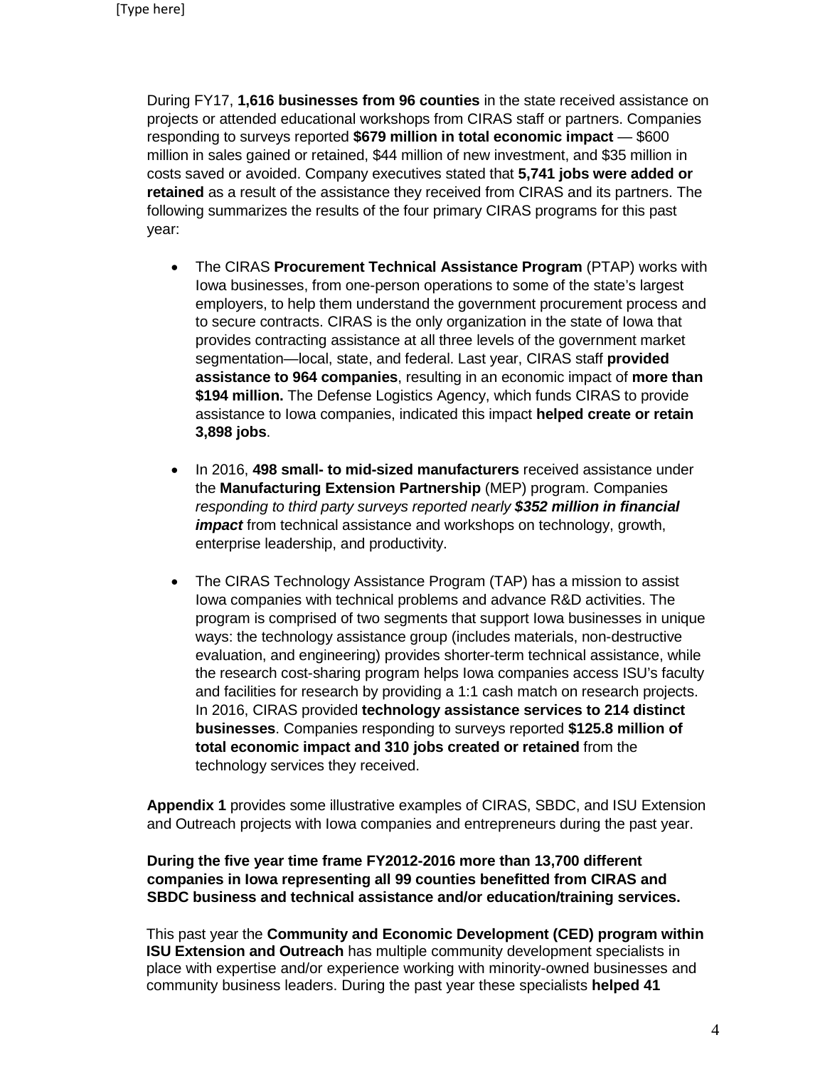During FY17, **1,616 businesses from 96 counties** in the state received assistance on projects or attended educational workshops from CIRAS staff or partners. Companies responding to surveys reported **$679 million in total economic impact** — $600 million in sales gained or retained, $44 million of new investment, and $35 million in costs saved or avoided. Company executives stated that **5,741 jobs were added or retained** as a result of the assistance they received from CIRAS and its partners. The following summarizes the results of the four primary CIRAS programs for this past year:

- The CIRAS **Procurement Technical Assistance Program** (PTAP) works with Iowa businesses, from one-person operations to some of the state's largest employers, to help them understand the government procurement process and to secure contracts. CIRAS is the only organization in the state of Iowa that provides contracting assistance at all three levels of the government market segmentation—local, state, and federal. Last year, CIRAS staff **provided assistance to 964 companies**, resulting in an economic impact of **more than $194 million.** The Defense Logistics Agency, which funds CIRAS to provide assistance to Iowa companies, indicated this impact **helped create or retain 3,898 jobs**.

- In 2016, **498 small- to mid-sized manufacturers** received assistance under the **Manufacturing Extension Partnership** (MEP) program. Companies *responding to third party surveys reported nearly **$352 million in financial impact*** from technical assistance and workshops on technology, growth, enterprise leadership, and productivity.

- The CIRAS Technology Assistance Program (TAP) has a mission to assist Iowa companies with technical problems and advance R&D activities. The program is comprised of two segments that support Iowa businesses in unique ways: the technology assistance group (includes materials, non-destructive evaluation, and engineering) provides shorter-term technical assistance, while the research cost-sharing program helps Iowa companies access ISU's faculty and facilities for research by providing a 1:1 cash match on research projects. In 2016, CIRAS provided **technology assistance services to 214 distinct businesses**. Companies responding to surveys reported **$125.8 million of total economic impact and 310 jobs created or retained** from the technology services they received.

**Appendix 1** provides some illustrative examples of CIRAS, SBDC, and ISU Extension and Outreach projects with Iowa companies and entrepreneurs during the past year.

**During the five year time frame FY2012-2016 more than 13,700 different companies in Iowa representing all 99 counties benefitted from CIRAS and SBDC business and technical assistance and/or education/training services.**

This past year the **Community and Economic Development (CED) program within ISU Extension and Outreach** has multiple community development specialists in place with expertise and/or experience working with minority-owned businesses and community business leaders. During the past year these specialists **helped 41**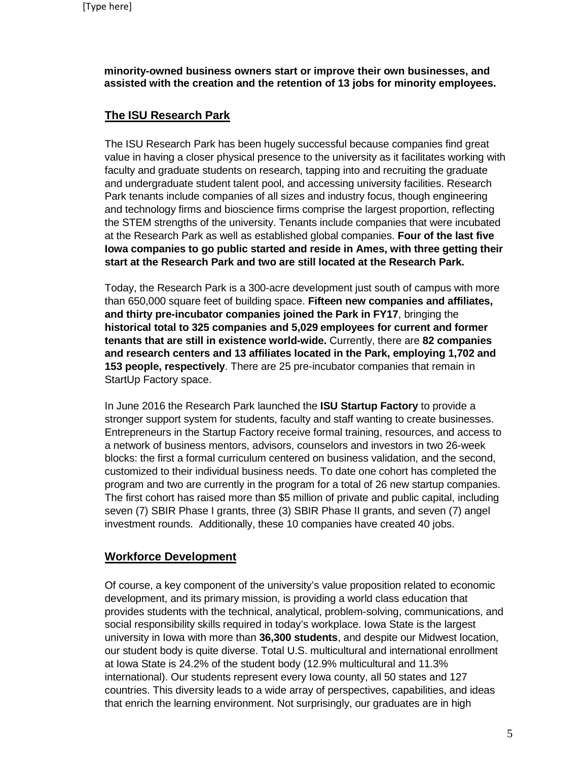**minority-owned business owners start or improve their own businesses, and assisted with the creation and the retention of 13 jobs for minority employees.**

## The ISU Research Park

The ISU Research Park has been hugely successful because companies find great value in having a closer physical presence to the university as it facilitates working with faculty and graduate students on research, tapping into and recruiting the graduate and undergraduate student talent pool, and accessing university facilities. Research Park tenants include companies of all sizes and industry focus, though engineering and technology firms and bioscience firms comprise the largest proportion, reflecting the STEM strengths of the university. Tenants include companies that were incubated at the Research Park as well as established global companies. **Four of the last five Iowa companies to go public started and reside in Ames, with three getting their start at the Research Park and two are still located at the Research Park.**

Today, the Research Park is a 300-acre development just south of campus with more than 650,000 square feet of building space. **Fifteen new companies and affiliates, and thirty pre-incubator companies joined the Park in FY17**, bringing the **historical total to 325 companies and 5,029 employees for current and former tenants that are still in existence world-wide.** Currently, there are **82 companies and research centers and 13 affiliates located in the Park, employing 1,702 and 153 people, respectively**. There are 25 pre-incubator companies that remain in StartUp Factory space.

In June 2016 the Research Park launched the **ISU Startup Factory** to provide a stronger support system for students, faculty and staff wanting to create businesses. Entrepreneurs in the Startup Factory receive formal training, resources, and access to a network of business mentors, advisors, counselors and investors in two 26-week blocks: the first a formal curriculum centered on business validation, and the second, customized to their individual business needs. To date one cohort has completed the program and two are currently in the program for a total of 26 new startup companies. The first cohort has raised more than $5 million of private and public capital, including seven (7) SBIR Phase I grants, three (3) SBIR Phase II grants, and seven (7) angel investment rounds. Additionally, these 10 companies have created 40 jobs.

## Workforce Development

Of course, a key component of the university's value proposition related to economic development, and its primary mission, is providing a world class education that provides students with the technical, analytical, problem-solving, communications, and social responsibility skills required in today's workplace. Iowa State is the largest university in Iowa with more than **36,300 students**, and despite our Midwest location, our student body is quite diverse. Total U.S. multicultural and international enrollment at Iowa State is 24.2% of the student body (12.9% multicultural and 11.3% international). Our students represent every Iowa county, all 50 states and 127 countries. This diversity leads to a wide array of perspectives, capabilities, and ideas that enrich the learning environment. Not surprisingly, our graduates are in high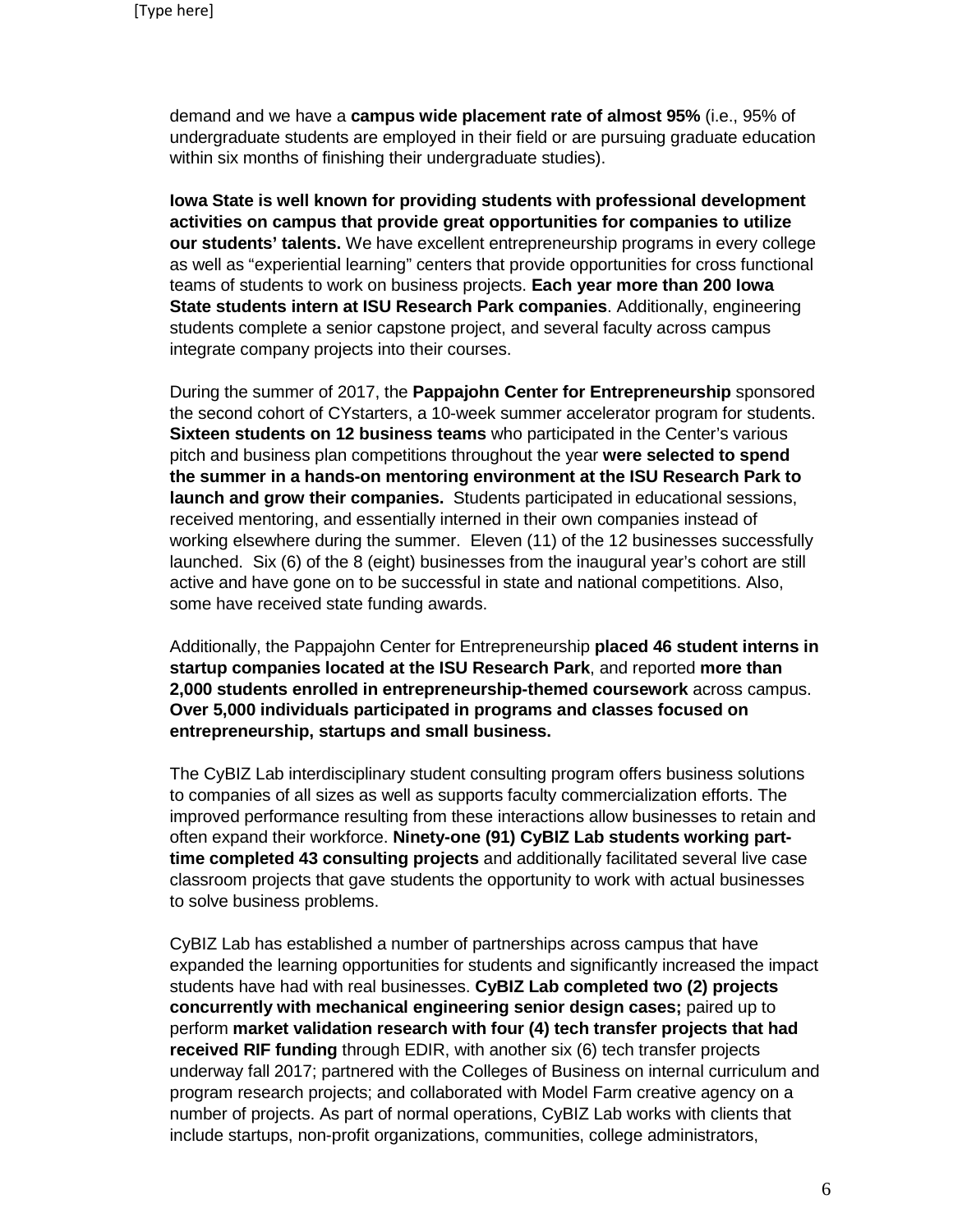demand and we have a **campus wide placement rate of almost 95%** (i.e., 95% of undergraduate students are employed in their field or are pursuing graduate education within six months of finishing their undergraduate studies).

**Iowa State is well known for providing students with professional development activities on campus that provide great opportunities for companies to utilize our students' talents.** We have excellent entrepreneurship programs in every college as well as "experiential learning" centers that provide opportunities for cross functional teams of students to work on business projects. **Each year more than 200 Iowa State students intern at ISU Research Park companies**. Additionally, engineering students complete a senior capstone project, and several faculty across campus integrate company projects into their courses.

During the summer of 2017, the **Pappajohn Center for Entrepreneurship** sponsored the second cohort of CYstarters, a 10-week summer accelerator program for students. **Sixteen students on 12 business teams** who participated in the Center's various pitch and business plan competitions throughout the year **were selected to spend the summer in a hands-on mentoring environment at the ISU Research Park to launch and grow their companies.** Students participated in educational sessions, received mentoring, and essentially interned in their own companies instead of working elsewhere during the summer. Eleven (11) of the 12 businesses successfully launched. Six (6) of the 8 (eight) businesses from the inaugural year's cohort are still active and have gone on to be successful in state and national competitions. Also, some have received state funding awards.

Additionally, the Pappajohn Center for Entrepreneurship **placed 46 student interns in startup companies located at the ISU Research Park**, and reported **more than 2,000 students enrolled in entrepreneurship-themed coursework** across campus. **Over 5,000 individuals participated in programs and classes focused on entrepreneurship, startups and small business.**

The CyBIZ Lab interdisciplinary student consulting program offers business solutions to companies of all sizes as well as supports faculty commercialization efforts. The improved performance resulting from these interactions allow businesses to retain and often expand their workforce. **Ninety-one (91) CyBIZ Lab students working part-time completed 43 consulting projects** and additionally facilitated several live case classroom projects that gave students the opportunity to work with actual businesses to solve business problems.

CyBIZ Lab has established a number of partnerships across campus that have expanded the learning opportunities for students and significantly increased the impact students have had with real businesses. **CyBIZ Lab completed two (2) projects concurrently with mechanical engineering senior design cases;** paired up to perform **market validation research with four (4) tech transfer projects that had received RIF funding** through EDIR, with another six (6) tech transfer projects underway fall 2017; partnered with the Colleges of Business on internal curriculum and program research projects; and collaborated with Model Farm creative agency on a number of projects. As part of normal operations, CyBIZ Lab works with clients that include startups, non-profit organizations, communities, college administrators,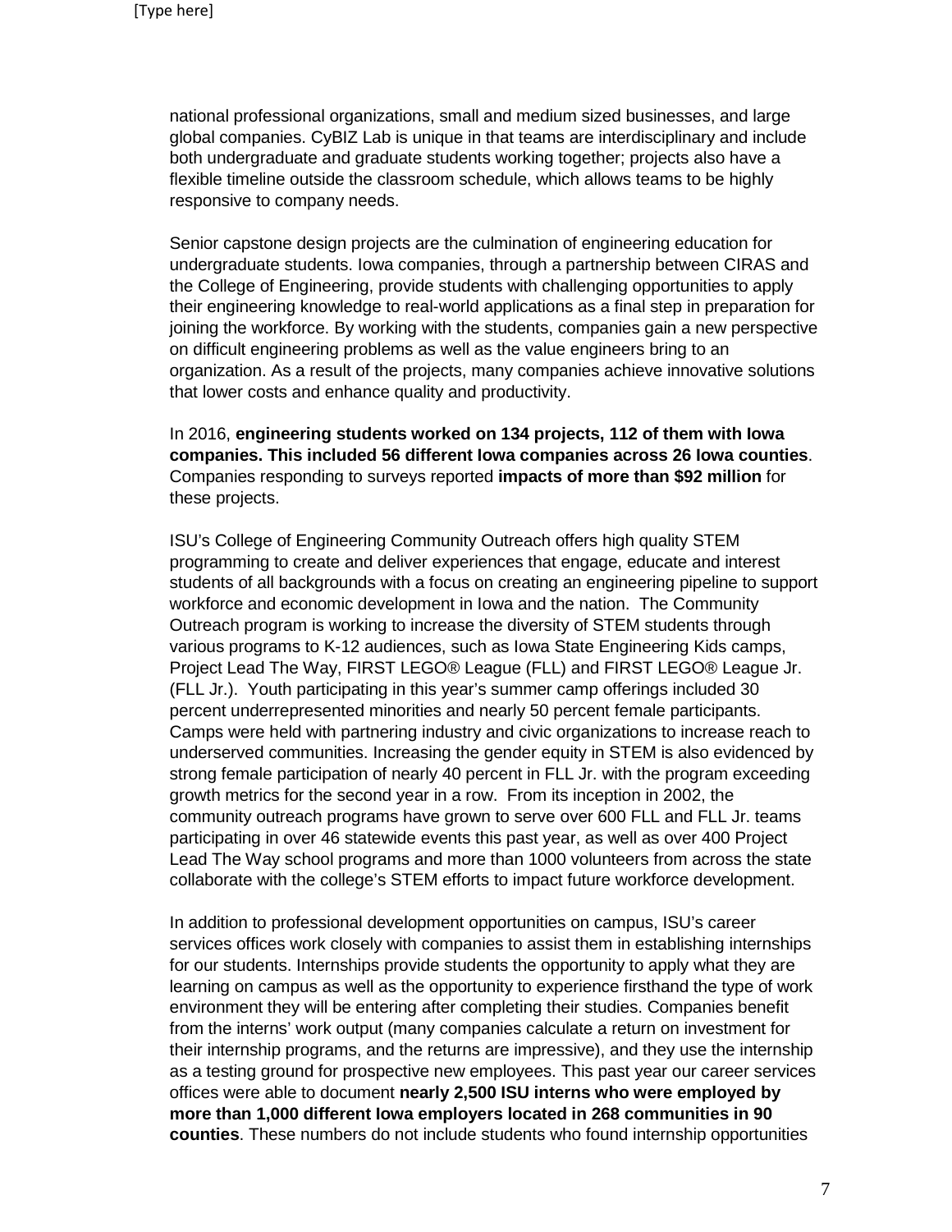national professional organizations, small and medium sized businesses, and large global companies. CyBIZ Lab is unique in that teams are interdisciplinary and include both undergraduate and graduate students working together; projects also have a flexible timeline outside the classroom schedule, which allows teams to be highly responsive to company needs.

Senior capstone design projects are the culmination of engineering education for undergraduate students. Iowa companies, through a partnership between CIRAS and the College of Engineering, provide students with challenging opportunities to apply their engineering knowledge to real-world applications as a final step in preparation for joining the workforce. By working with the students, companies gain a new perspective on difficult engineering problems as well as the value engineers bring to an organization. As a result of the projects, many companies achieve innovative solutions that lower costs and enhance quality and productivity.

In 2016, **engineering students worked on 134 projects, 112 of them with Iowa companies. This included 56 different Iowa companies across 26 Iowa counties**. Companies responding to surveys reported **impacts of more than $92 million** for these projects.

ISU's College of Engineering Community Outreach offers high quality STEM programming to create and deliver experiences that engage, educate and interest students of all backgrounds with a focus on creating an engineering pipeline to support workforce and economic development in Iowa and the nation. The Community Outreach program is working to increase the diversity of STEM students through various programs to K-12 audiences, such as Iowa State Engineering Kids camps, Project Lead The Way, FIRST LEGO® League (FLL) and FIRST LEGO® League Jr. (FLL Jr.). Youth participating in this year's summer camp offerings included 30 percent underrepresented minorities and nearly 50 percent female participants. Camps were held with partnering industry and civic organizations to increase reach to underserved communities. Increasing the gender equity in STEM is also evidenced by strong female participation of nearly 40 percent in FLL Jr. with the program exceeding growth metrics for the second year in a row. From its inception in 2002, the community outreach programs have grown to serve over 600 FLL and FLL Jr. teams participating in over 46 statewide events this past year, as well as over 400 Project Lead The Way school programs and more than 1000 volunteers from across the state collaborate with the college's STEM efforts to impact future workforce development.

In addition to professional development opportunities on campus, ISU's career services offices work closely with companies to assist them in establishing internships for our students. Internships provide students the opportunity to apply what they are learning on campus as well as the opportunity to experience firsthand the type of work environment they will be entering after completing their studies. Companies benefit from the interns' work output (many companies calculate a return on investment for their internship programs, and the returns are impressive), and they use the internship as a testing ground for prospective new employees. This past year our career services offices were able to document **nearly 2,500 ISU interns who were employed by more than 1,000 different Iowa employers located in 268 communities in 90 counties**. These numbers do not include students who found internship opportunities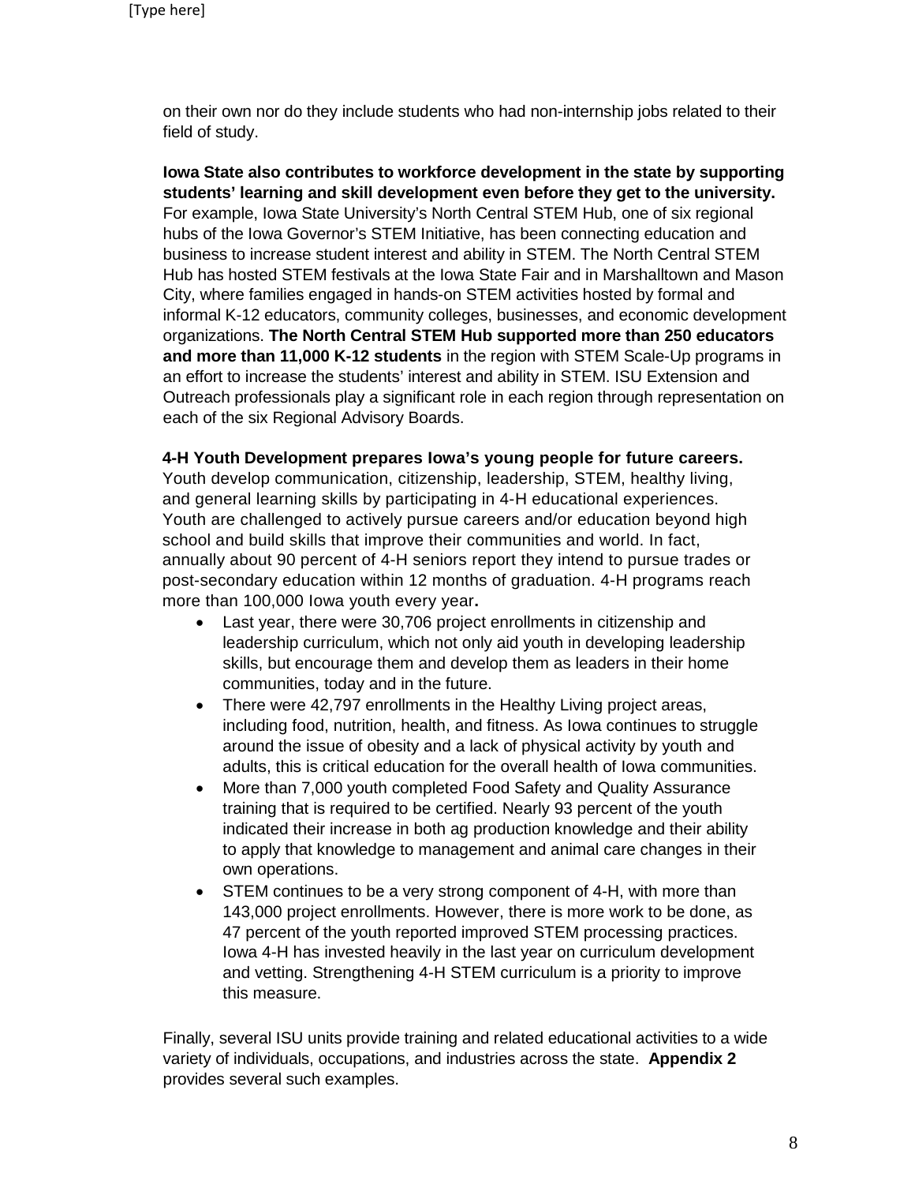on their own nor do they include students who had non-internship jobs related to their field of study.

**Iowa State also contributes to workforce development in the state by supporting students' learning and skill development even before they get to the university.** For example, Iowa State University's North Central STEM Hub, one of six regional hubs of the Iowa Governor's STEM Initiative, has been connecting education and business to increase student interest and ability in STEM. The North Central STEM Hub has hosted STEM festivals at the Iowa State Fair and in Marshalltown and Mason City, where families engaged in hands-on STEM activities hosted by formal and informal K-12 educators, community colleges, businesses, and economic development organizations. **The North Central STEM Hub supported more than 250 educators and more than 11,000 K-12 students** in the region with STEM Scale-Up programs in an effort to increase the students' interest and ability in STEM. ISU Extension and Outreach professionals play a significant role in each region through representation on each of the six Regional Advisory Boards.

**4-H Youth Development prepares Iowa's young people for future careers.** Youth develop communication, citizenship, leadership, STEM, healthy living, and general learning skills by participating in 4-H educational experiences. Youth are challenged to actively pursue careers and/or education beyond high school and build skills that improve their communities and world. In fact, annually about 90 percent of 4-H seniors report they intend to pursue trades or post-secondary education within 12 months of graduation. 4-H programs reach more than 100,000 Iowa youth every year**.**

- Last year, there were 30,706 project enrollments in citizenship and leadership curriculum, which not only aid youth in developing leadership skills, but encourage them and develop them as leaders in their home communities, today and in the future.
- There were 42,797 enrollments in the Healthy Living project areas, including food, nutrition, health, and fitness. As Iowa continues to struggle around the issue of obesity and a lack of physical activity by youth and adults, this is critical education for the overall health of Iowa communities.
- More than 7,000 youth completed Food Safety and Quality Assurance training that is required to be certified. Nearly 93 percent of the youth indicated their increase in both ag production knowledge and their ability to apply that knowledge to management and animal care changes in their own operations.
- STEM continues to be a very strong component of 4-H, with more than 143,000 project enrollments. However, there is more work to be done, as 47 percent of the youth reported improved STEM processing practices. Iowa 4-H has invested heavily in the last year on curriculum development and vetting. Strengthening 4-H STEM curriculum is a priority to improve this measure.

Finally, several ISU units provide training and related educational activities to a wide variety of individuals, occupations, and industries across the state. **Appendix 2** provides several such examples.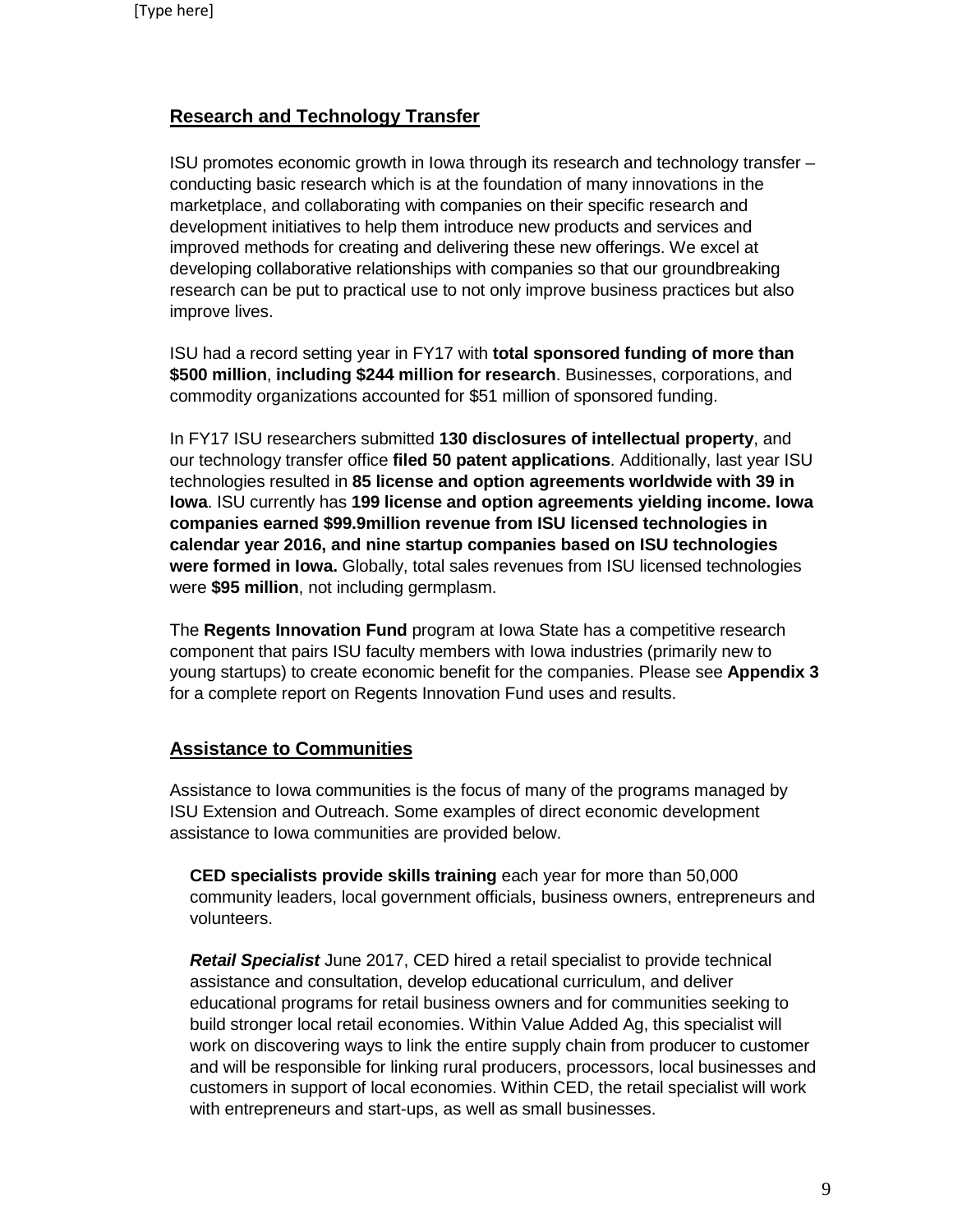## Research and Technology Transfer

ISU promotes economic growth in Iowa through its research and technology transfer – conducting basic research which is at the foundation of many innovations in the marketplace, and collaborating with companies on their specific research and development initiatives to help them introduce new products and services and improved methods for creating and delivering these new offerings. We excel at developing collaborative relationships with companies so that our groundbreaking research can be put to practical use to not only improve business practices but also improve lives.

ISU had a record setting year in FY17 with **total sponsored funding of more than $500 million**, **including $244 million for research**. Businesses, corporations, and commodity organizations accounted for $51 million of sponsored funding.

In FY17 ISU researchers submitted **130 disclosures of intellectual property**, and our technology transfer office **filed 50 patent applications**. Additionally, last year ISU technologies resulted in **85 license and option agreements worldwide with 39 in Iowa**. ISU currently has **199 license and option agreements yielding income. Iowa companies earned $99.9million revenue from ISU licensed technologies in calendar year 2016, and nine startup companies based on ISU technologies were formed in Iowa.** Globally, total sales revenues from ISU licensed technologies were **$95 million**, not including germplasm.

The **Regents Innovation Fund** program at Iowa State has a competitive research component that pairs ISU faculty members with Iowa industries (primarily new to young startups) to create economic benefit for the companies. Please see **Appendix 3** for a complete report on Regents Innovation Fund uses and results.

## Assistance to Communities

Assistance to Iowa communities is the focus of many of the programs managed by ISU Extension and Outreach. Some examples of direct economic development assistance to Iowa communities are provided below.

**CED specialists provide skills training** each year for more than 50,000 community leaders, local government officials, business owners, entrepreneurs and volunteers.

***Retail Specialist*** June 2017, CED hired a retail specialist to provide technical assistance and consultation, develop educational curriculum, and deliver educational programs for retail business owners and for communities seeking to build stronger local retail economies. Within Value Added Ag, this specialist will work on discovering ways to link the entire supply chain from producer to customer and will be responsible for linking rural producers, processors, local businesses and customers in support of local economies. Within CED, the retail specialist will work with entrepreneurs and start-ups, as well as small businesses.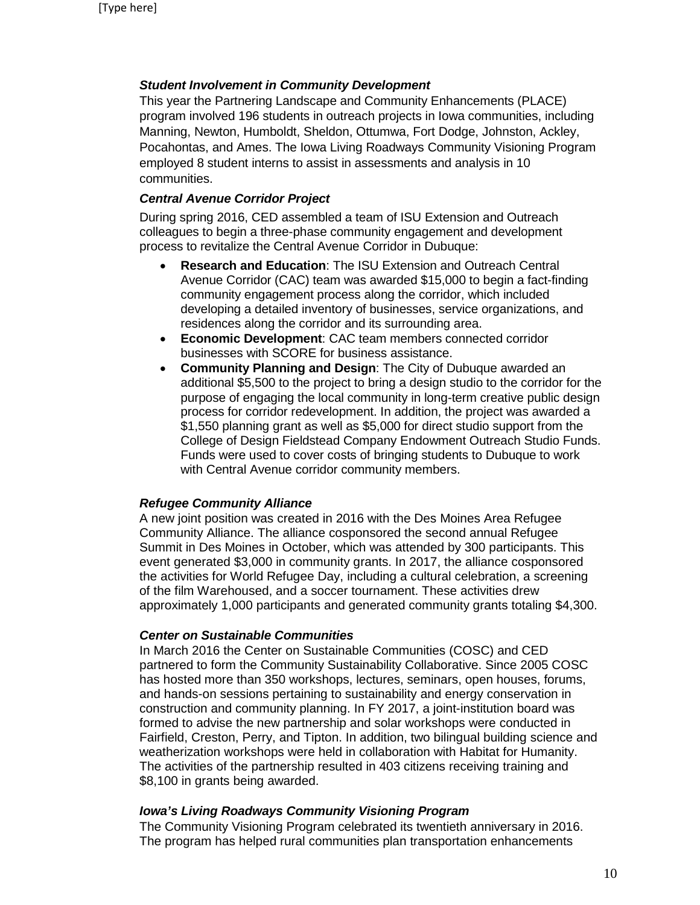### *Student Involvement in Community Development*

This year the Partnering Landscape and Community Enhancements (PLACE) program involved 196 students in outreach projects in Iowa communities, including Manning, Newton, Humboldt, Sheldon, Ottumwa, Fort Dodge, Johnston, Ackley, Pocahontas, and Ames. The Iowa Living Roadways Community Visioning Program employed 8 student interns to assist in assessments and analysis in 10 communities.

### *Central Avenue Corridor Project*

During spring 2016, CED assembled a team of ISU Extension and Outreach colleagues to begin a three-phase community engagement and development process to revitalize the Central Avenue Corridor in Dubuque:

- **Research and Education**: The ISU Extension and Outreach Central Avenue Corridor (CAC) team was awarded $15,000 to begin a fact-finding community engagement process along the corridor, which included developing a detailed inventory of businesses, service organizations, and residences along the corridor and its surrounding area.
- **Economic Development**: CAC team members connected corridor businesses with SCORE for business assistance.
- **Community Planning and Design**: The City of Dubuque awarded an additional $5,500 to the project to bring a design studio to the corridor for the purpose of engaging the local community in long-term creative public design process for corridor redevelopment. In addition, the project was awarded a $1,550 planning grant as well as $5,000 for direct studio support from the College of Design Fieldstead Company Endowment Outreach Studio Funds. Funds were used to cover costs of bringing students to Dubuque to work with Central Avenue corridor community members.

### *Refugee Community Alliance*

A new joint position was created in 2016 with the Des Moines Area Refugee Community Alliance. The alliance cosponsored the second annual Refugee Summit in Des Moines in October, which was attended by 300 participants. This event generated $3,000 in community grants. In 2017, the alliance cosponsored the activities for World Refugee Day, including a cultural celebration, a screening of the film Warehoused, and a soccer tournament. These activities drew approximately 1,000 participants and generated community grants totaling $4,300.

### *Center on Sustainable Communities*

In March 2016 the Center on Sustainable Communities (COSC) and CED partnered to form the Community Sustainability Collaborative. Since 2005 COSC has hosted more than 350 workshops, lectures, seminars, open houses, forums, and hands-on sessions pertaining to sustainability and energy conservation in construction and community planning. In FY 2017, a joint-institution board was formed to advise the new partnership and solar workshops were conducted in Fairfield, Creston, Perry, and Tipton. In addition, two bilingual building science and weatherization workshops were held in collaboration with Habitat for Humanity. The activities of the partnership resulted in 403 citizens receiving training and $8,100 in grants being awarded.

### *Iowa's Living Roadways Community Visioning Program*

The Community Visioning Program celebrated its twentieth anniversary in 2016. The program has helped rural communities plan transportation enhancements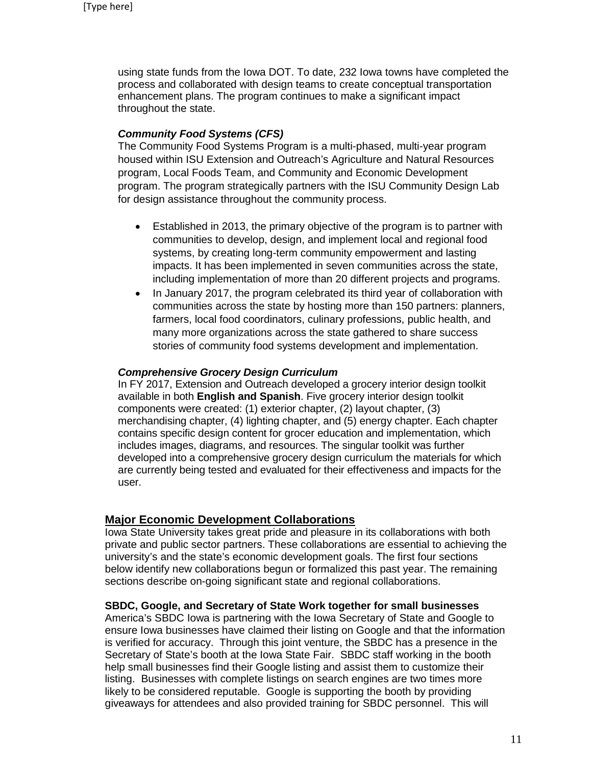using state funds from the Iowa DOT. To date, 232 Iowa towns have completed the process and collaborated with design teams to create conceptual transportation enhancement plans. The program continues to make a significant impact throughout the state.

***Community Food Systems (CFS)***

The Community Food Systems Program is a multi-phased, multi-year program housed within ISU Extension and Outreach's Agriculture and Natural Resources program, Local Foods Team, and Community and Economic Development program. The program strategically partners with the ISU Community Design Lab for design assistance throughout the community process.

- Established in 2013, the primary objective of the program is to partner with communities to develop, design, and implement local and regional food systems, by creating long-term community empowerment and lasting impacts. It has been implemented in seven communities across the state, including implementation of more than 20 different projects and programs.
- In January 2017, the program celebrated its third year of collaboration with communities across the state by hosting more than 150 partners: planners, farmers, local food coordinators, culinary professions, public health, and many more organizations across the state gathered to share success stories of community food systems development and implementation.

***Comprehensive Grocery Design Curriculum***

In FY 2017, Extension and Outreach developed a grocery interior design toolkit available in both **English and Spanish**. Five grocery interior design toolkit components were created: (1) exterior chapter, (2) layout chapter, (3) merchandising chapter, (4) lighting chapter, and (5) energy chapter. Each chapter contains specific design content for grocer education and implementation, which includes images, diagrams, and resources. The singular toolkit was further developed into a comprehensive grocery design curriculum the materials for which are currently being tested and evaluated for their effectiveness and impacts for the user.

## Major Economic Development Collaborations

Iowa State University takes great pride and pleasure in its collaborations with both private and public sector partners. These collaborations are essential to achieving the university's and the state's economic development goals. The first four sections below identify new collaborations begun or formalized this past year. The remaining sections describe on-going significant state and regional collaborations.

**SBDC, Google, and Secretary of State Work together for small businesses**

America's SBDC Iowa is partnering with the Iowa Secretary of State and Google to ensure Iowa businesses have claimed their listing on Google and that the information is verified for accuracy. Through this joint venture, the SBDC has a presence in the Secretary of State's booth at the Iowa State Fair. SBDC staff working in the booth help small businesses find their Google listing and assist them to customize their listing. Businesses with complete listings on search engines are two times more likely to be considered reputable. Google is supporting the booth by providing giveaways for attendees and also provided training for SBDC personnel. This will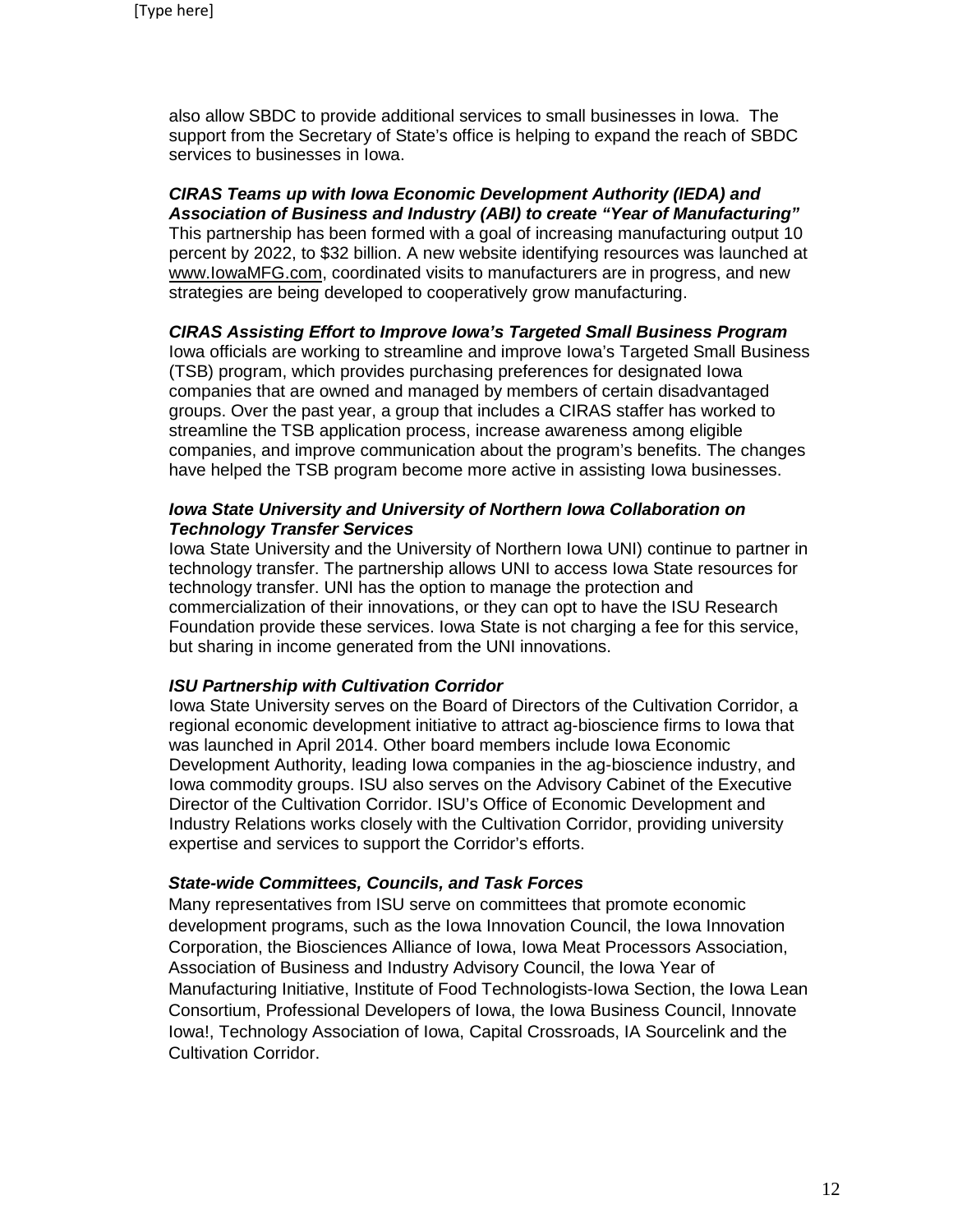also allow SBDC to provide additional services to small businesses in Iowa. The support from the Secretary of State's office is helping to expand the reach of SBDC services to businesses in Iowa.

***CIRAS Teams up with Iowa Economic Development Authority (IEDA) and Association of Business and Industry (ABI) to create "Year of Manufacturing"***
This partnership has been formed with a goal of increasing manufacturing output 10 percent by 2022, to $32 billion. A new website identifying resources was launched at www.IowaMFG.com, coordinated visits to manufacturers are in progress, and new strategies are being developed to cooperatively grow manufacturing.

***CIRAS Assisting Effort to Improve Iowa's Targeted Small Business Program***
Iowa officials are working to streamline and improve Iowa's Targeted Small Business (TSB) program, which provides purchasing preferences for designated Iowa companies that are owned and managed by members of certain disadvantaged groups. Over the past year, a group that includes a CIRAS staffer has worked to streamline the TSB application process, increase awareness among eligible companies, and improve communication about the program's benefits. The changes have helped the TSB program become more active in assisting Iowa businesses.

***Iowa State University and University of Northern Iowa Collaboration on Technology Transfer Services***
Iowa State University and the University of Northern Iowa UNI) continue to partner in technology transfer. The partnership allows UNI to access Iowa State resources for technology transfer. UNI has the option to manage the protection and commercialization of their innovations, or they can opt to have the ISU Research Foundation provide these services. Iowa State is not charging a fee for this service, but sharing in income generated from the UNI innovations.

***ISU Partnership with Cultivation Corridor***
Iowa State University serves on the Board of Directors of the Cultivation Corridor, a regional economic development initiative to attract ag-bioscience firms to Iowa that was launched in April 2014. Other board members include Iowa Economic Development Authority, leading Iowa companies in the ag-bioscience industry, and Iowa commodity groups. ISU also serves on the Advisory Cabinet of the Executive Director of the Cultivation Corridor. ISU's Office of Economic Development and Industry Relations works closely with the Cultivation Corridor, providing university expertise and services to support the Corridor's efforts.

***State-wide Committees, Councils, and Task Forces***
Many representatives from ISU serve on committees that promote economic development programs, such as the Iowa Innovation Council, the Iowa Innovation Corporation, the Biosciences Alliance of Iowa, Iowa Meat Processors Association, Association of Business and Industry Advisory Council, the Iowa Year of Manufacturing Initiative, Institute of Food Technologists-Iowa Section, the Iowa Lean Consortium, Professional Developers of Iowa, the Iowa Business Council, Innovate Iowa!, Technology Association of Iowa, Capital Crossroads, IA Sourcelink and the Cultivation Corridor.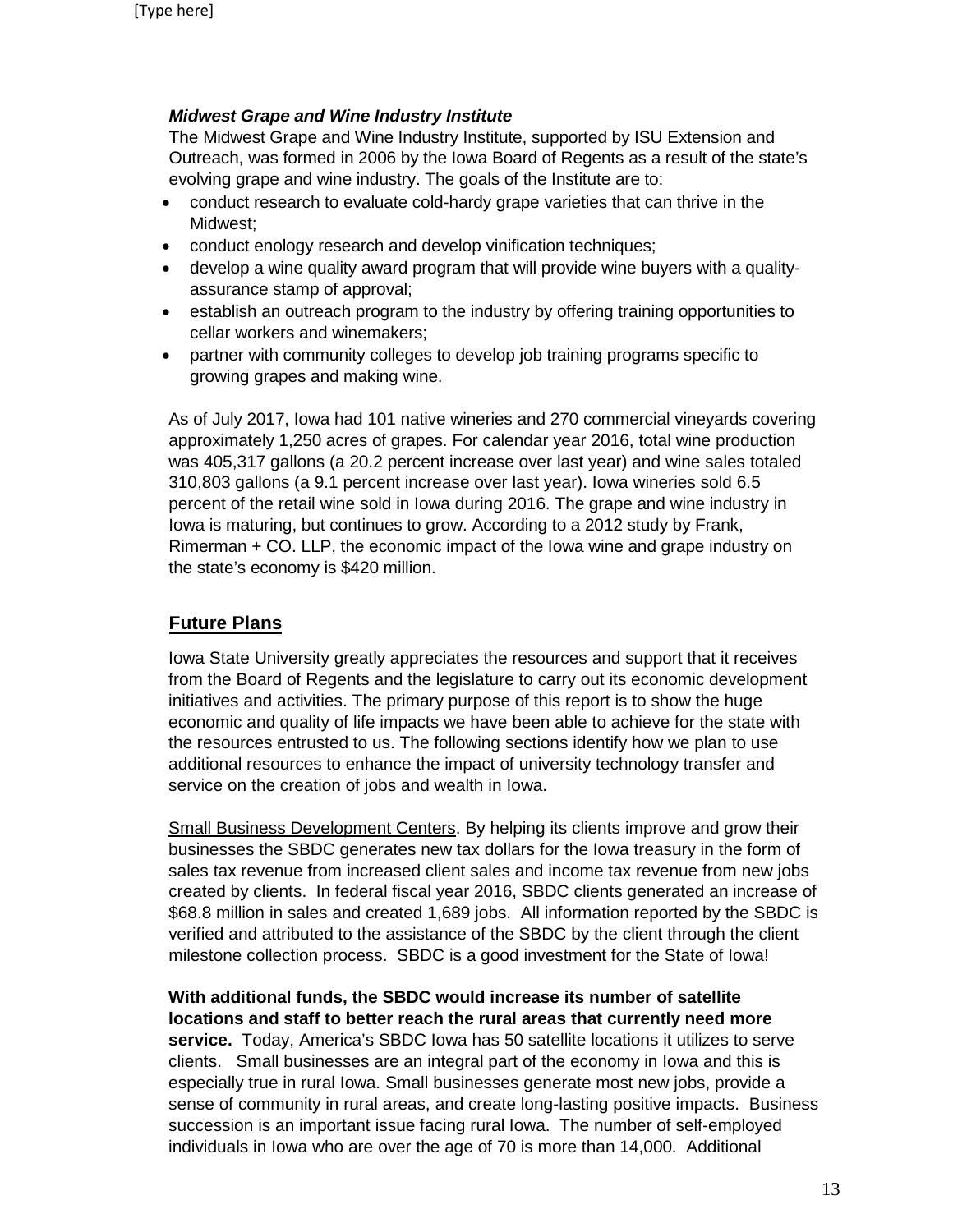***Midwest Grape and Wine Industry Institute***

The Midwest Grape and Wine Industry Institute, supported by ISU Extension and Outreach, was formed in 2006 by the Iowa Board of Regents as a result of the state's evolving grape and wine industry. The goals of the Institute are to:

- conduct research to evaluate cold-hardy grape varieties that can thrive in the Midwest;
- conduct enology research and develop vinification techniques;
- develop a wine quality award program that will provide wine buyers with a quality-assurance stamp of approval;
- establish an outreach program to the industry by offering training opportunities to cellar workers and winemakers;
- partner with community colleges to develop job training programs specific to growing grapes and making wine.

As of July 2017, Iowa had 101 native wineries and 270 commercial vineyards covering approximately 1,250 acres of grapes. For calendar year 2016, total wine production was 405,317 gallons (a 20.2 percent increase over last year) and wine sales totaled 310,803 gallons (a 9.1 percent increase over last year). Iowa wineries sold 6.5 percent of the retail wine sold in Iowa during 2016. The grape and wine industry in Iowa is maturing, but continues to grow. According to a 2012 study by Frank, Rimerman + CO. LLP, the economic impact of the Iowa wine and grape industry on the state's economy is $420 million.

## Future Plans

Iowa State University greatly appreciates the resources and support that it receives from the Board of Regents and the legislature to carry out its economic development initiatives and activities. The primary purpose of this report is to show the huge economic and quality of life impacts we have been able to achieve for the state with the resources entrusted to us. The following sections identify how we plan to use additional resources to enhance the impact of university technology transfer and service on the creation of jobs and wealth in Iowa.

Small Business Development Centers. By helping its clients improve and grow their businesses the SBDC generates new tax dollars for the Iowa treasury in the form of sales tax revenue from increased client sales and income tax revenue from new jobs created by clients. In federal fiscal year 2016, SBDC clients generated an increase of $68.8 million in sales and created 1,689 jobs. All information reported by the SBDC is verified and attributed to the assistance of the SBDC by the client through the client milestone collection process. SBDC is a good investment for the State of Iowa!

**With additional funds, the SBDC would increase its number of satellite locations and staff to better reach the rural areas that currently need more service.** Today, America's SBDC Iowa has 50 satellite locations it utilizes to serve clients. Small businesses are an integral part of the economy in Iowa and this is especially true in rural Iowa. Small businesses generate most new jobs, provide a sense of community in rural areas, and create long-lasting positive impacts. Business succession is an important issue facing rural Iowa. The number of self-employed individuals in Iowa who are over the age of 70 is more than 14,000. Additional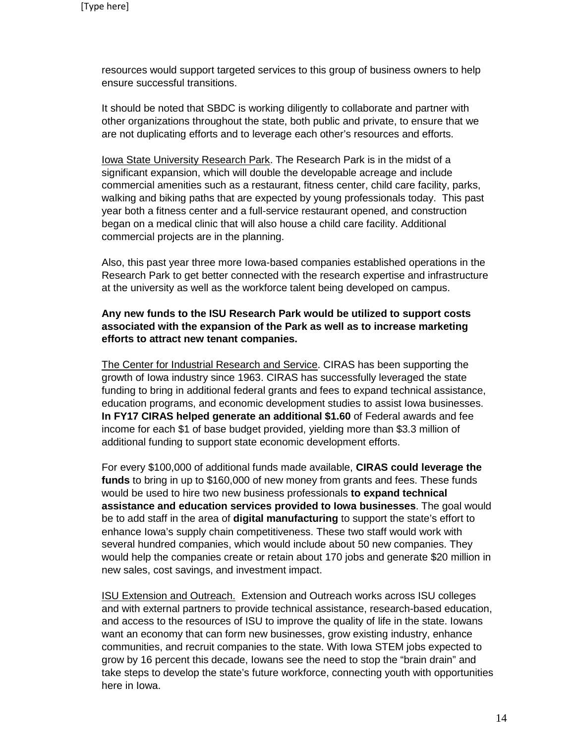resources would support targeted services to this group of business owners to help ensure successful transitions.

It should be noted that SBDC is working diligently to collaborate and partner with other organizations throughout the state, both public and private, to ensure that we are not duplicating efforts and to leverage each other's resources and efforts.

Iowa State University Research Park. The Research Park is in the midst of a significant expansion, which will double the developable acreage and include commercial amenities such as a restaurant, fitness center, child care facility, parks, walking and biking paths that are expected by young professionals today. This past year both a fitness center and a full-service restaurant opened, and construction began on a medical clinic that will also house a child care facility. Additional commercial projects are in the planning.

Also, this past year three more Iowa-based companies established operations in the Research Park to get better connected with the research expertise and infrastructure at the university as well as the workforce talent being developed on campus.

**Any new funds to the ISU Research Park would be utilized to support costs associated with the expansion of the Park as well as to increase marketing efforts to attract new tenant companies.**

The Center for Industrial Research and Service. CIRAS has been supporting the growth of Iowa industry since 1963. CIRAS has successfully leveraged the state funding to bring in additional federal grants and fees to expand technical assistance, education programs, and economic development studies to assist Iowa businesses. **In FY17 CIRAS helped generate an additional $1.60** of Federal awards and fee income for each $1 of base budget provided, yielding more than $3.3 million of additional funding to support state economic development efforts.

For every $100,000 of additional funds made available, **CIRAS could leverage the funds** to bring in up to $160,000 of new money from grants and fees. These funds would be used to hire two new business professionals **to expand technical assistance and education services provided to Iowa businesses**. The goal would be to add staff in the area of **digital manufacturing** to support the state's effort to enhance Iowa's supply chain competitiveness. These two staff would work with several hundred companies, which would include about 50 new companies. They would help the companies create or retain about 170 jobs and generate $20 million in new sales, cost savings, and investment impact.

ISU Extension and Outreach. Extension and Outreach works across ISU colleges and with external partners to provide technical assistance, research-based education, and access to the resources of ISU to improve the quality of life in the state. Iowans want an economy that can form new businesses, grow existing industry, enhance communities, and recruit companies to the state. With Iowa STEM jobs expected to grow by 16 percent this decade, Iowans see the need to stop the "brain drain" and take steps to develop the state's future workforce, connecting youth with opportunities here in Iowa.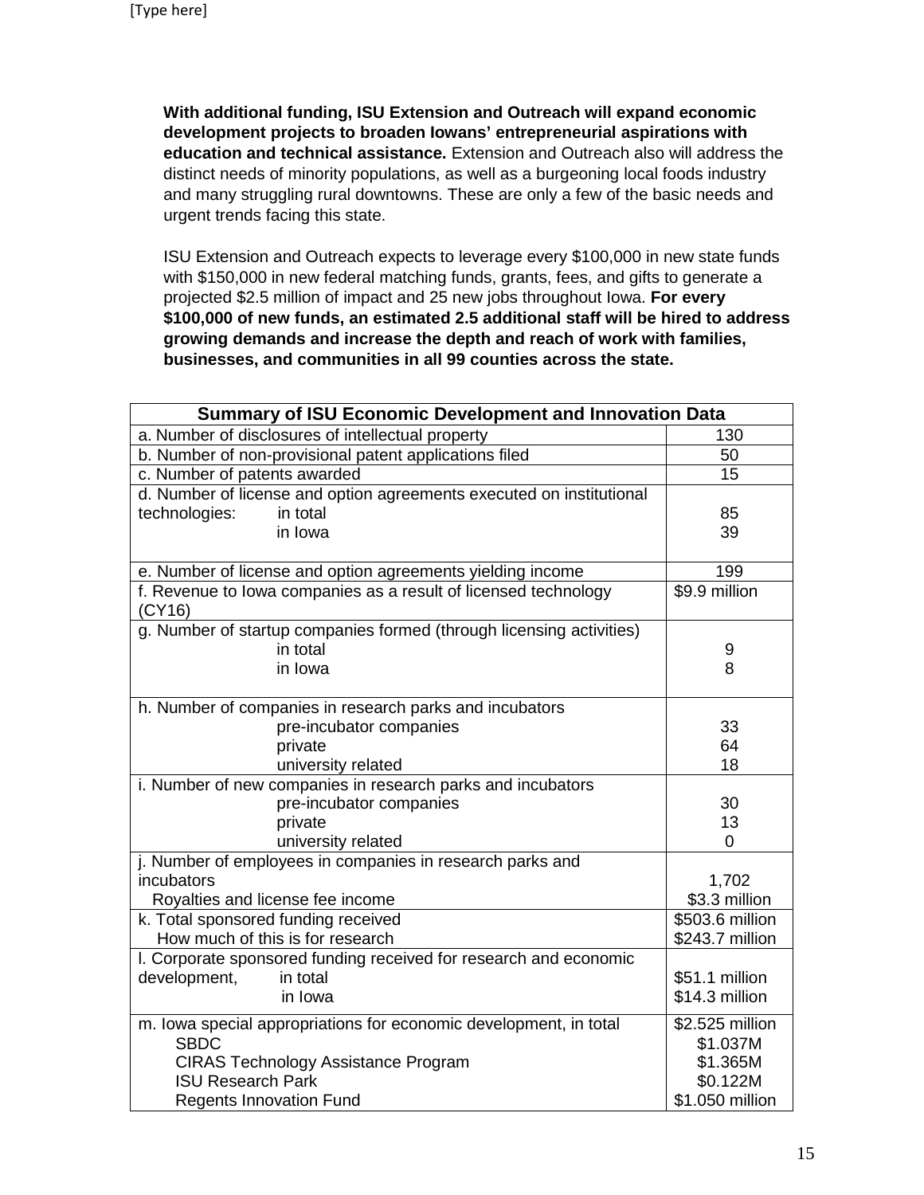**With additional funding, ISU Extension and Outreach will expand economic development projects to broaden Iowans' entrepreneurial aspirations with education and technical assistance.** Extension and Outreach also will address the distinct needs of minority populations, as well as a burgeoning local foods industry and many struggling rural downtowns. These are only a few of the basic needs and urgent trends facing this state.

ISU Extension and Outreach expects to leverage every $100,000 in new state funds with $150,000 in new federal matching funds, grants, fees, and gifts to generate a projected $2.5 million of impact and 25 new jobs throughout Iowa. **For every $100,000 of new funds, an estimated 2.5 additional staff will be hired to address growing demands and increase the depth and reach of work with families, businesses, and communities in all 99 counties across the state.**

| Summary of ISU Economic Development and Innovation Data | |
|---|---|
| a. Number of disclosures of intellectual property | 130 |
| b. Number of non-provisional patent applications filed | 50 |
| c. Number of patents awarded | 15 |
| d. Number of license and option agreements executed on institutional technologies: in total | 85 |
| in Iowa | 39 |
| e. Number of license and option agreements yielding income | 199 |
| f. Revenue to Iowa companies as a result of licensed technology (CY16) | $9.9 million |
| g. Number of startup companies formed (through licensing activities) in total | 9 |
| in Iowa | 8 |
| h. Number of companies in research parks and incubators | |
| pre-incubator companies | 33 |
| private | 64 |
| university related | 18 |
| i. Number of new companies in research parks and incubators | |
| pre-incubator companies | 30 |
| private | 13 |
| university related | 0 |
| j. Number of employees in companies in research parks and incubators | 1,702 |
| Royalties and license fee income | $3.3 million |
| k. Total sponsored funding received | $503.6 million |
| How much of this is for research | $243.7 million |
| l. Corporate sponsored funding received for research and economic development, in total | $51.1 million |
| in Iowa | $14.3 million |
| m. Iowa special appropriations for economic development, in total | $2.525 million |
| SBDC | $1.037M |
| CIRAS Technology Assistance Program | $1.365M |
| ISU Research Park | $0.122M |
| Regents Innovation Fund | $1.050 million |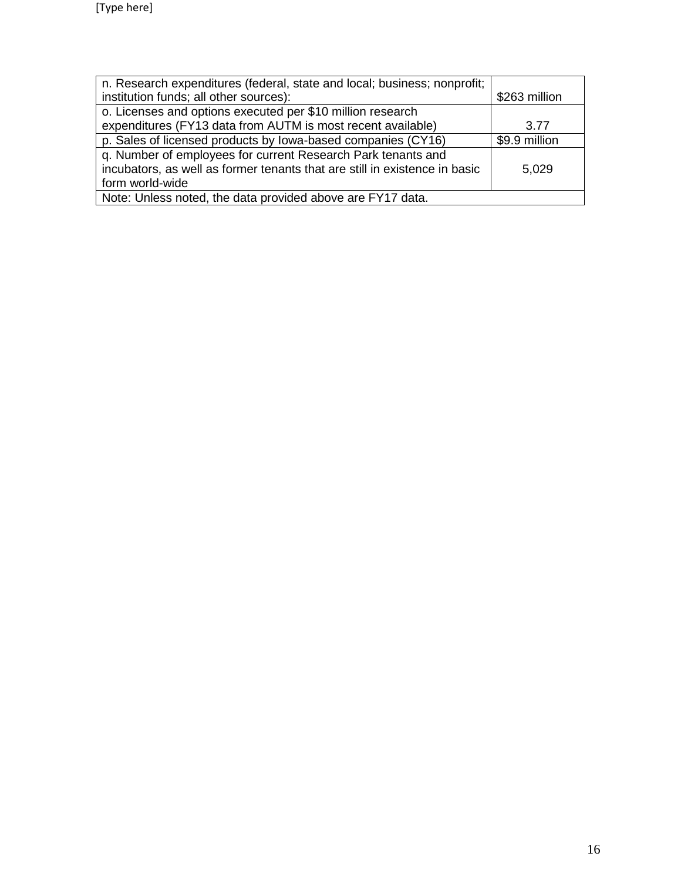| | |
|---|---|
| n. Research expenditures (federal, state and local; business; nonprofit; institution funds; all other sources): | $263 million |
| o. Licenses and options executed per $10 million research expenditures (FY13 data from AUTM is most recent available) | 3.77 |
| p. Sales of licensed products by Iowa-based companies (CY16) | $9.9 million |
| q. Number of employees for current Research Park tenants and incubators, as well as former tenants that are still in existence in basic form world-wide | 5,029 |
| Note: Unless noted, the data provided above are FY17 data. | |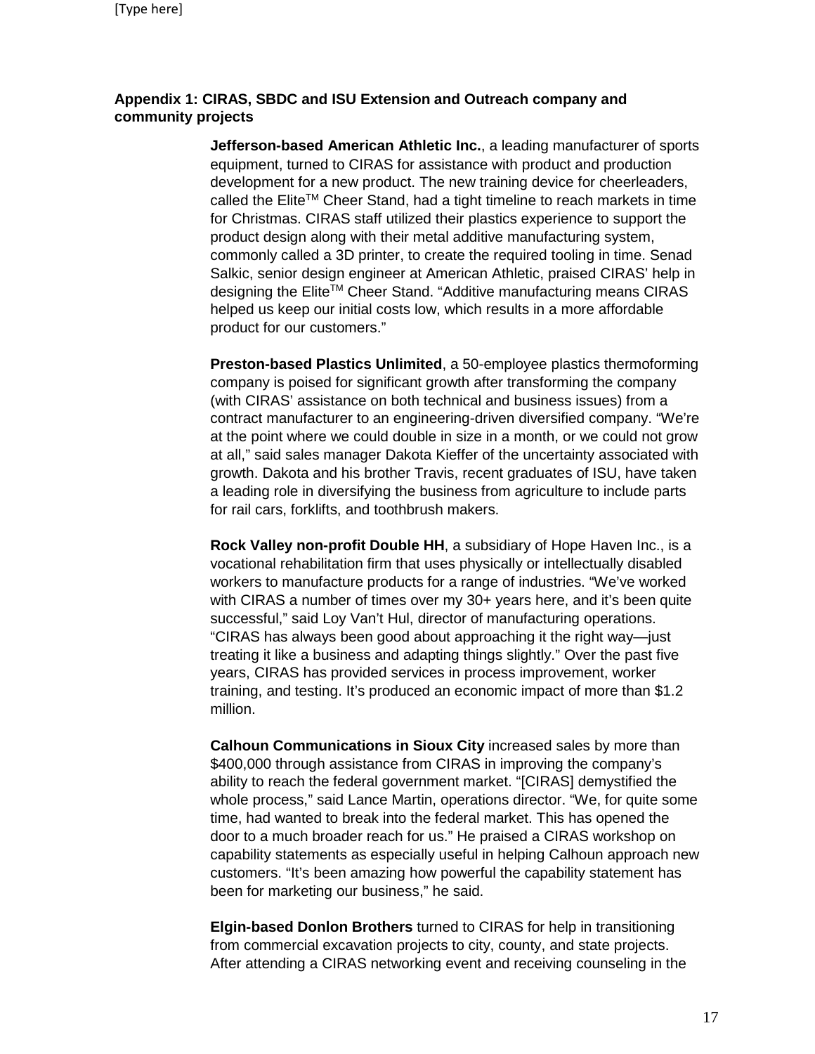**Appendix 1: CIRAS, SBDC and ISU Extension and Outreach company and community projects**

**Jefferson-based American Athletic Inc.**, a leading manufacturer of sports equipment, turned to CIRAS for assistance with product and production development for a new product. The new training device for cheerleaders, called the Elite™ Cheer Stand, had a tight timeline to reach markets in time for Christmas. CIRAS staff utilized their plastics experience to support the product design along with their metal additive manufacturing system, commonly called a 3D printer, to create the required tooling in time. Senad Salkic, senior design engineer at American Athletic, praised CIRAS' help in designing the Elite™ Cheer Stand. "Additive manufacturing means CIRAS helped us keep our initial costs low, which results in a more affordable product for our customers."

**Preston-based Plastics Unlimited**, a 50-employee plastics thermoforming company is poised for significant growth after transforming the company (with CIRAS' assistance on both technical and business issues) from a contract manufacturer to an engineering-driven diversified company. "We're at the point where we could double in size in a month, or we could not grow at all," said sales manager Dakota Kieffer of the uncertainty associated with growth. Dakota and his brother Travis, recent graduates of ISU, have taken a leading role in diversifying the business from agriculture to include parts for rail cars, forklifts, and toothbrush makers.

**Rock Valley non-profit Double HH**, a subsidiary of Hope Haven Inc., is a vocational rehabilitation firm that uses physically or intellectually disabled workers to manufacture products for a range of industries. "We've worked with CIRAS a number of times over my 30+ years here, and it's been quite successful," said Loy Van't Hul, director of manufacturing operations. "CIRAS has always been good about approaching it the right way—just treating it like a business and adapting things slightly." Over the past five years, CIRAS has provided services in process improvement, worker training, and testing. It's produced an economic impact of more than $1.2 million.

**Calhoun Communications in Sioux City** increased sales by more than $400,000 through assistance from CIRAS in improving the company's ability to reach the federal government market. "[CIRAS] demystified the whole process," said Lance Martin, operations director. "We, for quite some time, had wanted to break into the federal market. This has opened the door to a much broader reach for us." He praised a CIRAS workshop on capability statements as especially useful in helping Calhoun approach new customers. "It's been amazing how powerful the capability statement has been for marketing our business," he said.

**Elgin-based Donlon Brothers** turned to CIRAS for help in transitioning from commercial excavation projects to city, county, and state projects. After attending a CIRAS networking event and receiving counseling in the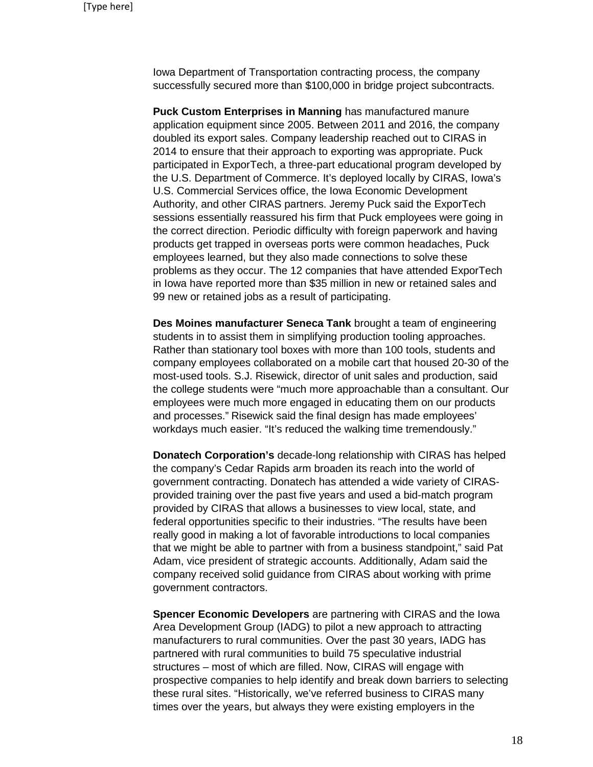Iowa Department of Transportation contracting process, the company successfully secured more than $100,000 in bridge project subcontracts.

**Puck Custom Enterprises in Manning** has manufactured manure application equipment since 2005. Between 2011 and 2016, the company doubled its export sales. Company leadership reached out to CIRAS in 2014 to ensure that their approach to exporting was appropriate. Puck participated in ExporTech, a three-part educational program developed by the U.S. Department of Commerce. It's deployed locally by CIRAS, Iowa's U.S. Commercial Services office, the Iowa Economic Development Authority, and other CIRAS partners. Jeremy Puck said the ExporTech sessions essentially reassured his firm that Puck employees were going in the correct direction. Periodic difficulty with foreign paperwork and having products get trapped in overseas ports were common headaches, Puck employees learned, but they also made connections to solve these problems as they occur. The 12 companies that have attended ExporTech in Iowa have reported more than $35 million in new or retained sales and 99 new or retained jobs as a result of participating.

**Des Moines manufacturer Seneca Tank** brought a team of engineering students in to assist them in simplifying production tooling approaches. Rather than stationary tool boxes with more than 100 tools, students and company employees collaborated on a mobile cart that housed 20-30 of the most-used tools. S.J. Risewick, director of unit sales and production, said the college students were "much more approachable than a consultant. Our employees were much more engaged in educating them on our products and processes." Risewick said the final design has made employees' workdays much easier. "It's reduced the walking time tremendously."

**Donatech Corporation's** decade-long relationship with CIRAS has helped the company's Cedar Rapids arm broaden its reach into the world of government contracting. Donatech has attended a wide variety of CIRAS-provided training over the past five years and used a bid-match program provided by CIRAS that allows a businesses to view local, state, and federal opportunities specific to their industries. "The results have been really good in making a lot of favorable introductions to local companies that we might be able to partner with from a business standpoint," said Pat Adam, vice president of strategic accounts. Additionally, Adam said the company received solid guidance from CIRAS about working with prime government contractors.

**Spencer Economic Developers** are partnering with CIRAS and the Iowa Area Development Group (IADG) to pilot a new approach to attracting manufacturers to rural communities. Over the past 30 years, IADG has partnered with rural communities to build 75 speculative industrial structures – most of which are filled. Now, CIRAS will engage with prospective companies to help identify and break down barriers to selecting these rural sites. "Historically, we've referred business to CIRAS many times over the years, but always they were existing employers in the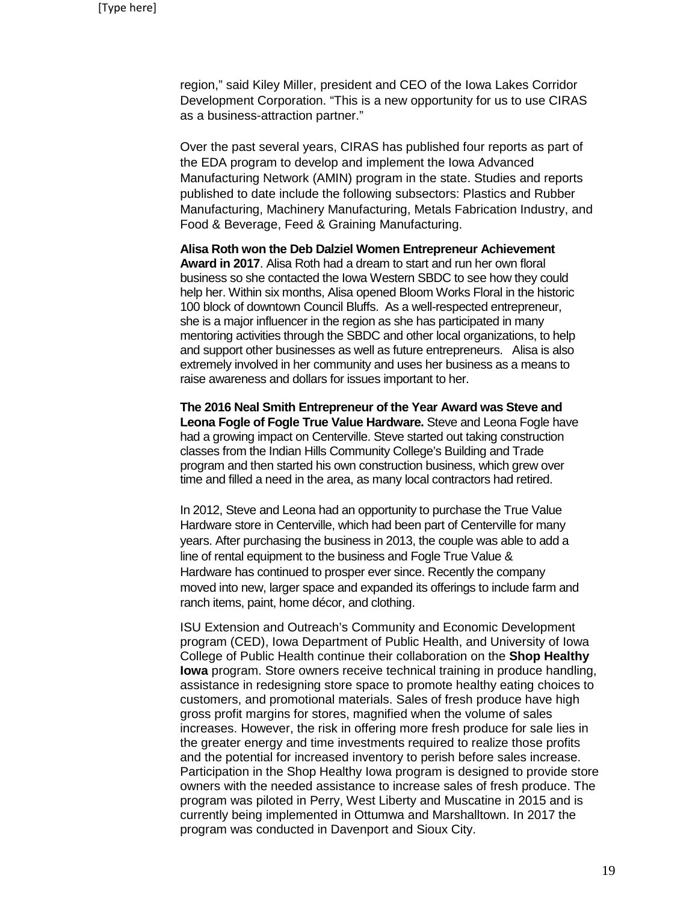region," said Kiley Miller, president and CEO of the Iowa Lakes Corridor Development Corporation. "This is a new opportunity for us to use CIRAS as a business-attraction partner."

Over the past several years, CIRAS has published four reports as part of the EDA program to develop and implement the Iowa Advanced Manufacturing Network (AMIN) program in the state. Studies and reports published to date include the following subsectors: Plastics and Rubber Manufacturing, Machinery Manufacturing, Metals Fabrication Industry, and Food & Beverage, Feed & Graining Manufacturing.

**Alisa Roth won the Deb Dalziel Women Entrepreneur Achievement Award in 2017**. Alisa Roth had a dream to start and run her own floral business so she contacted the Iowa Western SBDC to see how they could help her. Within six months, Alisa opened Bloom Works Floral in the historic 100 block of downtown Council Bluffs. As a well-respected entrepreneur, she is a major influencer in the region as she has participated in many mentoring activities through the SBDC and other local organizations, to help and support other businesses as well as future entrepreneurs. Alisa is also extremely involved in her community and uses her business as a means to raise awareness and dollars for issues important to her.

**The 2016 Neal Smith Entrepreneur of the Year Award was Steve and Leona Fogle of Fogle True Value Hardware.** Steve and Leona Fogle have had a growing impact on Centerville. Steve started out taking construction classes from the Indian Hills Community College's Building and Trade program and then started his own construction business, which grew over time and filled a need in the area, as many local contractors had retired.

In 2012, Steve and Leona had an opportunity to purchase the True Value Hardware store in Centerville, which had been part of Centerville for many years. After purchasing the business in 2013, the couple was able to add a line of rental equipment to the business and Fogle True Value & Hardware has continued to prosper ever since. Recently the company moved into new, larger space and expanded its offerings to include farm and ranch items, paint, home décor, and clothing.

ISU Extension and Outreach's Community and Economic Development program (CED), Iowa Department of Public Health, and University of Iowa College of Public Health continue their collaboration on the **Shop Healthy Iowa** program. Store owners receive technical training in produce handling, assistance in redesigning store space to promote healthy eating choices to customers, and promotional materials. Sales of fresh produce have high gross profit margins for stores, magnified when the volume of sales increases. However, the risk in offering more fresh produce for sale lies in the greater energy and time investments required to realize those profits and the potential for increased inventory to perish before sales increase. Participation in the Shop Healthy Iowa program is designed to provide store owners with the needed assistance to increase sales of fresh produce. The program was piloted in Perry, West Liberty and Muscatine in 2015 and is currently being implemented in Ottumwa and Marshalltown. In 2017 the program was conducted in Davenport and Sioux City.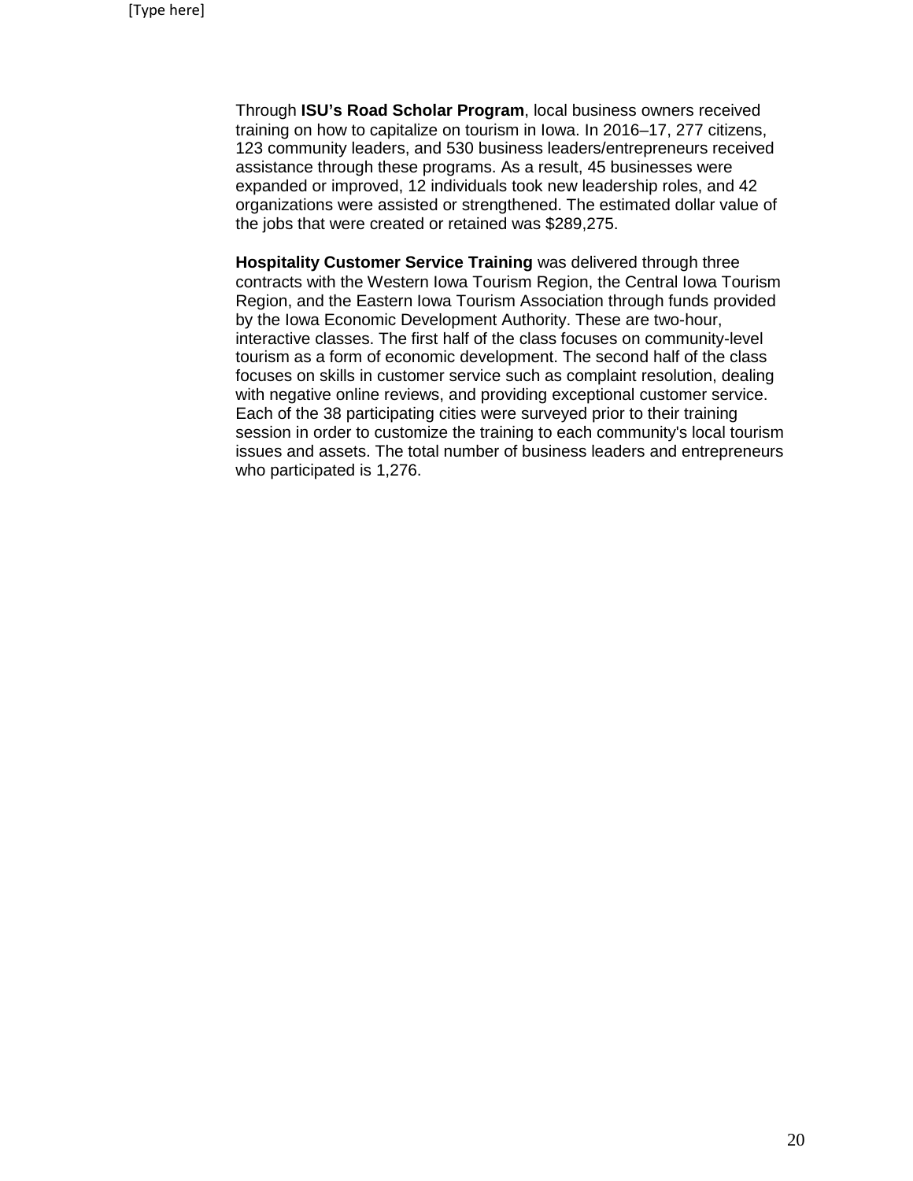Through **ISU's Road Scholar Program**, local business owners received training on how to capitalize on tourism in Iowa. In 2016–17, 277 citizens, 123 community leaders, and 530 business leaders/entrepreneurs received assistance through these programs. As a result, 45 businesses were expanded or improved, 12 individuals took new leadership roles, and 42 organizations were assisted or strengthened. The estimated dollar value of the jobs that were created or retained was $289,275.

**Hospitality Customer Service Training** was delivered through three contracts with the Western Iowa Tourism Region, the Central Iowa Tourism Region, and the Eastern Iowa Tourism Association through funds provided by the Iowa Economic Development Authority. These are two-hour, interactive classes. The first half of the class focuses on community-level tourism as a form of economic development. The second half of the class focuses on skills in customer service such as complaint resolution, dealing with negative online reviews, and providing exceptional customer service. Each of the 38 participating cities were surveyed prior to their training session in order to customize the training to each community's local tourism issues and assets. The total number of business leaders and entrepreneurs who participated is 1,276.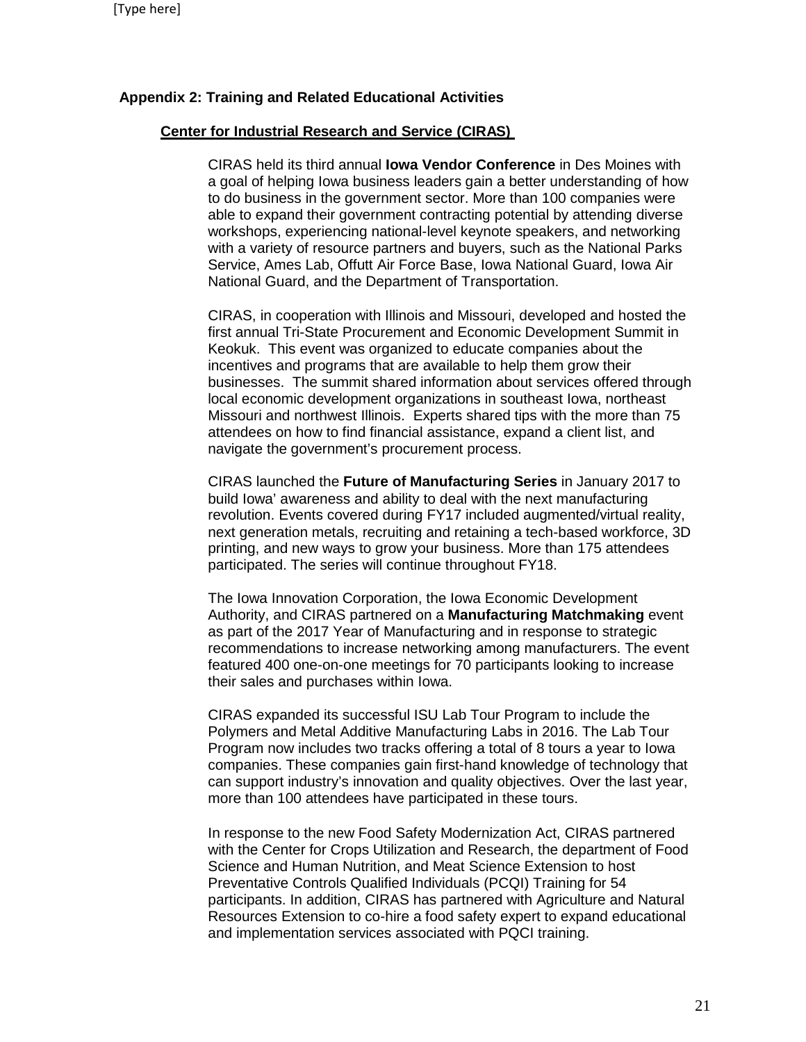## Appendix 2: Training and Related Educational Activities

### Center for Industrial Research and Service (CIRAS)

CIRAS held its third annual **Iowa Vendor Conference** in Des Moines with a goal of helping Iowa business leaders gain a better understanding of how to do business in the government sector. More than 100 companies were able to expand their government contracting potential by attending diverse workshops, experiencing national-level keynote speakers, and networking with a variety of resource partners and buyers, such as the National Parks Service, Ames Lab, Offutt Air Force Base, Iowa National Guard, Iowa Air National Guard, and the Department of Transportation.

CIRAS, in cooperation with Illinois and Missouri, developed and hosted the first annual Tri-State Procurement and Economic Development Summit in Keokuk. This event was organized to educate companies about the incentives and programs that are available to help them grow their businesses. The summit shared information about services offered through local economic development organizations in southeast Iowa, northeast Missouri and northwest Illinois. Experts shared tips with the more than 75 attendees on how to find financial assistance, expand a client list, and navigate the government's procurement process.

CIRAS launched the **Future of Manufacturing Series** in January 2017 to build Iowa' awareness and ability to deal with the next manufacturing revolution. Events covered during FY17 included augmented/virtual reality, next generation metals, recruiting and retaining a tech-based workforce, 3D printing, and new ways to grow your business. More than 175 attendees participated. The series will continue throughout FY18.

The Iowa Innovation Corporation, the Iowa Economic Development Authority, and CIRAS partnered on a **Manufacturing Matchmaking** event as part of the 2017 Year of Manufacturing and in response to strategic recommendations to increase networking among manufacturers. The event featured 400 one-on-one meetings for 70 participants looking to increase their sales and purchases within Iowa.

CIRAS expanded its successful ISU Lab Tour Program to include the Polymers and Metal Additive Manufacturing Labs in 2016. The Lab Tour Program now includes two tracks offering a total of 8 tours a year to Iowa companies. These companies gain first-hand knowledge of technology that can support industry's innovation and quality objectives. Over the last year, more than 100 attendees have participated in these tours.

In response to the new Food Safety Modernization Act, CIRAS partnered with the Center for Crops Utilization and Research, the department of Food Science and Human Nutrition, and Meat Science Extension to host Preventative Controls Qualified Individuals (PCQI) Training for 54 participants. In addition, CIRAS has partnered with Agriculture and Natural Resources Extension to co-hire a food safety expert to expand educational and implementation services associated with PQCI training.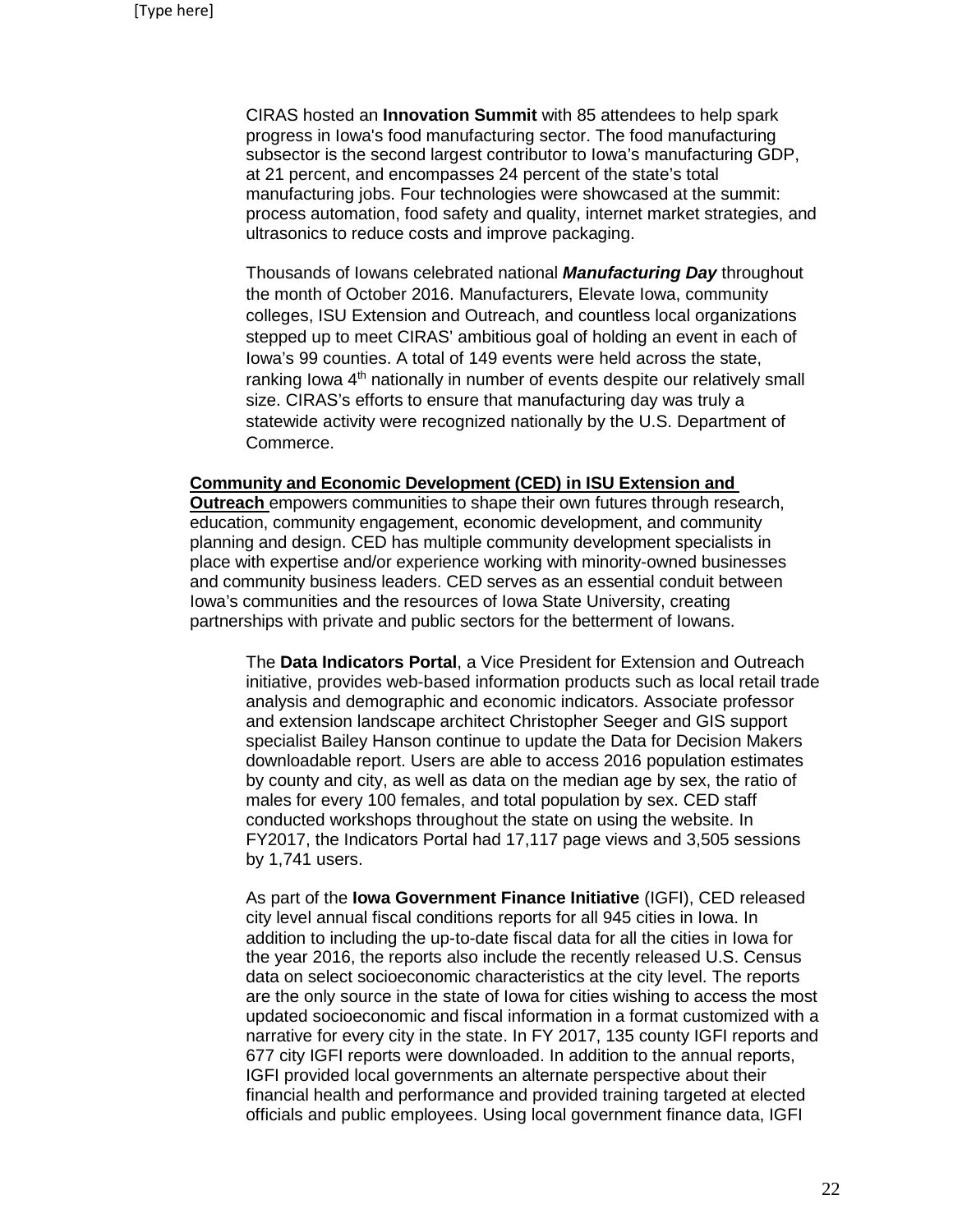CIRAS hosted an **Innovation Summit** with 85 attendees to help spark progress in Iowa's food manufacturing sector. The food manufacturing subsector is the second largest contributor to Iowa's manufacturing GDP, at 21 percent, and encompasses 24 percent of the state's total manufacturing jobs. Four technologies were showcased at the summit: process automation, food safety and quality, internet market strategies, and ultrasonics to reduce costs and improve packaging.

Thousands of Iowans celebrated national ***Manufacturing Day*** throughout the month of October 2016. Manufacturers, Elevate Iowa, community colleges, ISU Extension and Outreach, and countless local organizations stepped up to meet CIRAS' ambitious goal of holding an event in each of Iowa's 99 counties. A total of 149 events were held across the state, ranking Iowa 4th nationally in number of events despite our relatively small size. CIRAS's efforts to ensure that manufacturing day was truly a statewide activity were recognized nationally by the U.S. Department of Commerce.

**Community and Economic Development (CED) in ISU Extension and Outreach** empowers communities to shape their own futures through research, education, community engagement, economic development, and community planning and design. CED has multiple community development specialists in place with expertise and/or experience working with minority-owned businesses and community business leaders. CED serves as an essential conduit between Iowa's communities and the resources of Iowa State University, creating partnerships with private and public sectors for the betterment of Iowans.

The **Data Indicators Portal**, a Vice President for Extension and Outreach initiative, provides web-based information products such as local retail trade analysis and demographic and economic indicators. Associate professor and extension landscape architect Christopher Seeger and GIS support specialist Bailey Hanson continue to update the Data for Decision Makers downloadable report. Users are able to access 2016 population estimates by county and city, as well as data on the median age by sex, the ratio of males for every 100 females, and total population by sex. CED staff conducted workshops throughout the state on using the website. In FY2017, the Indicators Portal had 17,117 page views and 3,505 sessions by 1,741 users.

As part of the **Iowa Government Finance Initiative** (IGFI), CED released city level annual fiscal conditions reports for all 945 cities in Iowa. In addition to including the up-to-date fiscal data for all the cities in Iowa for the year 2016, the reports also include the recently released U.S. Census data on select socioeconomic characteristics at the city level. The reports are the only source in the state of Iowa for cities wishing to access the most updated socioeconomic and fiscal information in a format customized with a narrative for every city in the state. In FY 2017, 135 county IGFI reports and 677 city IGFI reports were downloaded. In addition to the annual reports, IGFI provided local governments an alternate perspective about their financial health and performance and provided training targeted at elected officials and public employees. Using local government finance data, IGFI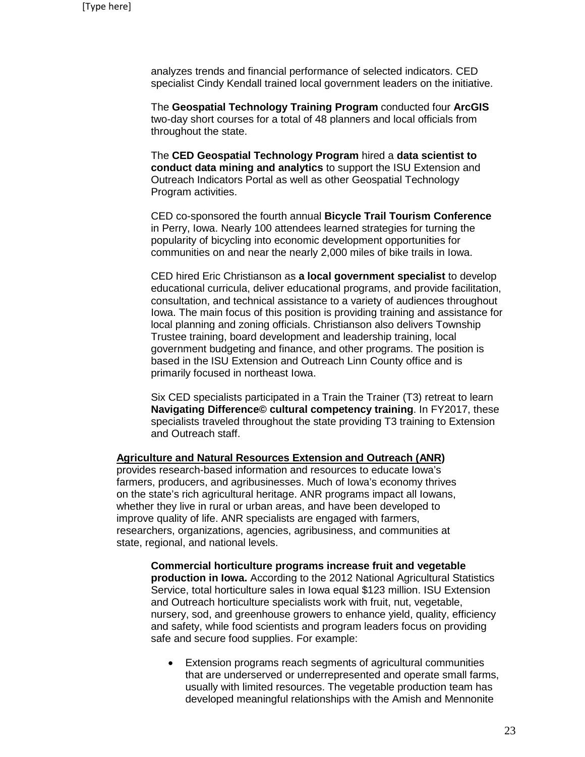analyzes trends and financial performance of selected indicators. CED specialist Cindy Kendall trained local government leaders on the initiative.

The **Geospatial Technology Training Program** conducted four **ArcGIS** two-day short courses for a total of 48 planners and local officials from throughout the state.

The **CED Geospatial Technology Program** hired a **data scientist to conduct data mining and analytics** to support the ISU Extension and Outreach Indicators Portal as well as other Geospatial Technology Program activities.

CED co-sponsored the fourth annual **Bicycle Trail Tourism Conference** in Perry, Iowa. Nearly 100 attendees learned strategies for turning the popularity of bicycling into economic development opportunities for communities on and near the nearly 2,000 miles of bike trails in Iowa.

CED hired Eric Christianson as **a local government specialist** to develop educational curricula, deliver educational programs, and provide facilitation, consultation, and technical assistance to a variety of audiences throughout Iowa. The main focus of this position is providing training and assistance for local planning and zoning officials. Christianson also delivers Township Trustee training, board development and leadership training, local government budgeting and finance, and other programs. The position is based in the ISU Extension and Outreach Linn County office and is primarily focused in northeast Iowa.

Six CED specialists participated in a Train the Trainer (T3) retreat to learn **Navigating Difference© cultural competency training**. In FY2017, these specialists traveled throughout the state providing T3 training to Extension and Outreach staff.

**Agriculture and Natural Resources Extension and Outreach (ANR)** provides research-based information and resources to educate Iowa's farmers, producers, and agribusinesses. Much of Iowa's economy thrives on the state's rich agricultural heritage. ANR programs impact all Iowans, whether they live in rural or urban areas, and have been developed to improve quality of life. ANR specialists are engaged with farmers, researchers, organizations, agencies, agribusiness, and communities at state, regional, and national levels.

**Commercial horticulture programs increase fruit and vegetable production in Iowa.** According to the 2012 National Agricultural Statistics Service, total horticulture sales in Iowa equal $123 million. ISU Extension and Outreach horticulture specialists work with fruit, nut, vegetable, nursery, sod, and greenhouse growers to enhance yield, quality, efficiency and safety, while food scientists and program leaders focus on providing safe and secure food supplies. For example:

- Extension programs reach segments of agricultural communities that are underserved or underrepresented and operate small farms, usually with limited resources. The vegetable production team has developed meaningful relationships with the Amish and Mennonite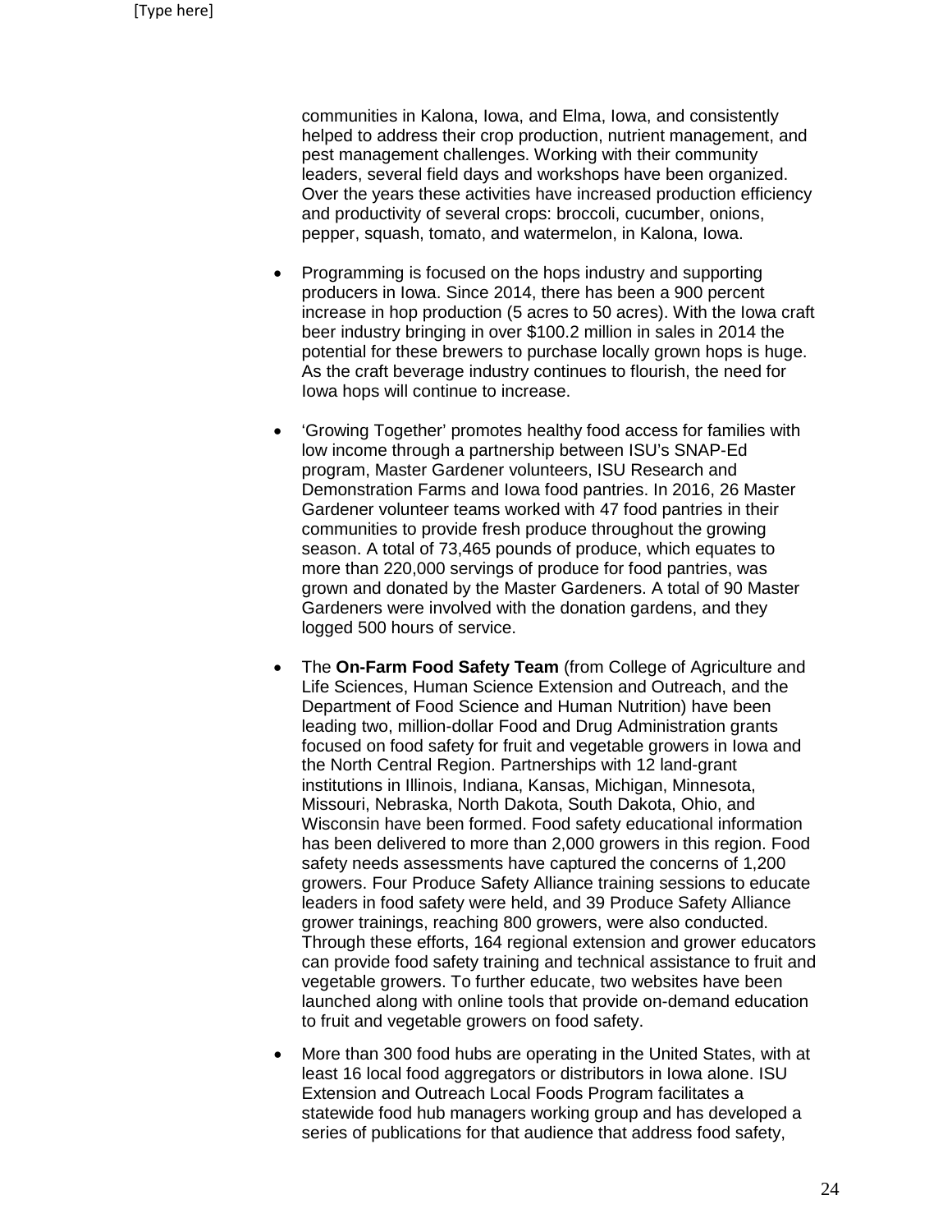communities in Kalona, Iowa, and Elma, Iowa, and consistently helped to address their crop production, nutrient management, and pest management challenges. Working with their community leaders, several field days and workshops have been organized. Over the years these activities have increased production efficiency and productivity of several crops: broccoli, cucumber, onions, pepper, squash, tomato, and watermelon, in Kalona, Iowa.

- Programming is focused on the hops industry and supporting producers in Iowa. Since 2014, there has been a 900 percent increase in hop production (5 acres to 50 acres). With the Iowa craft beer industry bringing in over $100.2 million in sales in 2014 the potential for these brewers to purchase locally grown hops is huge. As the craft beverage industry continues to flourish, the need for Iowa hops will continue to increase.

- 'Growing Together' promotes healthy food access for families with low income through a partnership between ISU's SNAP-Ed program, Master Gardener volunteers, ISU Research and Demonstration Farms and Iowa food pantries. In 2016, 26 Master Gardener volunteer teams worked with 47 food pantries in their communities to provide fresh produce throughout the growing season. A total of 73,465 pounds of produce, which equates to more than 220,000 servings of produce for food pantries, was grown and donated by the Master Gardeners. A total of 90 Master Gardeners were involved with the donation gardens, and they logged 500 hours of service.

- The **On-Farm Food Safety Team** (from College of Agriculture and Life Sciences, Human Science Extension and Outreach, and the Department of Food Science and Human Nutrition) have been leading two, million-dollar Food and Drug Administration grants focused on food safety for fruit and vegetable growers in Iowa and the North Central Region. Partnerships with 12 land-grant institutions in Illinois, Indiana, Kansas, Michigan, Minnesota, Missouri, Nebraska, North Dakota, South Dakota, Ohio, and Wisconsin have been formed. Food safety educational information has been delivered to more than 2,000 growers in this region. Food safety needs assessments have captured the concerns of 1,200 growers. Four Produce Safety Alliance training sessions to educate leaders in food safety were held, and 39 Produce Safety Alliance grower trainings, reaching 800 growers, were also conducted. Through these efforts, 164 regional extension and grower educators can provide food safety training and technical assistance to fruit and vegetable growers. To further educate, two websites have been launched along with online tools that provide on-demand education to fruit and vegetable growers on food safety.

- More than 300 food hubs are operating in the United States, with at least 16 local food aggregators or distributors in Iowa alone. ISU Extension and Outreach Local Foods Program facilitates a statewide food hub managers working group and has developed a series of publications for that audience that address food safety,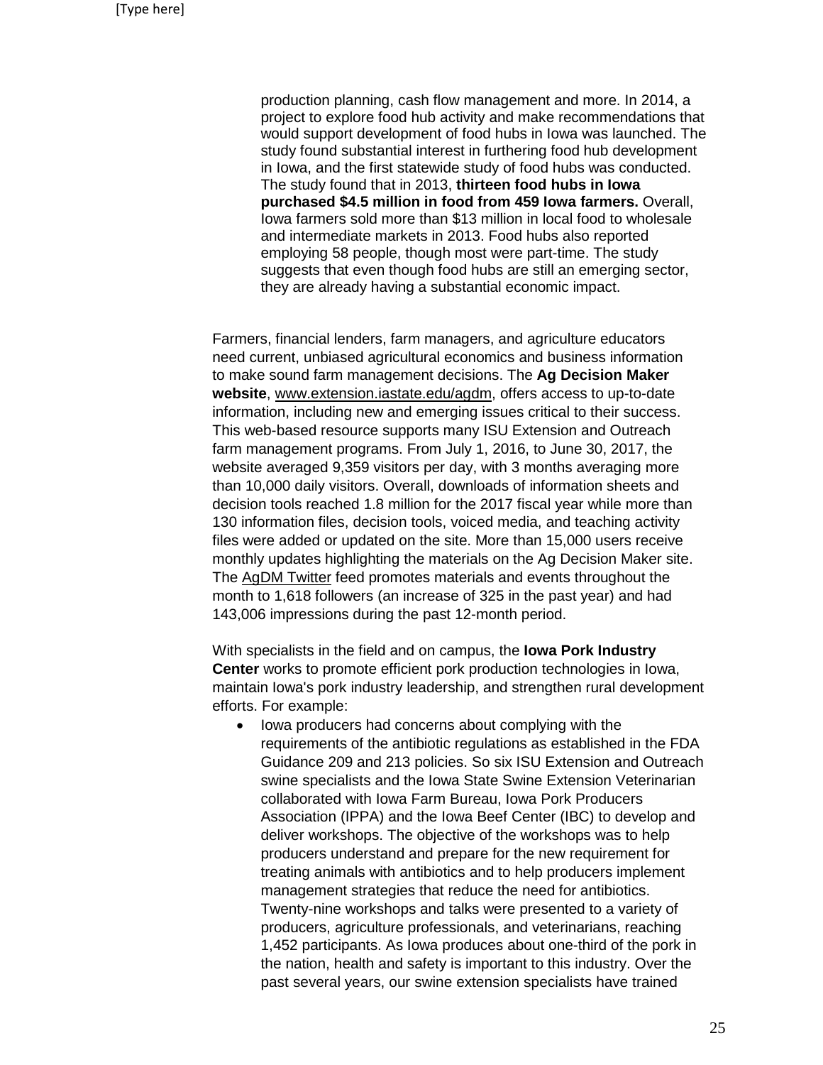production planning, cash flow management and more. In 2014, a project to explore food hub activity and make recommendations that would support development of food hubs in Iowa was launched. The study found substantial interest in furthering food hub development in Iowa, and the first statewide study of food hubs was conducted. The study found that in 2013, **thirteen food hubs in Iowa purchased $4.5 million in food from 459 Iowa farmers.** Overall, Iowa farmers sold more than $13 million in local food to wholesale and intermediate markets in 2013. Food hubs also reported employing 58 people, though most were part-time. The study suggests that even though food hubs are still an emerging sector, they are already having a substantial economic impact.

Farmers, financial lenders, farm managers, and agriculture educators need current, unbiased agricultural economics and business information to make sound farm management decisions. The **Ag Decision Maker website**, www.extension.iastate.edu/agdm, offers access to up-to-date information, including new and emerging issues critical to their success. This web-based resource supports many ISU Extension and Outreach farm management programs. From July 1, 2016, to June 30, 2017, the website averaged 9,359 visitors per day, with 3 months averaging more than 10,000 daily visitors. Overall, downloads of information sheets and decision tools reached 1.8 million for the 2017 fiscal year while more than 130 information files, decision tools, voiced media, and teaching activity files were added or updated on the site. More than 15,000 users receive monthly updates highlighting the materials on the Ag Decision Maker site. The AgDM Twitter feed promotes materials and events throughout the month to 1,618 followers (an increase of 325 in the past year) and had 143,006 impressions during the past 12-month period.

With specialists in the field and on campus, the **Iowa Pork Industry Center** works to promote efficient pork production technologies in Iowa, maintain Iowa's pork industry leadership, and strengthen rural development efforts. For example:

- Iowa producers had concerns about complying with the requirements of the antibiotic regulations as established in the FDA Guidance 209 and 213 policies. So six ISU Extension and Outreach swine specialists and the Iowa State Swine Extension Veterinarian collaborated with Iowa Farm Bureau, Iowa Pork Producers Association (IPPA) and the Iowa Beef Center (IBC) to develop and deliver workshops. The objective of the workshops was to help producers understand and prepare for the new requirement for treating animals with antibiotics and to help producers implement management strategies that reduce the need for antibiotics. Twenty-nine workshops and talks were presented to a variety of producers, agriculture professionals, and veterinarians, reaching 1,452 participants. As Iowa produces about one-third of the pork in the nation, health and safety is important to this industry. Over the past several years, our swine extension specialists have trained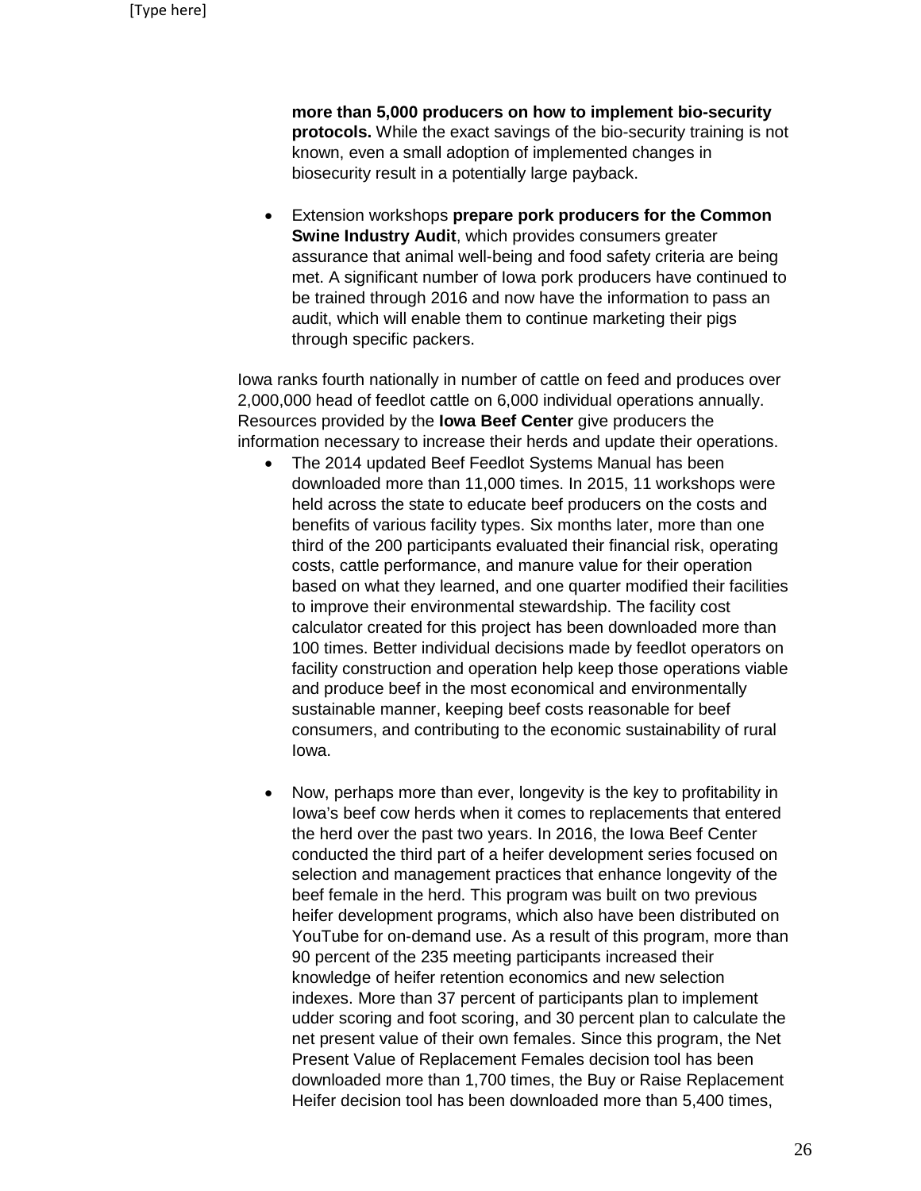**more than 5,000 producers on how to implement bio-security protocols.** While the exact savings of the bio-security training is not known, even a small adoption of implemented changes in biosecurity result in a potentially large payback.

- Extension workshops **prepare pork producers for the Common Swine Industry Audit**, which provides consumers greater assurance that animal well-being and food safety criteria are being met. A significant number of Iowa pork producers have continued to be trained through 2016 and now have the information to pass an audit, which will enable them to continue marketing their pigs through specific packers.

Iowa ranks fourth nationally in number of cattle on feed and produces over 2,000,000 head of feedlot cattle on 6,000 individual operations annually. Resources provided by the **Iowa Beef Center** give producers the information necessary to increase their herds and update their operations.

- The 2014 updated Beef Feedlot Systems Manual has been downloaded more than 11,000 times. In 2015, 11 workshops were held across the state to educate beef producers on the costs and benefits of various facility types. Six months later, more than one third of the 200 participants evaluated their financial risk, operating costs, cattle performance, and manure value for their operation based on what they learned, and one quarter modified their facilities to improve their environmental stewardship. The facility cost calculator created for this project has been downloaded more than 100 times. Better individual decisions made by feedlot operators on facility construction and operation help keep those operations viable and produce beef in the most economical and environmentally sustainable manner, keeping beef costs reasonable for beef consumers, and contributing to the economic sustainability of rural Iowa.

- Now, perhaps more than ever, longevity is the key to profitability in Iowa's beef cow herds when it comes to replacements that entered the herd over the past two years. In 2016, the Iowa Beef Center conducted the third part of a heifer development series focused on selection and management practices that enhance longevity of the beef female in the herd. This program was built on two previous heifer development programs, which also have been distributed on YouTube for on-demand use. As a result of this program, more than 90 percent of the 235 meeting participants increased their knowledge of heifer retention economics and new selection indexes. More than 37 percent of participants plan to implement udder scoring and foot scoring, and 30 percent plan to calculate the net present value of their own females. Since this program, the Net Present Value of Replacement Females decision tool has been downloaded more than 1,700 times, the Buy or Raise Replacement Heifer decision tool has been downloaded more than 5,400 times,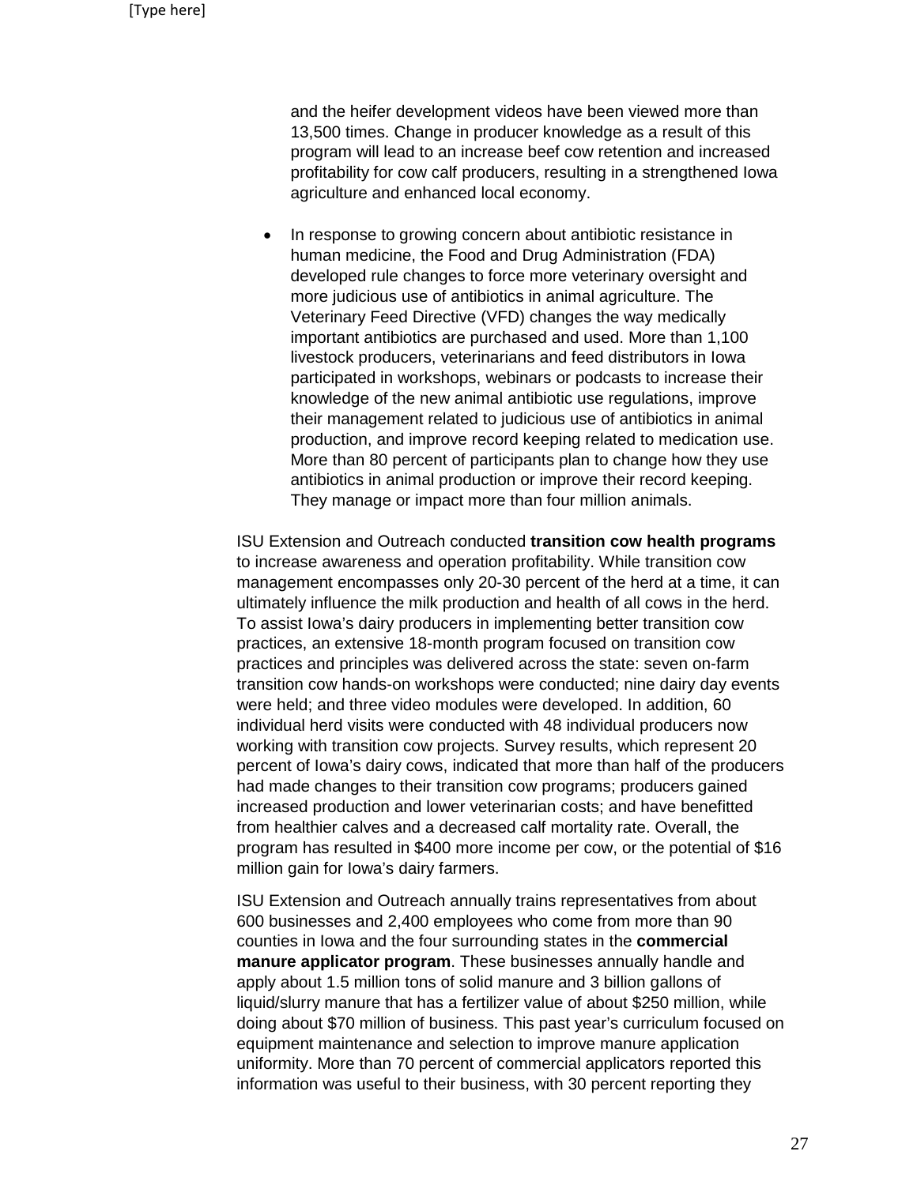and the heifer development videos have been viewed more than 13,500 times. Change in producer knowledge as a result of this program will lead to an increase beef cow retention and increased profitability for cow calf producers, resulting in a strengthened Iowa agriculture and enhanced local economy.

- In response to growing concern about antibiotic resistance in human medicine, the Food and Drug Administration (FDA) developed rule changes to force more veterinary oversight and more judicious use of antibiotics in animal agriculture. The Veterinary Feed Directive (VFD) changes the way medically important antibiotics are purchased and used. More than 1,100 livestock producers, veterinarians and feed distributors in Iowa participated in workshops, webinars or podcasts to increase their knowledge of the new animal antibiotic use regulations, improve their management related to judicious use of antibiotics in animal production, and improve record keeping related to medication use. More than 80 percent of participants plan to change how they use antibiotics in animal production or improve their record keeping. They manage or impact more than four million animals.

ISU Extension and Outreach conducted **transition cow health programs** to increase awareness and operation profitability. While transition cow management encompasses only 20-30 percent of the herd at a time, it can ultimately influence the milk production and health of all cows in the herd. To assist Iowa's dairy producers in implementing better transition cow practices, an extensive 18-month program focused on transition cow practices and principles was delivered across the state: seven on-farm transition cow hands-on workshops were conducted; nine dairy day events were held; and three video modules were developed. In addition, 60 individual herd visits were conducted with 48 individual producers now working with transition cow projects. Survey results, which represent 20 percent of Iowa's dairy cows, indicated that more than half of the producers had made changes to their transition cow programs; producers gained increased production and lower veterinarian costs; and have benefitted from healthier calves and a decreased calf mortality rate. Overall, the program has resulted in $400 more income per cow, or the potential of $16 million gain for Iowa's dairy farmers.

ISU Extension and Outreach annually trains representatives from about 600 businesses and 2,400 employees who come from more than 90 counties in Iowa and the four surrounding states in the **commercial manure applicator program**. These businesses annually handle and apply about 1.5 million tons of solid manure and 3 billion gallons of liquid/slurry manure that has a fertilizer value of about $250 million, while doing about $70 million of business. This past year's curriculum focused on equipment maintenance and selection to improve manure application uniformity. More than 70 percent of commercial applicators reported this information was useful to their business, with 30 percent reporting they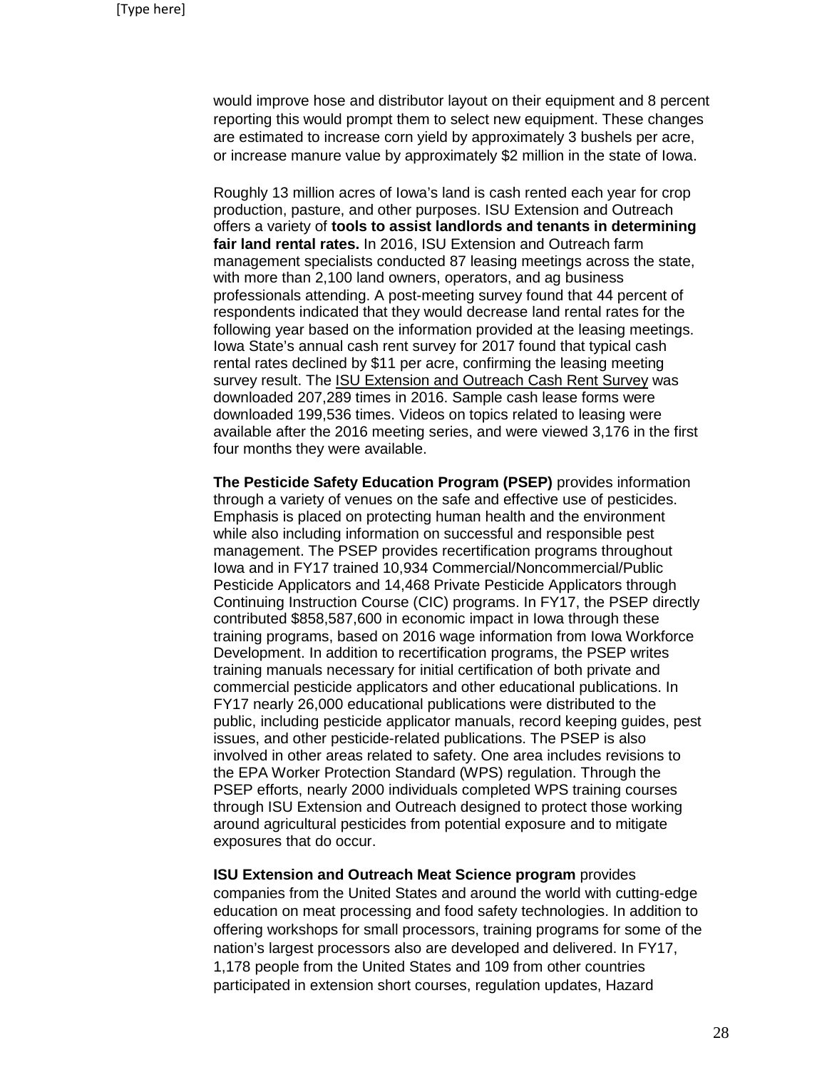would improve hose and distributor layout on their equipment and 8 percent reporting this would prompt them to select new equipment. These changes are estimated to increase corn yield by approximately 3 bushels per acre, or increase manure value by approximately $2 million in the state of Iowa.

Roughly 13 million acres of Iowa's land is cash rented each year for crop production, pasture, and other purposes. ISU Extension and Outreach offers a variety of **tools to assist landlords and tenants in determining fair land rental rates.** In 2016, ISU Extension and Outreach farm management specialists conducted 87 leasing meetings across the state, with more than 2,100 land owners, operators, and ag business professionals attending. A post-meeting survey found that 44 percent of respondents indicated that they would decrease land rental rates for the following year based on the information provided at the leasing meetings. Iowa State's annual cash rent survey for 2017 found that typical cash rental rates declined by $11 per acre, confirming the leasing meeting survey result. The ISU Extension and Outreach Cash Rent Survey was downloaded 207,289 times in 2016. Sample cash lease forms were downloaded 199,536 times. Videos on topics related to leasing were available after the 2016 meeting series, and were viewed 3,176 in the first four months they were available.

**The Pesticide Safety Education Program (PSEP)** provides information through a variety of venues on the safe and effective use of pesticides. Emphasis is placed on protecting human health and the environment while also including information on successful and responsible pest management. The PSEP provides recertification programs throughout Iowa and in FY17 trained 10,934 Commercial/Noncommercial/Public Pesticide Applicators and 14,468 Private Pesticide Applicators through Continuing Instruction Course (CIC) programs. In FY17, the PSEP directly contributed $858,587,600 in economic impact in Iowa through these training programs, based on 2016 wage information from Iowa Workforce Development. In addition to recertification programs, the PSEP writes training manuals necessary for initial certification of both private and commercial pesticide applicators and other educational publications. In FY17 nearly 26,000 educational publications were distributed to the public, including pesticide applicator manuals, record keeping guides, pest issues, and other pesticide-related publications. The PSEP is also involved in other areas related to safety. One area includes revisions to the EPA Worker Protection Standard (WPS) regulation. Through the PSEP efforts, nearly 2000 individuals completed WPS training courses through ISU Extension and Outreach designed to protect those working around agricultural pesticides from potential exposure and to mitigate exposures that do occur.

**ISU Extension and Outreach Meat Science program** provides companies from the United States and around the world with cutting-edge education on meat processing and food safety technologies. In addition to offering workshops for small processors, training programs for some of the nation's largest processors also are developed and delivered. In FY17, 1,178 people from the United States and 109 from other countries participated in extension short courses, regulation updates, Hazard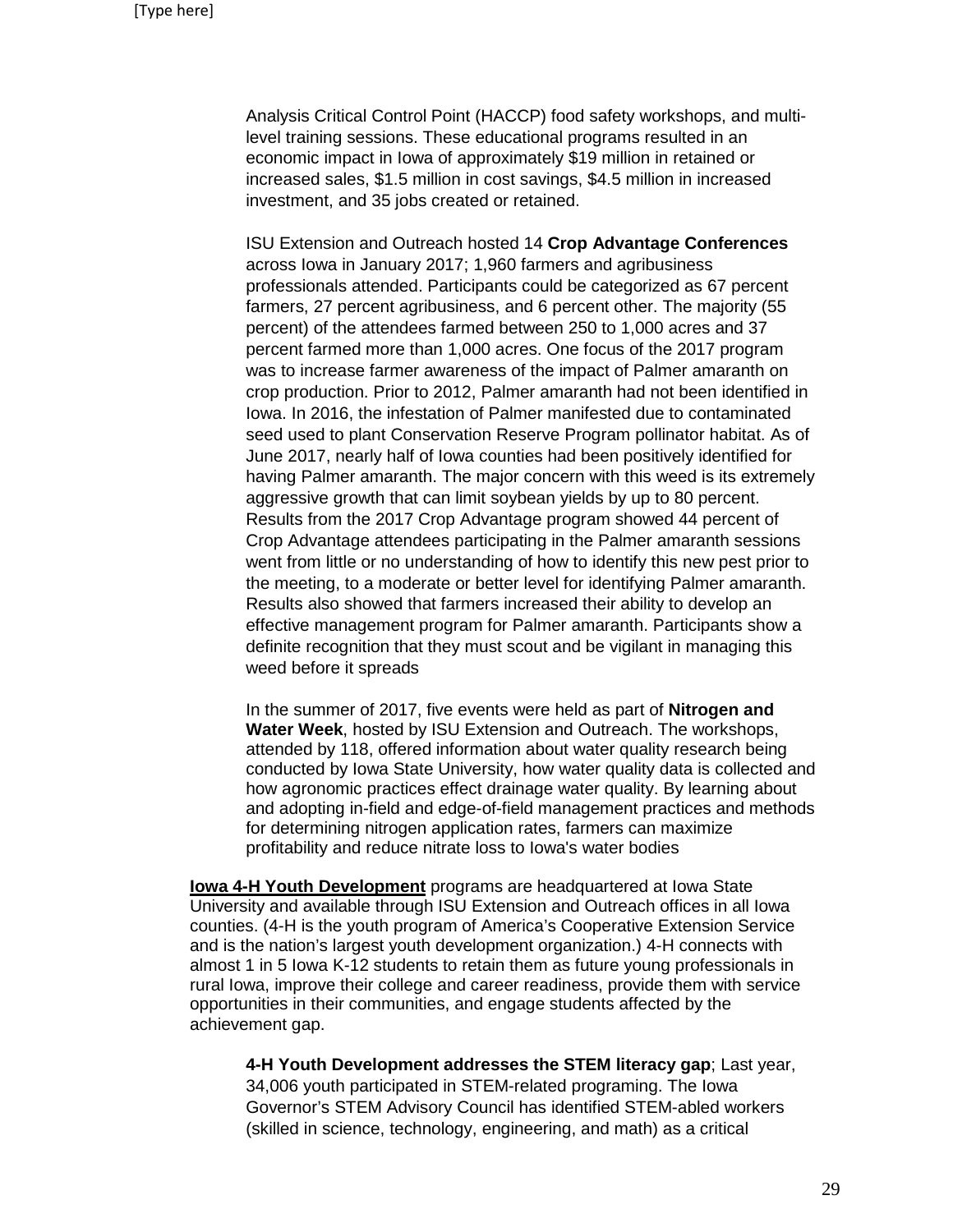Analysis Critical Control Point (HACCP) food safety workshops, and multi-level training sessions. These educational programs resulted in an economic impact in Iowa of approximately $19 million in retained or increased sales, $1.5 million in cost savings, $4.5 million in increased investment, and 35 jobs created or retained.

ISU Extension and Outreach hosted 14 **Crop Advantage Conferences** across Iowa in January 2017; 1,960 farmers and agribusiness professionals attended. Participants could be categorized as 67 percent farmers, 27 percent agribusiness, and 6 percent other. The majority (55 percent) of the attendees farmed between 250 to 1,000 acres and 37 percent farmed more than 1,000 acres. One focus of the 2017 program was to increase farmer awareness of the impact of Palmer amaranth on crop production. Prior to 2012, Palmer amaranth had not been identified in Iowa. In 2016, the infestation of Palmer manifested due to contaminated seed used to plant Conservation Reserve Program pollinator habitat. As of June 2017, nearly half of Iowa counties had been positively identified for having Palmer amaranth. The major concern with this weed is its extremely aggressive growth that can limit soybean yields by up to 80 percent. Results from the 2017 Crop Advantage program showed 44 percent of Crop Advantage attendees participating in the Palmer amaranth sessions went from little or no understanding of how to identify this new pest prior to the meeting, to a moderate or better level for identifying Palmer amaranth. Results also showed that farmers increased their ability to develop an effective management program for Palmer amaranth. Participants show a definite recognition that they must scout and be vigilant in managing this weed before it spreads

In the summer of 2017, five events were held as part of **Nitrogen and Water Week**, hosted by ISU Extension and Outreach. The workshops, attended by 118, offered information about water quality research being conducted by Iowa State University, how water quality data is collected and how agronomic practices effect drainage water quality. By learning about and adopting in-field and edge-of-field management practices and methods for determining nitrogen application rates, farmers can maximize profitability and reduce nitrate loss to Iowa's water bodies

**Iowa 4-H Youth Development** programs are headquartered at Iowa State University and available through ISU Extension and Outreach offices in all Iowa counties. (4-H is the youth program of America's Cooperative Extension Service and is the nation's largest youth development organization.) 4-H connects with almost 1 in 5 Iowa K-12 students to retain them as future young professionals in rural Iowa, improve their college and career readiness, provide them with service opportunities in their communities, and engage students affected by the achievement gap.

**4-H Youth Development addresses the STEM literacy gap**; Last year, 34,006 youth participated in STEM-related programing. The Iowa Governor's STEM Advisory Council has identified STEM-abled workers (skilled in science, technology, engineering, and math) as a critical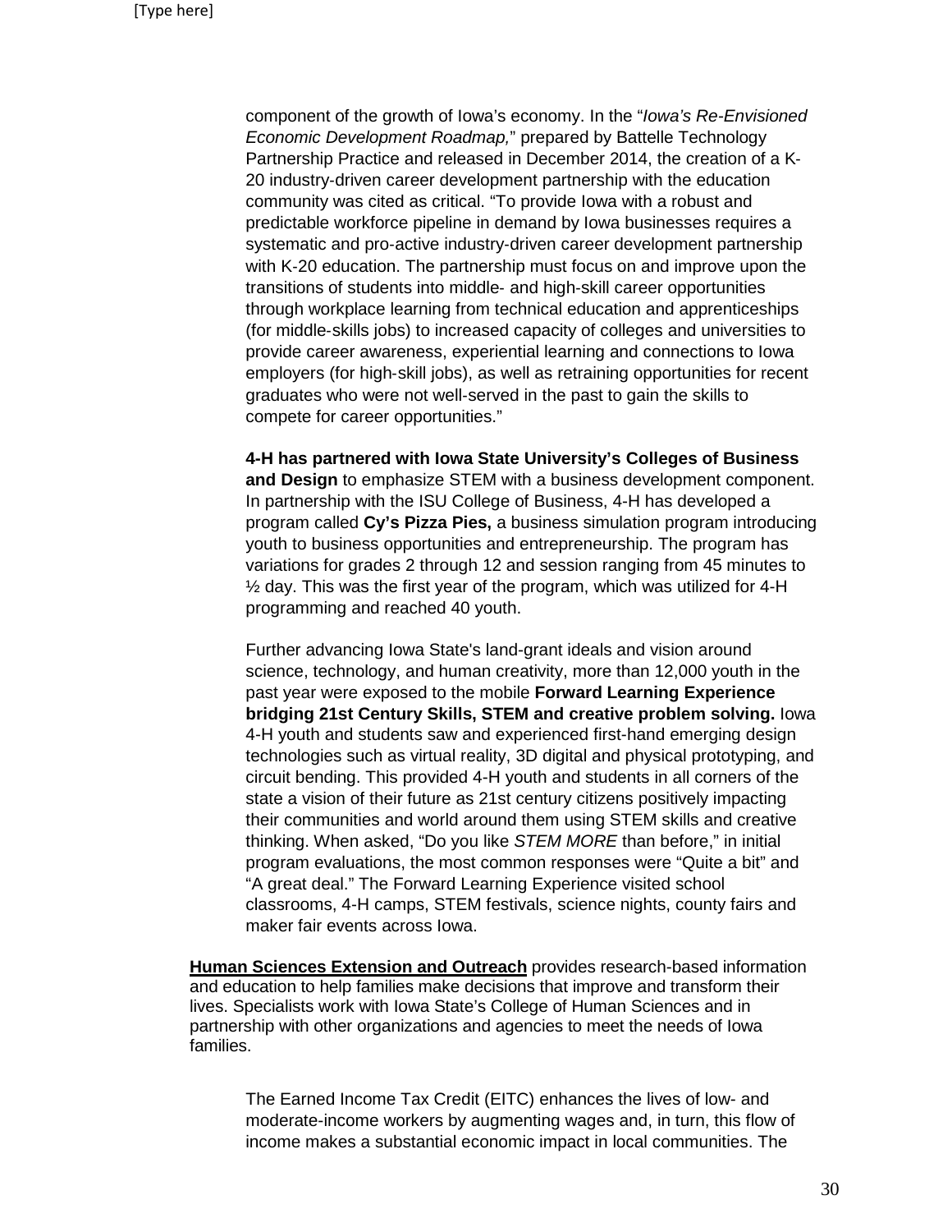component of the growth of Iowa's economy. In the "*Iowa's Re-Envisioned Economic Development Roadmap,*" prepared by Battelle Technology Partnership Practice and released in December 2014, the creation of a K-20 industry-driven career development partnership with the education community was cited as critical. "To provide Iowa with a robust and predictable workforce pipeline in demand by Iowa businesses requires a systematic and pro-active industry-driven career development partnership with K-20 education. The partnership must focus on and improve upon the transitions of students into middle- and high-skill career opportunities through workplace learning from technical education and apprenticeships (for middle-skills jobs) to increased capacity of colleges and universities to provide career awareness, experiential learning and connections to Iowa employers (for high-skill jobs), as well as retraining opportunities for recent graduates who were not well-served in the past to gain the skills to compete for career opportunities."

**4-H has partnered with Iowa State University's Colleges of Business and Design** to emphasize STEM with a business development component. In partnership with the ISU College of Business, 4-H has developed a program called **Cy's Pizza Pies,** a business simulation program introducing youth to business opportunities and entrepreneurship. The program has variations for grades 2 through 12 and session ranging from 45 minutes to ½ day. This was the first year of the program, which was utilized for 4-H programming and reached 40 youth.

Further advancing Iowa State's land-grant ideals and vision around science, technology, and human creativity, more than 12,000 youth in the past year were exposed to the mobile **Forward Learning Experience bridging 21st Century Skills, STEM and creative problem solving.** Iowa 4-H youth and students saw and experienced first-hand emerging design technologies such as virtual reality, 3D digital and physical prototyping, and circuit bending. This provided 4-H youth and students in all corners of the state a vision of their future as 21st century citizens positively impacting their communities and world around them using STEM skills and creative thinking. When asked, "Do you like *STEM MORE* than before," in initial program evaluations, the most common responses were "Quite a bit" and "A great deal." The Forward Learning Experience visited school classrooms, 4-H camps, STEM festivals, science nights, county fairs and maker fair events across Iowa.

**Human Sciences Extension and Outreach** provides research-based information and education to help families make decisions that improve and transform their lives. Specialists work with Iowa State's College of Human Sciences and in partnership with other organizations and agencies to meet the needs of Iowa families.

The Earned Income Tax Credit (EITC) enhances the lives of low- and moderate-income workers by augmenting wages and, in turn, this flow of income makes a substantial economic impact in local communities. The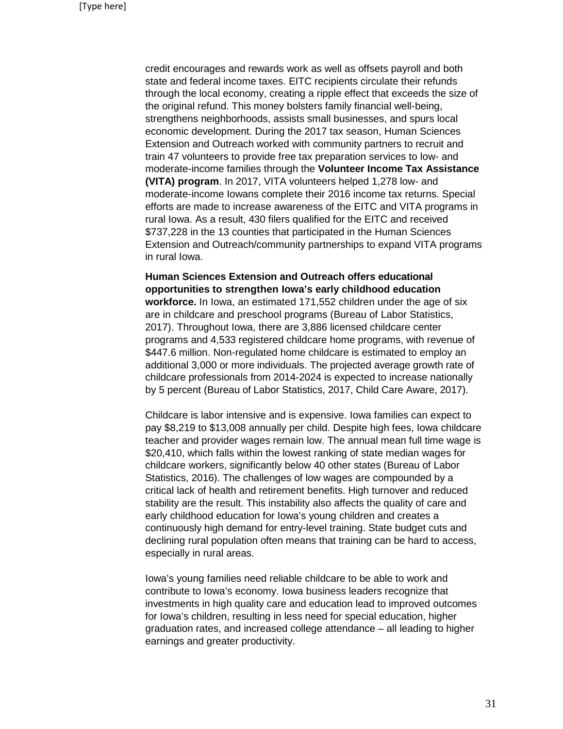credit encourages and rewards work as well as offsets payroll and both state and federal income taxes. EITC recipients circulate their refunds through the local economy, creating a ripple effect that exceeds the size of the original refund. This money bolsters family financial well-being, strengthens neighborhoods, assists small businesses, and spurs local economic development. During the 2017 tax season, Human Sciences Extension and Outreach worked with community partners to recruit and train 47 volunteers to provide free tax preparation services to low- and moderate-income families through the **Volunteer Income Tax Assistance (VITA) program**. In 2017, VITA volunteers helped 1,278 low- and moderate-income Iowans complete their 2016 income tax returns. Special efforts are made to increase awareness of the EITC and VITA programs in rural Iowa. As a result, 430 filers qualified for the EITC and received $737,228 in the 13 counties that participated in the Human Sciences Extension and Outreach/community partnerships to expand VITA programs in rural Iowa.

**Human Sciences Extension and Outreach offers educational opportunities to strengthen Iowa's early childhood education workforce.** In Iowa, an estimated 171,552 children under the age of six are in childcare and preschool programs (Bureau of Labor Statistics, 2017). Throughout Iowa, there are 3,886 licensed childcare center programs and 4,533 registered childcare home programs, with revenue of $447.6 million. Non-regulated home childcare is estimated to employ an additional 3,000 or more individuals. The projected average growth rate of childcare professionals from 2014-2024 is expected to increase nationally by 5 percent (Bureau of Labor Statistics, 2017, Child Care Aware, 2017).

Childcare is labor intensive and is expensive. Iowa families can expect to pay $8,219 to $13,008 annually per child. Despite high fees, Iowa childcare teacher and provider wages remain low. The annual mean full time wage is $20,410, which falls within the lowest ranking of state median wages for childcare workers, significantly below 40 other states (Bureau of Labor Statistics, 2016). The challenges of low wages are compounded by a critical lack of health and retirement benefits. High turnover and reduced stability are the result. This instability also affects the quality of care and early childhood education for Iowa's young children and creates a continuously high demand for entry-level training. State budget cuts and declining rural population often means that training can be hard to access, especially in rural areas.

Iowa's young families need reliable childcare to be able to work and contribute to Iowa's economy. Iowa business leaders recognize that investments in high quality care and education lead to improved outcomes for Iowa's children, resulting in less need for special education, higher graduation rates, and increased college attendance – all leading to higher earnings and greater productivity.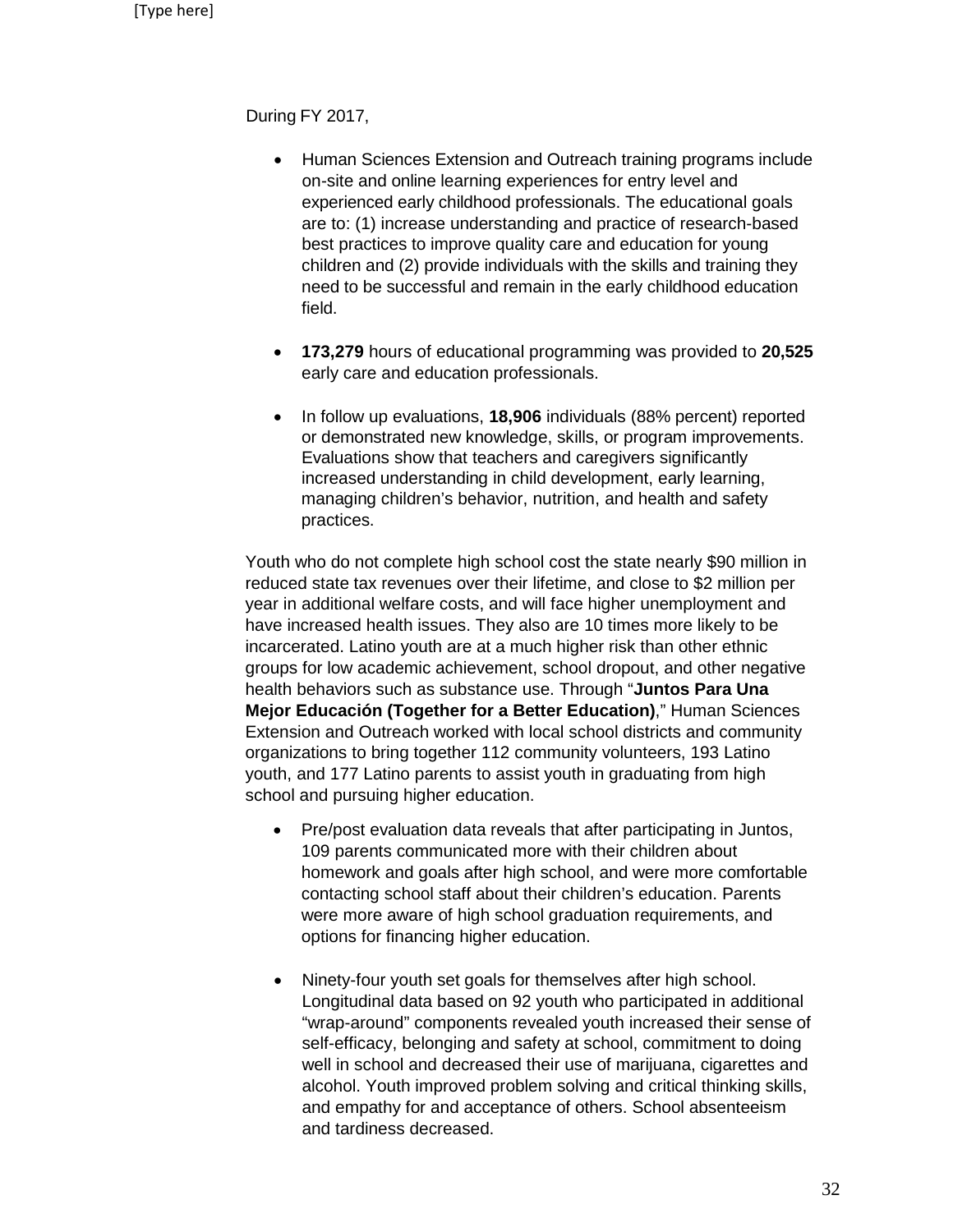During FY 2017,

- Human Sciences Extension and Outreach training programs include on-site and online learning experiences for entry level and experienced early childhood professionals. The educational goals are to: (1) increase understanding and practice of research-based best practices to improve quality care and education for young children and (2) provide individuals with the skills and training they need to be successful and remain in the early childhood education field.

- **173,279** hours of educational programming was provided to **20,525** early care and education professionals.

- In follow up evaluations, **18,906** individuals (88% percent) reported or demonstrated new knowledge, skills, or program improvements. Evaluations show that teachers and caregivers significantly increased understanding in child development, early learning, managing children's behavior, nutrition, and health and safety practices.

Youth who do not complete high school cost the state nearly $90 million in reduced state tax revenues over their lifetime, and close to $2 million per year in additional welfare costs, and will face higher unemployment and have increased health issues. They also are 10 times more likely to be incarcerated. Latino youth are at a much higher risk than other ethnic groups for low academic achievement, school dropout, and other negative health behaviors such as substance use. Through "**Juntos Para Una Mejor Educación (Together for a Better Education)**," Human Sciences Extension and Outreach worked with local school districts and community organizations to bring together 112 community volunteers, 193 Latino youth, and 177 Latino parents to assist youth in graduating from high school and pursuing higher education.

- Pre/post evaluation data reveals that after participating in Juntos, 109 parents communicated more with their children about homework and goals after high school, and were more comfortable contacting school staff about their children's education. Parents were more aware of high school graduation requirements, and options for financing higher education.

- Ninety-four youth set goals for themselves after high school. Longitudinal data based on 92 youth who participated in additional "wrap-around" components revealed youth increased their sense of self-efficacy, belonging and safety at school, commitment to doing well in school and decreased their use of marijuana, cigarettes and alcohol. Youth improved problem solving and critical thinking skills, and empathy for and acceptance of others. School absenteeism and tardiness decreased.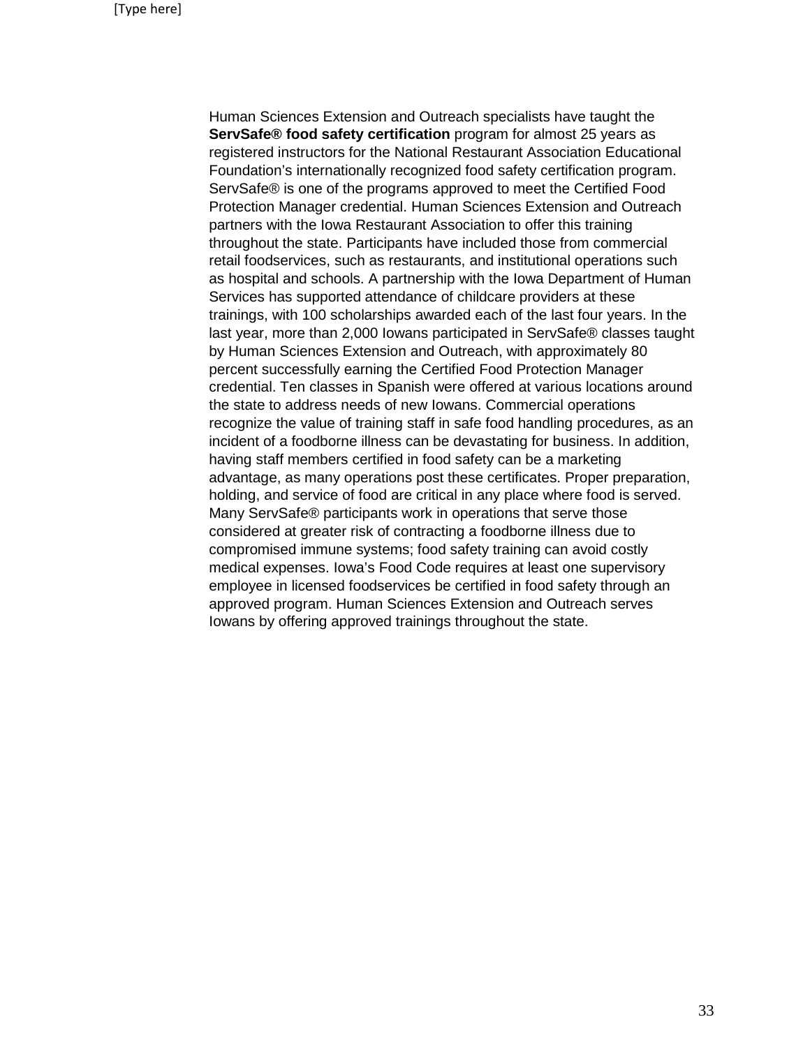Human Sciences Extension and Outreach specialists have taught the **ServSafe® food safety certification** program for almost 25 years as registered instructors for the National Restaurant Association Educational Foundation's internationally recognized food safety certification program. ServSafe® is one of the programs approved to meet the Certified Food Protection Manager credential. Human Sciences Extension and Outreach partners with the Iowa Restaurant Association to offer this training throughout the state. Participants have included those from commercial retail foodservices, such as restaurants, and institutional operations such as hospital and schools. A partnership with the Iowa Department of Human Services has supported attendance of childcare providers at these trainings, with 100 scholarships awarded each of the last four years. In the last year, more than 2,000 Iowans participated in ServSafe® classes taught by Human Sciences Extension and Outreach, with approximately 80 percent successfully earning the Certified Food Protection Manager credential. Ten classes in Spanish were offered at various locations around the state to address needs of new Iowans. Commercial operations recognize the value of training staff in safe food handling procedures, as an incident of a foodborne illness can be devastating for business. In addition, having staff members certified in food safety can be a marketing advantage, as many operations post these certificates. Proper preparation, holding, and service of food are critical in any place where food is served. Many ServSafe® participants work in operations that serve those considered at greater risk of contracting a foodborne illness due to compromised immune systems; food safety training can avoid costly medical expenses. Iowa's Food Code requires at least one supervisory employee in licensed foodservices be certified in food safety through an approved program. Human Sciences Extension and Outreach serves Iowans by offering approved trainings throughout the state.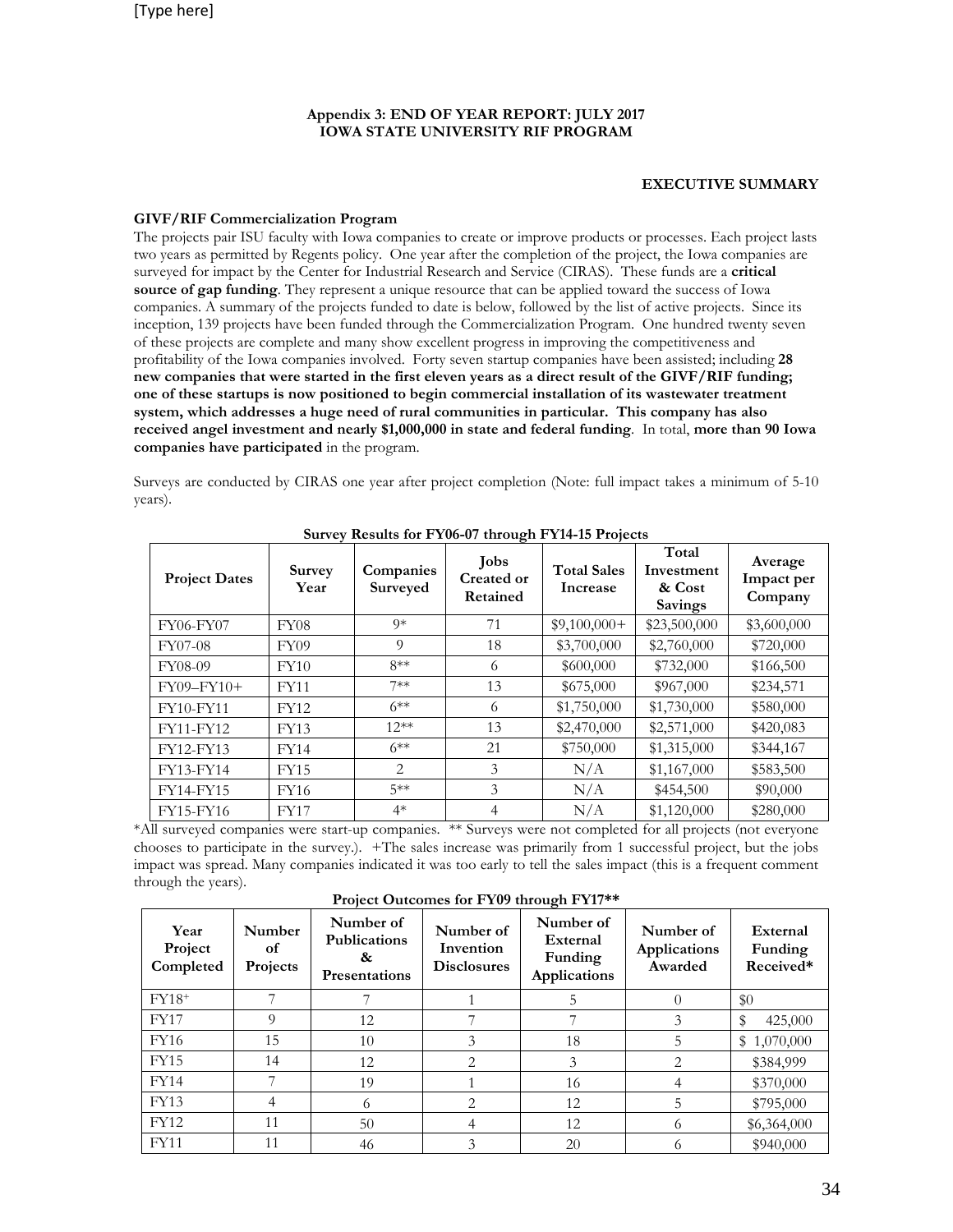[Type here]

**Appendix 3: END OF YEAR REPORT: JULY 2017**
**IOWA STATE UNIVERSITY RIF PROGRAM**

**EXECUTIVE SUMMARY**

**GIVF/RIF Commercialization Program**

The projects pair ISU faculty with Iowa companies to create or improve products or processes. Each project lasts two years as permitted by Regents policy. One year after the completion of the project, the Iowa companies are surveyed for impact by the Center for Industrial Research and Service (CIRAS). These funds are a **critical source of gap funding**. They represent a unique resource that can be applied toward the success of Iowa companies. A summary of the projects funded to date is below, followed by the list of active projects. Since its inception, 139 projects have been funded through the Commercialization Program. One hundred twenty seven of these projects are complete and many show excellent progress in improving the competitiveness and profitability of the Iowa companies involved. Forty seven startup companies have been assisted; including **28 new companies that were started in the first eleven years as a direct result of the GIVF/RIF funding; one of these startups is now positioned to begin commercial installation of its wastewater treatment system, which addresses a huge need of rural communities in particular. This company has also received angel investment and nearly $1,000,000 in state and federal funding**. In total, **more than 90 Iowa companies have participated** in the program.

Surveys are conducted by CIRAS one year after project completion (Note: full impact takes a minimum of 5-10 years).

**Survey Results for FY06-07 through FY14-15 Projects**

| Project Dates | Survey Year | Companies Surveyed | Jobs Created or Retained | Total Sales Increase | Total Investment & Cost Savings | Average Impact per Company |
|---|---|---|---|---|---|---|
| FY06-FY07 | FY08 | 9* | 71 | $9,100,000+ | $23,500,000 | $3,600,000 |
| FY07-08 | FY09 | 9 | 18 | $3,700,000 | $2,760,000 | $720,000 |
| FY08-09 | FY10 | 8** | 6 | $600,000 | $732,000 | $166,500 |
| FY09–FY10+ | FY11 | 7** | 13 | $675,000 | $967,000 | $234,571 |
| FY10-FY11 | FY12 | 6** | 6 | $1,750,000 | $1,730,000 | $580,000 |
| FY11-FY12 | FY13 | 12** | 13 | $2,470,000 | $2,571,000 | $420,083 |
| FY12-FY13 | FY14 | 6** | 21 | $750,000 | $1,315,000 | $344,167 |
| FY13-FY14 | FY15 | 2 | 3 | N/A | $1,167,000 | $583,500 |
| FY14-FY15 | FY16 | 5** | 3 | N/A | $454,500 | $90,000 |
| FY15-FY16 | FY17 | 4* | 4 | N/A | $1,120,000 | $280,000 |

*All surveyed companies were start-up companies. ** Surveys were not completed for all projects (not everyone chooses to participate in the survey.). +The sales increase was primarily from 1 successful project, but the jobs impact was spread. Many companies indicated it was too early to tell the sales impact (this is a frequent comment through the years).

**Project Outcomes for FY09 through FY17****

| Year Project Completed | Number of Projects | Number of Publications & Presentations | Number of Invention Disclosures | Number of External Funding Applications | Number of Applications Awarded | External Funding Received* |
|---|---|---|---|---|---|---|
| FY18+ | 7 | 7 | 1 | 5 | 0 | $0 |
| FY17 | 9 | 12 | 7 | 7 | 3 | $ 425,000 |
| FY16 | 15 | 10 | 3 | 18 | 5 | $ 1,070,000 |
| FY15 | 14 | 12 | 2 | 3 | 2 | $384,999 |
| FY14 | 7 | 19 | 1 | 16 | 4 | $370,000 |
| FY13 | 4 | 6 | 2 | 12 | 5 | $795,000 |
| FY12 | 11 | 50 | 4 | 12 | 6 | $6,364,000 |
| FY11 | 11 | 46 | 3 | 20 | 6 | $940,000 |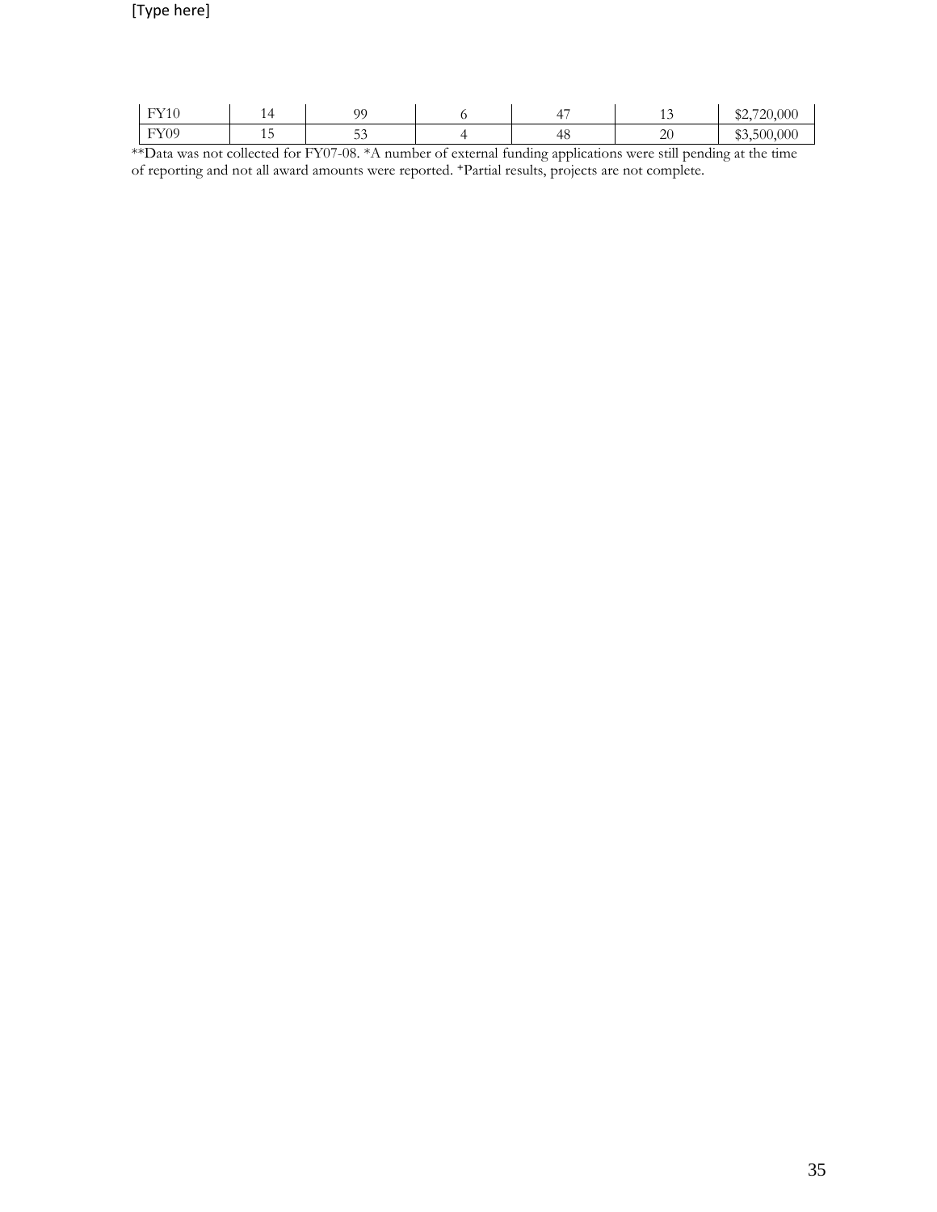| | | | | | | |
|---|---|---|---|---|---|---|
| FY10 | 14 | 99 | 6 | 47 | 13 | $2,720,000 |
| FY09 | 15 | 53 | 4 | 48 | 20 | $3,500,000 |

**Data was not collected for FY07-08. *A number of external funding applications were still pending at the time of reporting and not all award amounts were reported. ⁺Partial results, projects are not complete.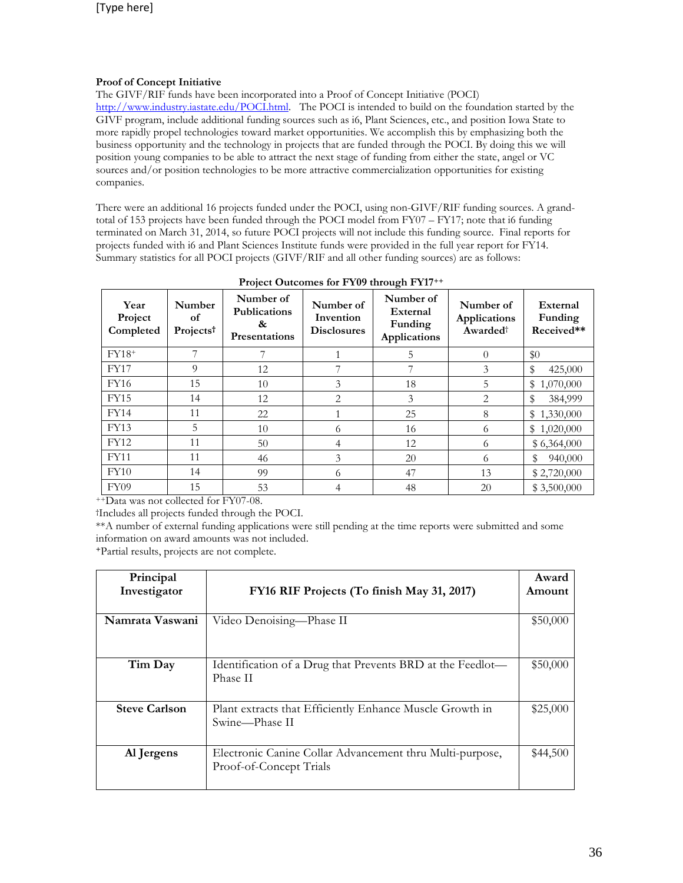**Proof of Concept Initiative**

The GIVF/RIF funds have been incorporated into a Proof of Concept Initiative (POCI) http://www.industry.iastate.edu/POCI.html. The POCI is intended to build on the foundation started by the GIVF program, include additional funding sources such as i6, Plant Sciences, etc., and position Iowa State to more rapidly propel technologies toward market opportunities. We accomplish this by emphasizing both the business opportunity and the technology in projects that are funded through the POCI. By doing this we will position young companies to be able to attract the next stage of funding from either the state, angel or VC sources and/or position technologies to be more attractive commercialization opportunities for existing companies.

There were an additional 16 projects funded under the POCI, using non-GIVF/RIF funding sources. A grand-total of 153 projects have been funded through the POCI model from FY07 – FY17; note that i6 funding terminated on March 31, 2014, so future POCI projects will not include this funding source. Final reports for projects funded with i6 and Plant Sciences Institute funds were provided in the full year report for FY14. Summary statistics for all POCI projects (GIVF/RIF and all other funding sources) are as follows:

**Project Outcomes for FY09 through FY17++**

| Year Project Completed | Number of Projects† | Number of Publications & Presentations | Number of Invention Disclosures | Number of External Funding Applications | Number of Applications Awarded† | External Funding Received** |
|---|---|---|---|---|---|---|
| FY18+ | 7 | 7 | 1 | 5 | 0 | $0 |
| FY17 | 9 | 12 | 7 | 7 | 3 | $ 425,000 |
| FY16 | 15 | 10 | 3 | 18 | 5 | $ 1,070,000 |
| FY15 | 14 | 12 | 2 | 3 | 2 | $ 384,999 |
| FY14 | 11 | 22 | 1 | 25 | 8 | $ 1,330,000 |
| FY13 | 5 | 10 | 6 | 16 | 6 | $ 1,020,000 |
| FY12 | 11 | 50 | 4 | 12 | 6 | $ 6,364,000 |
| FY11 | 11 | 46 | 3 | 20 | 6 | $ 940,000 |
| FY10 | 14 | 99 | 6 | 47 | 13 | $ 2,720,000 |
| FY09 | 15 | 53 | 4 | 48 | 20 | $ 3,500,000 |

++Data was not collected for FY07-08.

†Includes all projects funded through the POCI.

**A number of external funding applications were still pending at the time reports were submitted and some information on award amounts was not included.

+Partial results, projects are not complete.

| Principal Investigator | FY16 RIF Projects (To finish May 31, 2017) | Award Amount |
|---|---|---|
| **Namrata Vaswani** | Video Denoising—Phase II | $50,000 |
| **Tim Day** | Identification of a Drug that Prevents BRD at the Feedlot—Phase II | $50,000 |
| **Steve Carlson** | Plant extracts that Efficiently Enhance Muscle Growth in Swine—Phase II | $25,000 |
| **Al Jergens** | Electronic Canine Collar Advancement thru Multi-purpose, Proof-of-Concept Trials | $44,500 |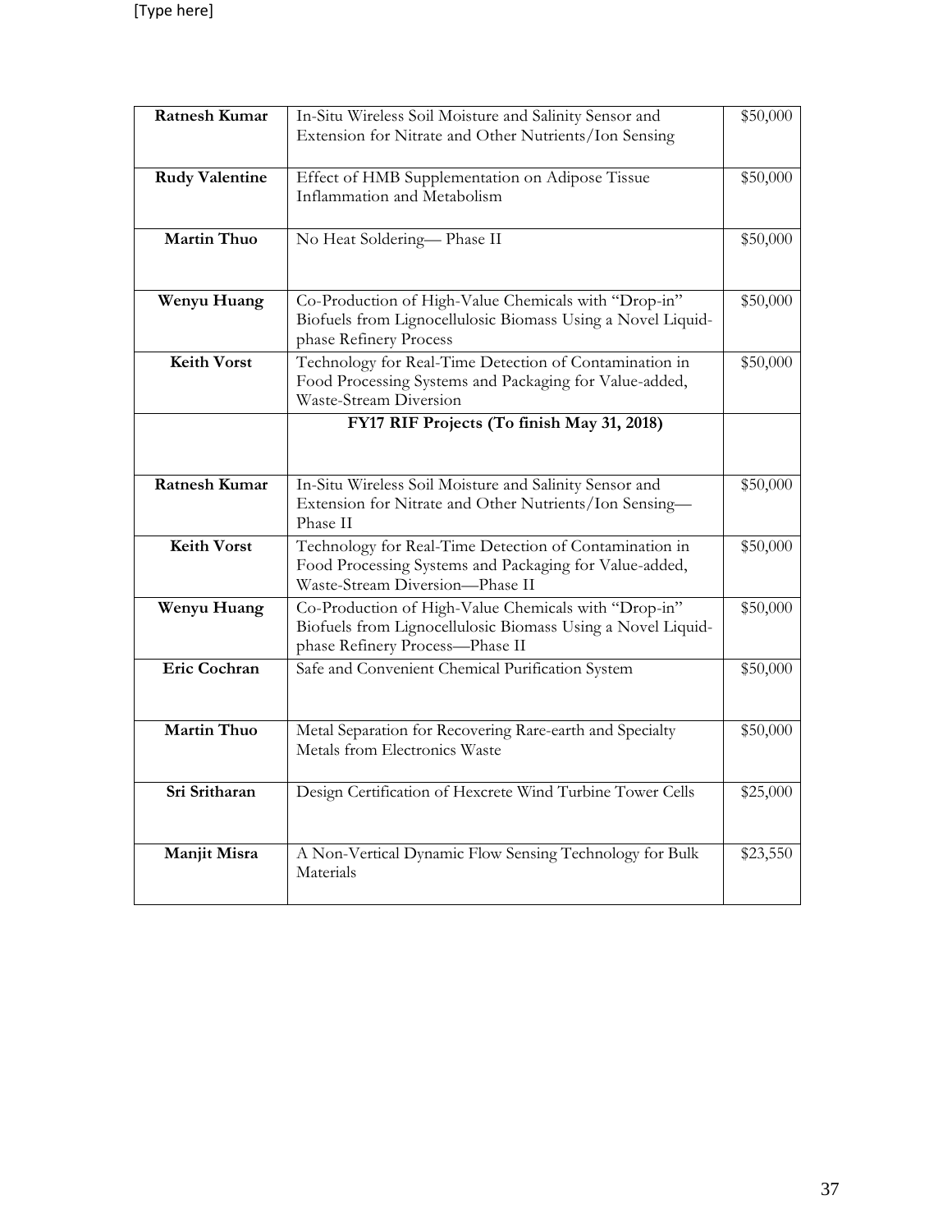| | | |
|---|---|---|
| **Ratnesh Kumar** | In-Situ Wireless Soil Moisture and Salinity Sensor and Extension for Nitrate and Other Nutrients/Ion Sensing | \$50,000 |
| **Rudy Valentine** | Effect of HMB Supplementation on Adipose Tissue Inflammation and Metabolism | \$50,000 |
| **Martin Thuo** | No Heat Soldering— Phase II | \$50,000 |
| **Wenyu Huang** | Co-Production of High-Value Chemicals with “Drop-in” Biofuels from Lignocellulosic Biomass Using a Novel Liquid-phase Refinery Process | \$50,000 |
| **Keith Vorst** | Technology for Real-Time Detection of Contamination in Food Processing Systems and Packaging for Value-added, Waste-Stream Diversion | \$50,000 |
| | **FY17 RIF Projects (To finish May 31, 2018)** | |
| **Ratnesh Kumar** | In-Situ Wireless Soil Moisture and Salinity Sensor and Extension for Nitrate and Other Nutrients/Ion Sensing—Phase II | \$50,000 |
| **Keith Vorst** | Technology for Real-Time Detection of Contamination in Food Processing Systems and Packaging for Value-added, Waste-Stream Diversion—Phase II | \$50,000 |
| **Wenyu Huang** | Co-Production of High-Value Chemicals with “Drop-in” Biofuels from Lignocellulosic Biomass Using a Novel Liquid-phase Refinery Process—Phase II | \$50,000 |
| **Eric Cochran** | Safe and Convenient Chemical Purification System | \$50,000 |
| **Martin Thuo** | Metal Separation for Recovering Rare-earth and Specialty Metals from Electronics Waste | \$50,000 |
| **Sri Sritharan** | Design Certification of Hexcrete Wind Turbine Tower Cells | \$25,000 |
| **Manjit Misra** | A Non-Vertical Dynamic Flow Sensing Technology for Bulk Materials | \$23,550 |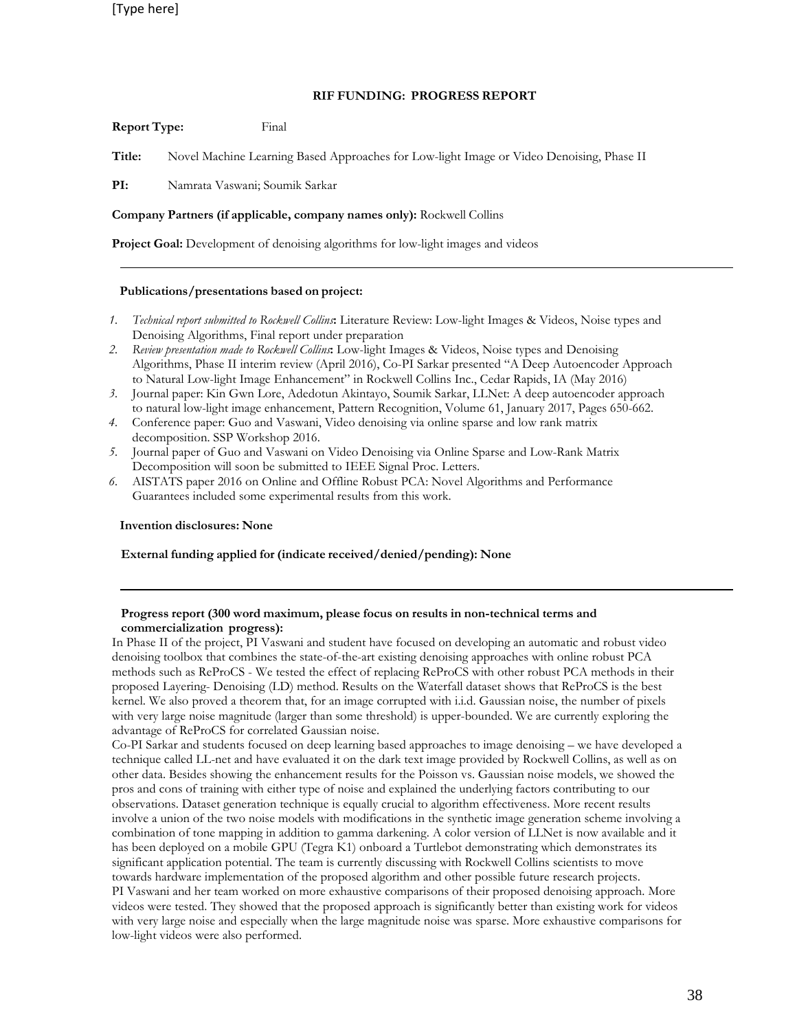**RIF FUNDING: PROGRESS REPORT**

**Report Type:** Final

**Title:** Novel Machine Learning Based Approaches for Low-light Image or Video Denoising, Phase II

**PI:** Namrata Vaswani; Soumik Sarkar

**Company Partners (if applicable, company names only):** Rockwell Collins

**Project Goal:** Development of denoising algorithms for low-light images and videos

---

**Publications/presentations based on project:**

1. *Technical report submitted to Rockwell Collins***:** Literature Review: Low-light Images & Videos, Noise types and Denoising Algorithms, Final report under preparation
2. *Review presentation made to Rockwell Collins***:** Low-light Images & Videos, Noise types and Denoising Algorithms, Phase II interim review (April 2016), Co-PI Sarkar presented "A Deep Autoencoder Approach to Natural Low-light Image Enhancement" in Rockwell Collins Inc., Cedar Rapids, IA (May 2016)
3. Journal paper: Kin Gwn Lore, Adedotun Akintayo, Soumik Sarkar, LLNet: A deep autoencoder approach to natural low-light image enhancement, Pattern Recognition, Volume 61, January 2017, Pages 650-662.
4. Conference paper: Guo and Vaswani, Video denoising via online sparse and low rank matrix decomposition. SSP Workshop 2016.
5. Journal paper of Guo and Vaswani on Video Denoising via Online Sparse and Low-Rank Matrix Decomposition will soon be submitted to IEEE Signal Proc. Letters.
6. AISTATS paper 2016 on Online and Offline Robust PCA: Novel Algorithms and Performance Guarantees included some experimental results from this work.

**Invention disclosures: None**

**External funding applied for (indicate received/denied/pending): None**

---

**Progress report (300 word maximum, please focus on results in non-technical terms and commercialization progress):**

In Phase II of the project, PI Vaswani and student have focused on developing an automatic and robust video denoising toolbox that combines the state-of-the-art existing denoising approaches with online robust PCA methods such as ReProCS - We tested the effect of replacing ReProCS with other robust PCA methods in their proposed Layering- Denoising (LD) method. Results on the Waterfall dataset shows that ReProCS is the best kernel. We also proved a theorem that, for an image corrupted with i.i.d. Gaussian noise, the number of pixels with very large noise magnitude (larger than some threshold) is upper-bounded. We are currently exploring the advantage of ReProCS for correlated Gaussian noise.

Co-PI Sarkar and students focused on deep learning based approaches to image denoising – we have developed a technique called LL-net and have evaluated it on the dark text image provided by Rockwell Collins, as well as on other data. Besides showing the enhancement results for the Poisson vs. Gaussian noise models, we showed the pros and cons of training with either type of noise and explained the underlying factors contributing to our observations. Dataset generation technique is equally crucial to algorithm effectiveness. More recent results involve a union of the two noise models with modifications in the synthetic image generation scheme involving a combination of tone mapping in addition to gamma darkening. A color version of LLNet is now available and it has been deployed on a mobile GPU (Tegra K1) onboard a Turtlebot demonstrating which demonstrates its significant application potential. The team is currently discussing with Rockwell Collins scientists to move towards hardware implementation of the proposed algorithm and other possible future research projects.

PI Vaswani and her team worked on more exhaustive comparisons of their proposed denoising approach. More videos were tested. They showed that the proposed approach is significantly better than existing work for videos with very large noise and especially when the large magnitude noise was sparse. More exhaustive comparisons for low-light videos were also performed.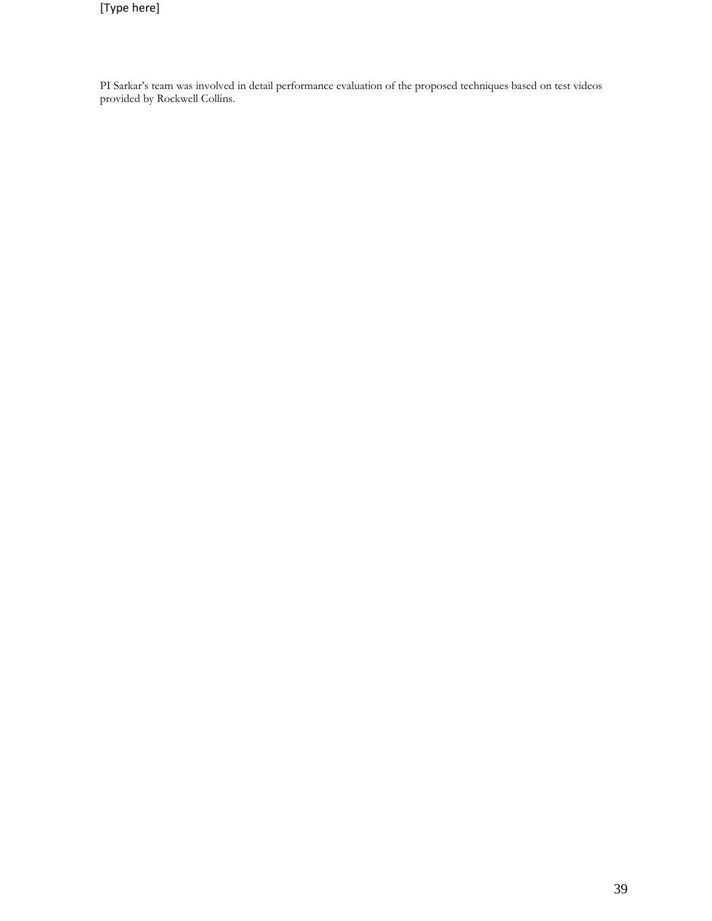PI Sarkar's team was involved in detail performance evaluation of the proposed techniques based on test videos provided by Rockwell Collins.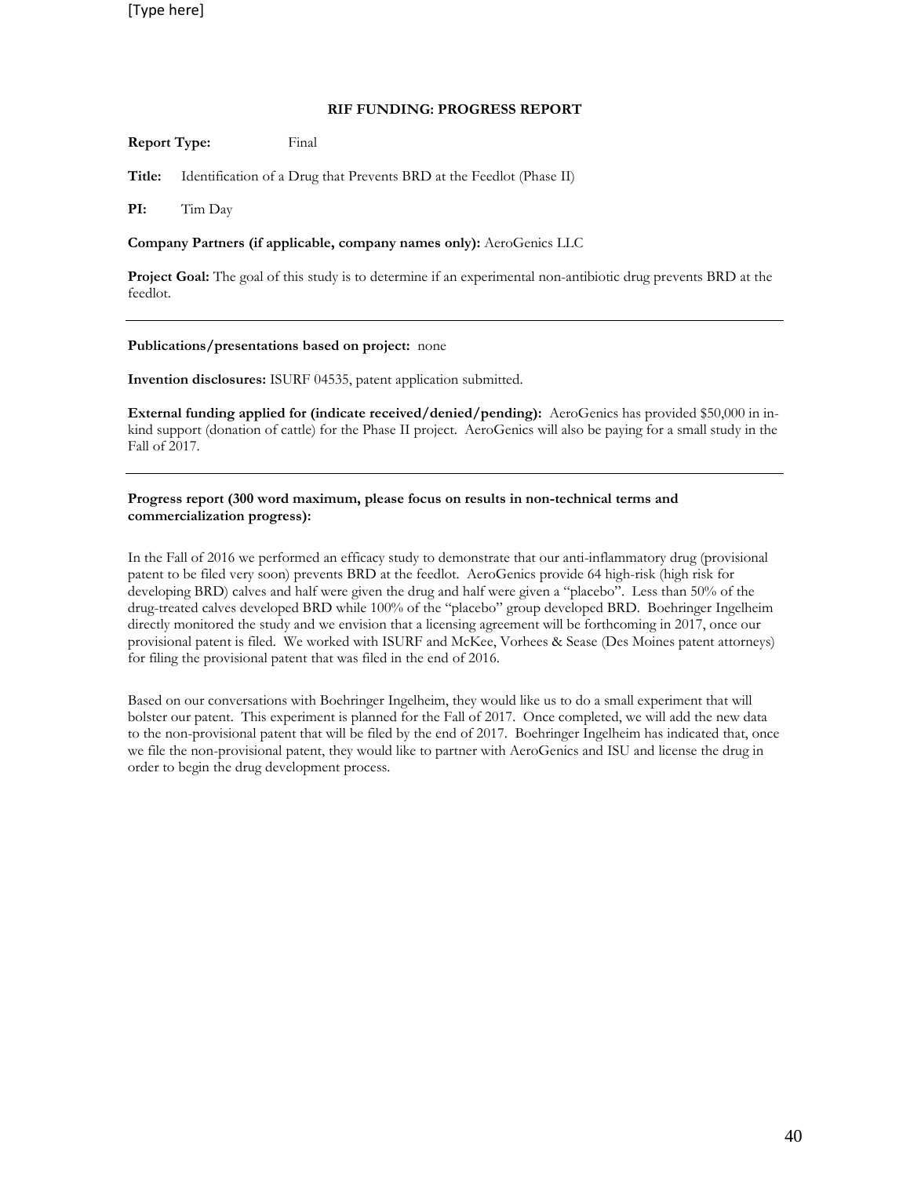**RIF FUNDING: PROGRESS REPORT**

**Report Type:** Final

**Title:** Identification of a Drug that Prevents BRD at the Feedlot (Phase II)

**PI:** Tim Day

**Company Partners (if applicable, company names only):** AeroGenics LLC

**Project Goal:** The goal of this study is to determine if an experimental non-antibiotic drug prevents BRD at the feedlot.

---

**Publications/presentations based on project:** none

**Invention disclosures:** ISURF 04535, patent application submitted.

**External funding applied for (indicate received/denied/pending):** AeroGenics has provided $50,000 in in-kind support (donation of cattle) for the Phase II project. AeroGenics will also be paying for a small study in the Fall of 2017.

---

**Progress report (300 word maximum, please focus on results in non-technical terms and commercialization progress):**

In the Fall of 2016 we performed an efficacy study to demonstrate that our anti-inflammatory drug (provisional patent to be filed very soon) prevents BRD at the feedlot. AeroGenics provide 64 high-risk (high risk for developing BRD) calves and half were given the drug and half were given a "placebo". Less than 50% of the drug-treated calves developed BRD while 100% of the "placebo" group developed BRD. Boehringer Ingelheim directly monitored the study and we envision that a licensing agreement will be forthcoming in 2017, once our provisional patent is filed. We worked with ISURF and McKee, Vorhees & Sease (Des Moines patent attorneys) for filing the provisional patent that was filed in the end of 2016.

Based on our conversations with Boehringer Ingelheim, they would like us to do a small experiment that will bolster our patent. This experiment is planned for the Fall of 2017. Once completed, we will add the new data to the non-provisional patent that will be filed by the end of 2017. Boehringer Ingelheim has indicated that, once we file the non-provisional patent, they would like to partner with AeroGenics and ISU and license the drug in order to begin the drug development process.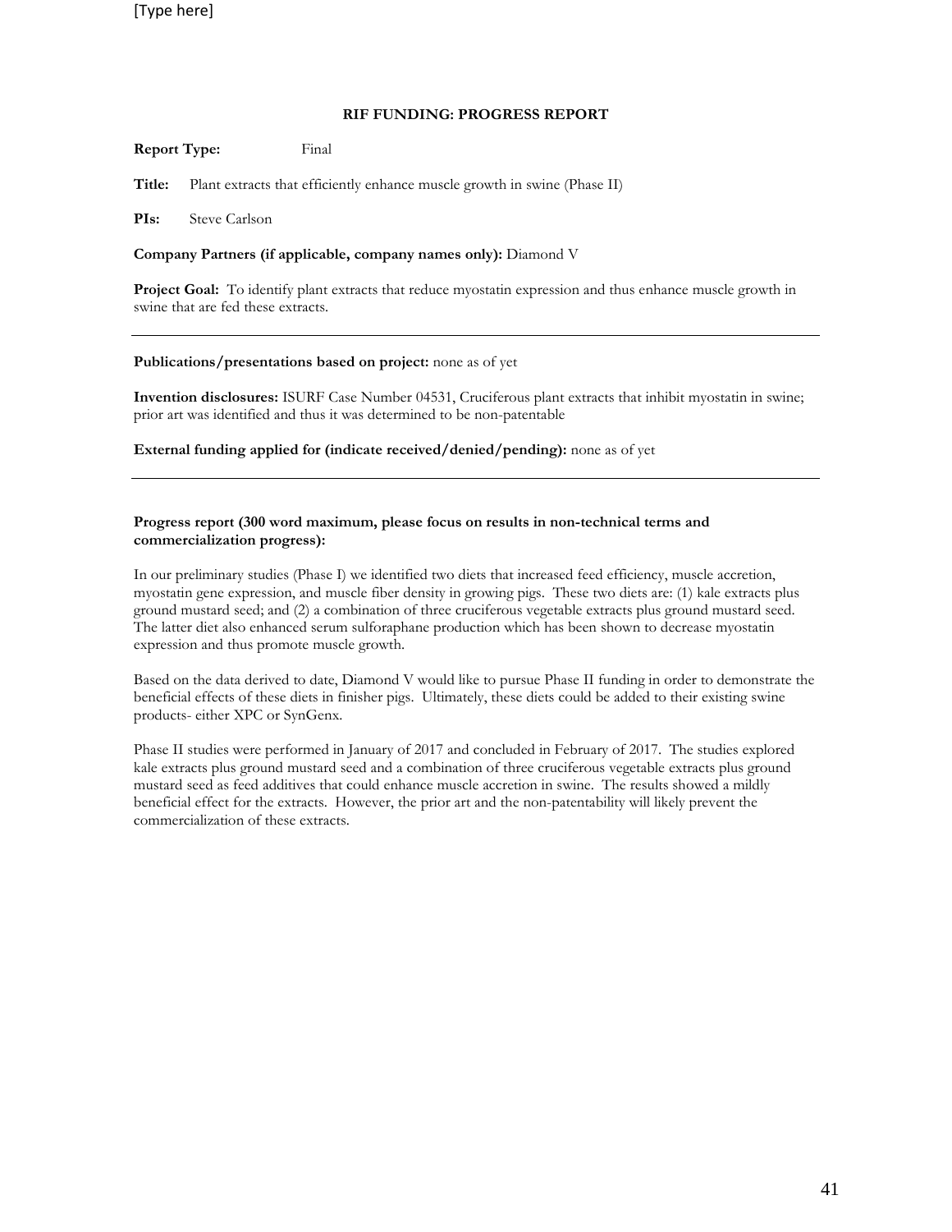**RIF FUNDING: PROGRESS REPORT**

**Report Type:** Final

**Title:** Plant extracts that efficiently enhance muscle growth in swine (Phase II)

**PIs:** Steve Carlson

**Company Partners (if applicable, company names only):** Diamond V

**Project Goal:** To identify plant extracts that reduce myostatin expression and thus enhance muscle growth in swine that are fed these extracts.

---

**Publications/presentations based on project:** none as of yet

**Invention disclosures:** ISURF Case Number 04531, Cruciferous plant extracts that inhibit myostatin in swine; prior art was identified and thus it was determined to be non-patentable

**External funding applied for (indicate received/denied/pending):** none as of yet

---

**Progress report (300 word maximum, please focus on results in non-technical terms and commercialization progress):**

In our preliminary studies (Phase I) we identified two diets that increased feed efficiency, muscle accretion, myostatin gene expression, and muscle fiber density in growing pigs. These two diets are: (1) kale extracts plus ground mustard seed; and (2) a combination of three cruciferous vegetable extracts plus ground mustard seed. The latter diet also enhanced serum sulforaphane production which has been shown to decrease myostatin expression and thus promote muscle growth.

Based on the data derived to date, Diamond V would like to pursue Phase II funding in order to demonstrate the beneficial effects of these diets in finisher pigs. Ultimately, these diets could be added to their existing swine products- either XPC or SynGenx.

Phase II studies were performed in January of 2017 and concluded in February of 2017. The studies explored kale extracts plus ground mustard seed and a combination of three cruciferous vegetable extracts plus ground mustard seed as feed additives that could enhance muscle accretion in swine. The results showed a mildly beneficial effect for the extracts. However, the prior art and the non-patentability will likely prevent the commercialization of these extracts.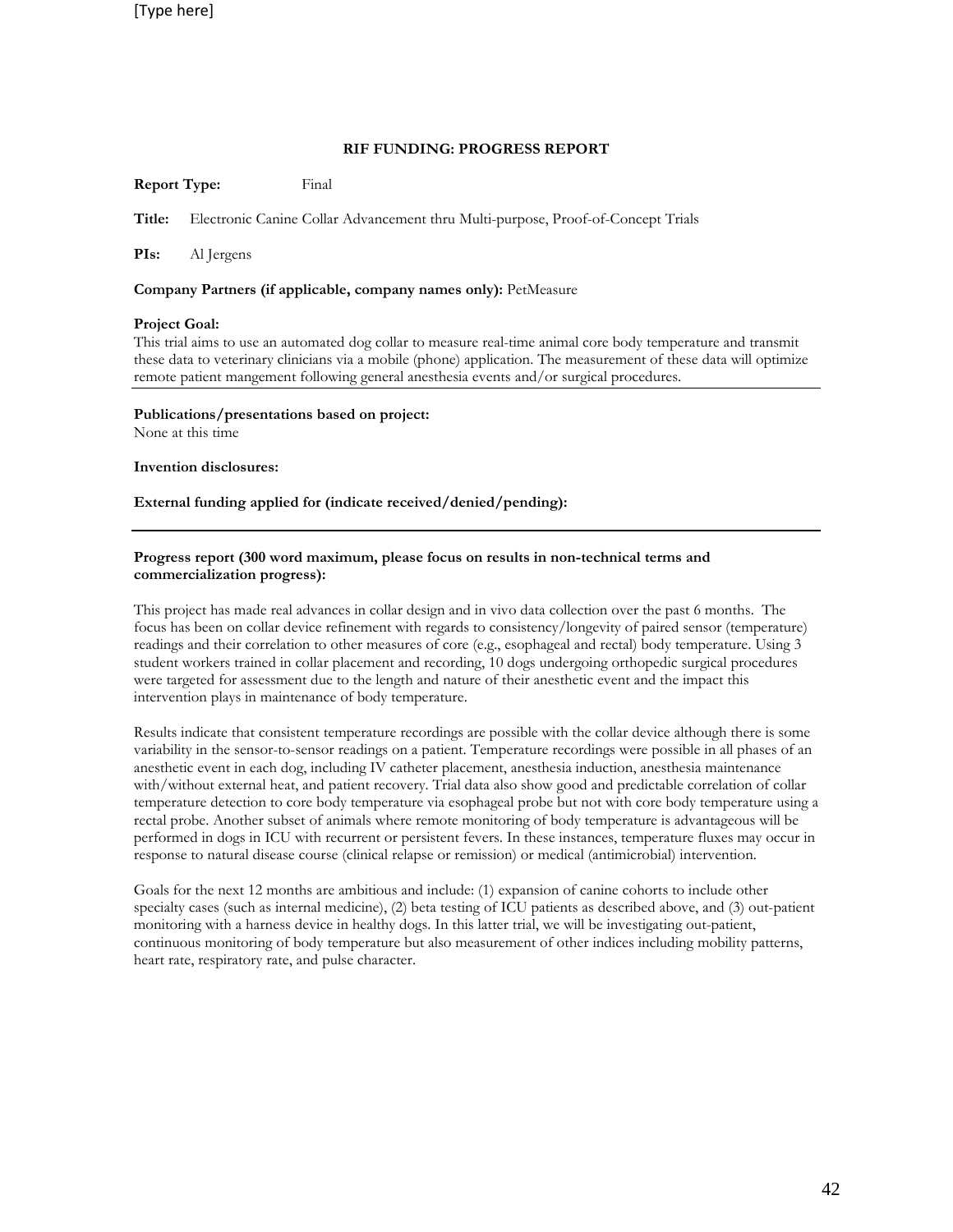**RIF FUNDING: PROGRESS REPORT**

**Report Type:** Final

**Title:** Electronic Canine Collar Advancement thru Multi-purpose, Proof-of-Concept Trials

**PIs:** Al Jergens

**Company Partners (if applicable, company names only):** PetMeasure

**Project Goal:**
This trial aims to use an automated dog collar to measure real-time animal core body temperature and transmit these data to veterinary clinicians via a mobile (phone) application. The measurement of these data will optimize remote patient mangement following general anesthesia events and/or surgical procedures.

**Publications/presentations based on project:**
None at this time

**Invention disclosures:**

**External funding applied for (indicate received/denied/pending):**

---

**Progress report (300 word maximum, please focus on results in non-technical terms and commercialization progress):**

This project has made real advances in collar design and in vivo data collection over the past 6 months. The focus has been on collar device refinement with regards to consistency/longevity of paired sensor (temperature) readings and their correlation to other measures of core (e.g., esophageal and rectal) body temperature. Using 3 student workers trained in collar placement and recording, 10 dogs undergoing orthopedic surgical procedures were targeted for assessment due to the length and nature of their anesthetic event and the impact this intervention plays in maintenance of body temperature.

Results indicate that consistent temperature recordings are possible with the collar device although there is some variability in the sensor-to-sensor readings on a patient. Temperature recordings were possible in all phases of an anesthetic event in each dog, including IV catheter placement, anesthesia induction, anesthesia maintenance with/without external heat, and patient recovery. Trial data also show good and predictable correlation of collar temperature detection to core body temperature via esophageal probe but not with core body temperature using a rectal probe. Another subset of animals where remote monitoring of body temperature is advantageous will be performed in dogs in ICU with recurrent or persistent fevers. In these instances, temperature fluxes may occur in response to natural disease course (clinical relapse or remission) or medical (antimicrobial) intervention.

Goals for the next 12 months are ambitious and include: (1) expansion of canine cohorts to include other specialty cases (such as internal medicine), (2) beta testing of ICU patients as described above, and (3) out-patient monitoring with a harness device in healthy dogs. In this latter trial, we will be investigating out-patient, continuous monitoring of body temperature but also measurement of other indices including mobility patterns, heart rate, respiratory rate, and pulse character.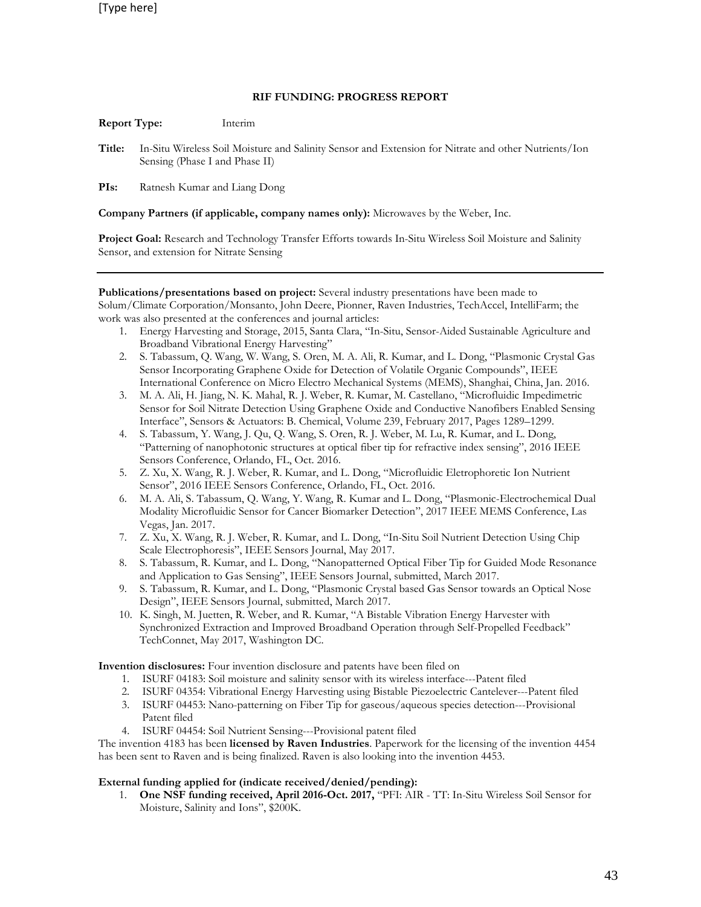# RIF FUNDING: PROGRESS REPORT

**Report Type:** Interim

**Title:** In-Situ Wireless Soil Moisture and Salinity Sensor and Extension for Nitrate and other Nutrients/Ion Sensing (Phase I and Phase II)

**PIs:** Ratnesh Kumar and Liang Dong

**Company Partners (if applicable, company names only):** Microwaves by the Weber, Inc.

**Project Goal:** Research and Technology Transfer Efforts towards In-Situ Wireless Soil Moisture and Salinity Sensor, and extension for Nitrate Sensing

---

**Publications/presentations based on project:** Several industry presentations have been made to Solum/Climate Corporation/Monsanto, John Deere, Pionner, Raven Industries, TechAccel, IntelliFarm; the work was also presented at the conferences and journal articles:

1. Energy Harvesting and Storage, 2015, Santa Clara, "In-Situ, Sensor-Aided Sustainable Agriculture and Broadband Vibrational Energy Harvesting"
2. S. Tabassum, Q. Wang, W. Wang, S. Oren, M. A. Ali, R. Kumar, and L. Dong, "Plasmonic Crystal Gas Sensor Incorporating Graphene Oxide for Detection of Volatile Organic Compounds", IEEE International Conference on Micro Electro Mechanical Systems (MEMS), Shanghai, China, Jan. 2016.
3. M. A. Ali, H. Jiang, N. K. Mahal, R. J. Weber, R. Kumar, M. Castellano, "Microfluidic Impedimetric Sensor for Soil Nitrate Detection Using Graphene Oxide and Conductive Nanofibers Enabled Sensing Interface", Sensors & Actuators: B. Chemical, Volume 239, February 2017, Pages 1289–1299.
4. S. Tabassum, Y. Wang, J. Qu, Q. Wang, S. Oren, R. J. Weber, M. Lu, R. Kumar, and L. Dong, "Patterning of nanophotonic structures at optical fiber tip for refractive index sensing", 2016 IEEE Sensors Conference, Orlando, FL, Oct. 2016.
5. Z. Xu, X. Wang, R. J. Weber, R. Kumar, and L. Dong, "Microfluidic Eletrophoretic Ion Nutrient Sensor", 2016 IEEE Sensors Conference, Orlando, FL, Oct. 2016.
6. M. A. Ali, S. Tabassum, Q. Wang, Y. Wang, R. Kumar and L. Dong, "Plasmonic-Electrochemical Dual Modality Microfluidic Sensor for Cancer Biomarker Detection", 2017 IEEE MEMS Conference, Las Vegas, Jan. 2017.
7. Z. Xu, X. Wang, R. J. Weber, R. Kumar, and L. Dong, "In-Situ Soil Nutrient Detection Using Chip Scale Electrophoresis", IEEE Sensors Journal, May 2017.
8. S. Tabassum, R. Kumar, and L. Dong, "Nanopatterned Optical Fiber Tip for Guided Mode Resonance and Application to Gas Sensing", IEEE Sensors Journal, submitted, March 2017.
9. S. Tabassum, R. Kumar, and L. Dong, "Plasmonic Crystal based Gas Sensor towards an Optical Nose Design", IEEE Sensors Journal, submitted, March 2017.
10. K. Singh, M. Juetten, R. Weber, and R. Kumar, "A Bistable Vibration Energy Harvester with Synchronized Extraction and Improved Broadband Operation through Self-Propelled Feedback" TechConnet, May 2017, Washington DC.

**Invention disclosures:** Four invention disclosure and patents have been filed on

1. ISURF 04183: Soil moisture and salinity sensor with its wireless interface---Patent filed
2. ISURF 04354: Vibrational Energy Harvesting using Bistable Piezoelectric Cantelever---Patent filed
3. ISURF 04453: Nano-patterning on Fiber Tip for gaseous/aqueous species detection---Provisional Patent filed
4. ISURF 04454: Soil Nutrient Sensing---Provisional patent filed

The invention 4183 has been **licensed by Raven Industries**. Paperwork for the licensing of the invention 4454 has been sent to Raven and is being finalized. Raven is also looking into the invention 4453.

**External funding applied for (indicate received/denied/pending):**

1. **One NSF funding received, April 2016-Oct. 2017,** "PFI: AIR - TT: In-Situ Wireless Soil Sensor for Moisture, Salinity and Ions", $200K.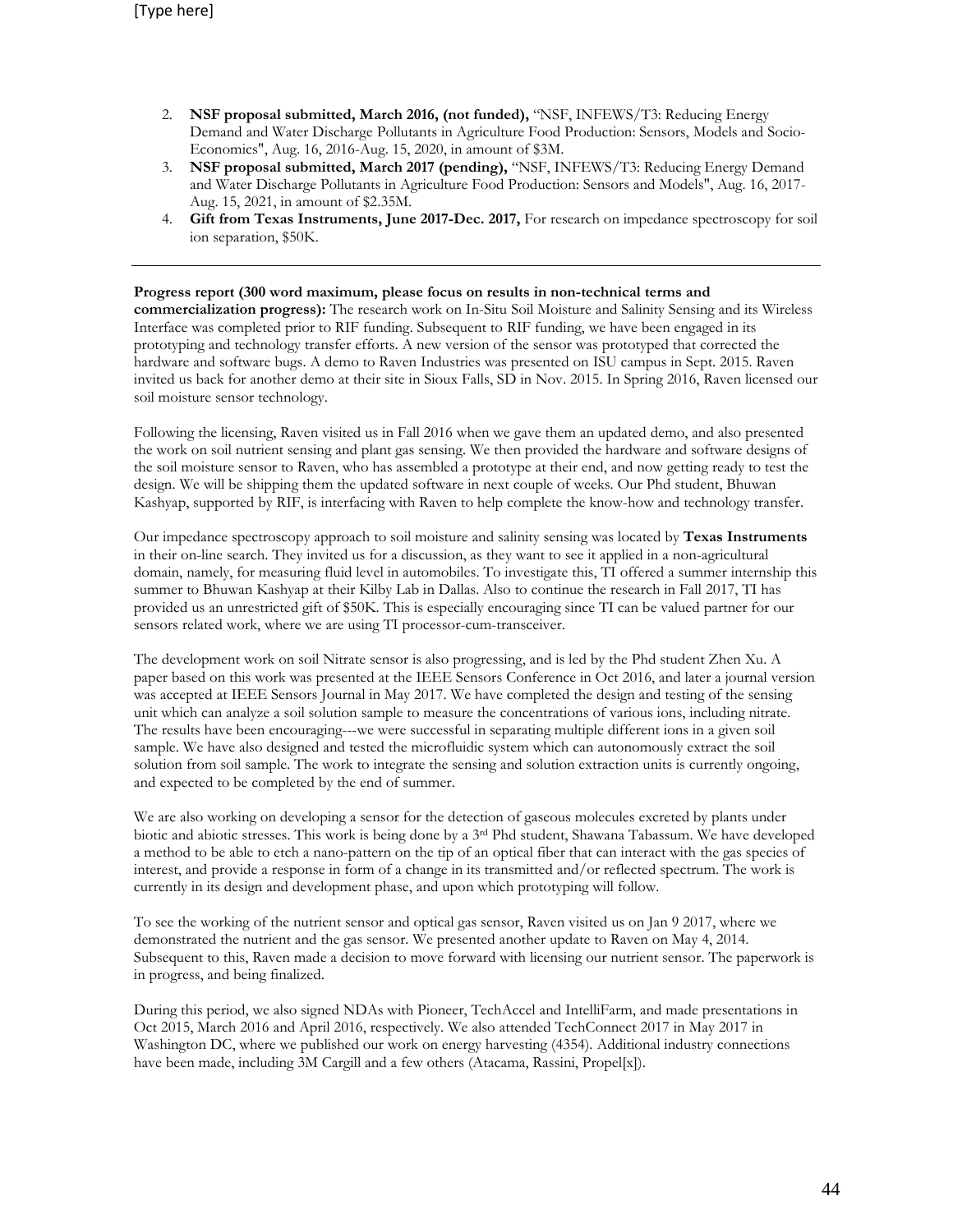2. **NSF proposal submitted, March 2016, (not funded),** "NSF, INFEWS/T3: Reducing Energy Demand and Water Discharge Pollutants in Agriculture Food Production: Sensors, Models and Socio-Economics", Aug. 16, 2016-Aug. 15, 2020, in amount of $3M.
3. **NSF proposal submitted, March 2017 (pending),** "NSF, INFEWS/T3: Reducing Energy Demand and Water Discharge Pollutants in Agriculture Food Production: Sensors and Models", Aug. 16, 2017-Aug. 15, 2021, in amount of $2.35M.
4. **Gift from Texas Instruments, June 2017-Dec. 2017,** For research on impedance spectroscopy for soil ion separation, $50K.

---

**Progress report (300 word maximum, please focus on results in non-technical terms and commercialization progress):** The research work on In-Situ Soil Moisture and Salinity Sensing and its Wireless Interface was completed prior to RIF funding. Subsequent to RIF funding, we have been engaged in its prototyping and technology transfer efforts. A new version of the sensor was prototyped that corrected the hardware and software bugs. A demo to Raven Industries was presented on ISU campus in Sept. 2015. Raven invited us back for another demo at their site in Sioux Falls, SD in Nov. 2015. In Spring 2016, Raven licensed our soil moisture sensor technology.

Following the licensing, Raven visited us in Fall 2016 when we gave them an updated demo, and also presented the work on soil nutrient sensing and plant gas sensing. We then provided the hardware and software designs of the soil moisture sensor to Raven, who has assembled a prototype at their end, and now getting ready to test the design. We will be shipping them the updated software in next couple of weeks. Our Phd student, Bhuwan Kashyap, supported by RIF, is interfacing with Raven to help complete the know-how and technology transfer.

Our impedance spectroscopy approach to soil moisture and salinity sensing was located by **Texas Instruments** in their on-line search. They invited us for a discussion, as they want to see it applied in a non-agricultural domain, namely, for measuring fluid level in automobiles. To investigate this, TI offered a summer internship this summer to Bhuwan Kashyap at their Kilby Lab in Dallas. Also to continue the research in Fall 2017, TI has provided us an unrestricted gift of $50K. This is especially encouraging since TI can be valued partner for our sensors related work, where we are using TI processor-cum-transceiver.

The development work on soil Nitrate sensor is also progressing, and is led by the Phd student Zhen Xu. A paper based on this work was presented at the IEEE Sensors Conference in Oct 2016, and later a journal version was accepted at IEEE Sensors Journal in May 2017. We have completed the design and testing of the sensing unit which can analyze a soil solution sample to measure the concentrations of various ions, including nitrate. The results have been encouraging---we were successful in separating multiple different ions in a given soil sample. We have also designed and tested the microfluidic system which can autonomously extract the soil solution from soil sample. The work to integrate the sensing and solution extraction units is currently ongoing, and expected to be completed by the end of summer.

We are also working on developing a sensor for the detection of gaseous molecules excreted by plants under biotic and abiotic stresses. This work is being done by a 3rd Phd student, Shawana Tabassum. We have developed a method to be able to etch a nano-pattern on the tip of an optical fiber that can interact with the gas species of interest, and provide a response in form of a change in its transmitted and/or reflected spectrum. The work is currently in its design and development phase, and upon which prototyping will follow.

To see the working of the nutrient sensor and optical gas sensor, Raven visited us on Jan 9 2017, where we demonstrated the nutrient and the gas sensor. We presented another update to Raven on May 4, 2014. Subsequent to this, Raven made a decision to move forward with licensing our nutrient sensor. The paperwork is in progress, and being finalized.

During this period, we also signed NDAs with Pioneer, TechAccel and IntelliFarm, and made presentations in Oct 2015, March 2016 and April 2016, respectively. We also attended TechConnect 2017 in May 2017 in Washington DC, where we published our work on energy harvesting (4354). Additional industry connections have been made, including 3M Cargill and a few others (Atacama, Rassini, Propel[x]).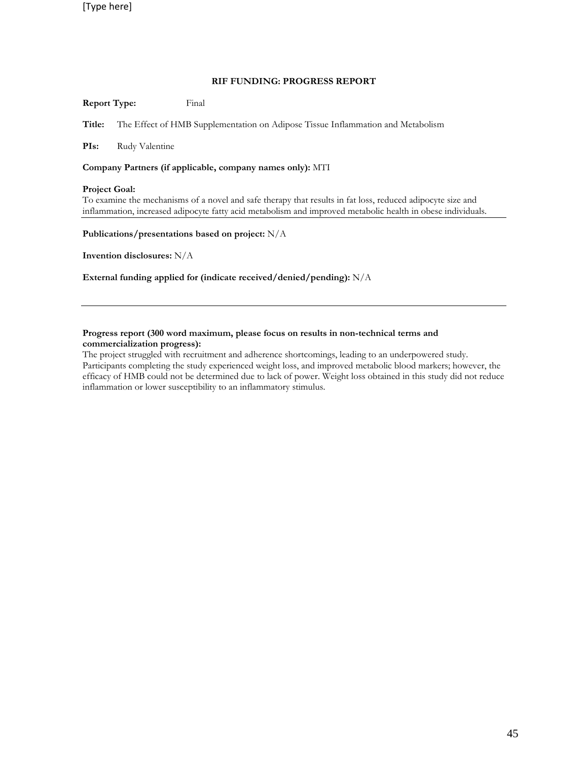**RIF FUNDING: PROGRESS REPORT**

**Report Type:** Final

**Title:** The Effect of HMB Supplementation on Adipose Tissue Inflammation and Metabolism

**PIs:** Rudy Valentine

**Company Partners (if applicable, company names only):** MTI

**Project Goal:**
To examine the mechanisms of a novel and safe therapy that results in fat loss, reduced adipocyte size and inflammation, increased adipocyte fatty acid metabolism and improved metabolic health in obese individuals.

---

**Publications/presentations based on project:** N/A

**Invention disclosures:** N/A

**External funding applied for (indicate received/denied/pending):** N/A

---

**Progress report (300 word maximum, please focus on results in non-technical terms and commercialization progress):**

The project struggled with recruitment and adherence shortcomings, leading to an underpowered study. Participants completing the study experienced weight loss, and improved metabolic blood markers; however, the efficacy of HMB could not be determined due to lack of power. Weight loss obtained in this study did not reduce inflammation or lower susceptibility to an inflammatory stimulus.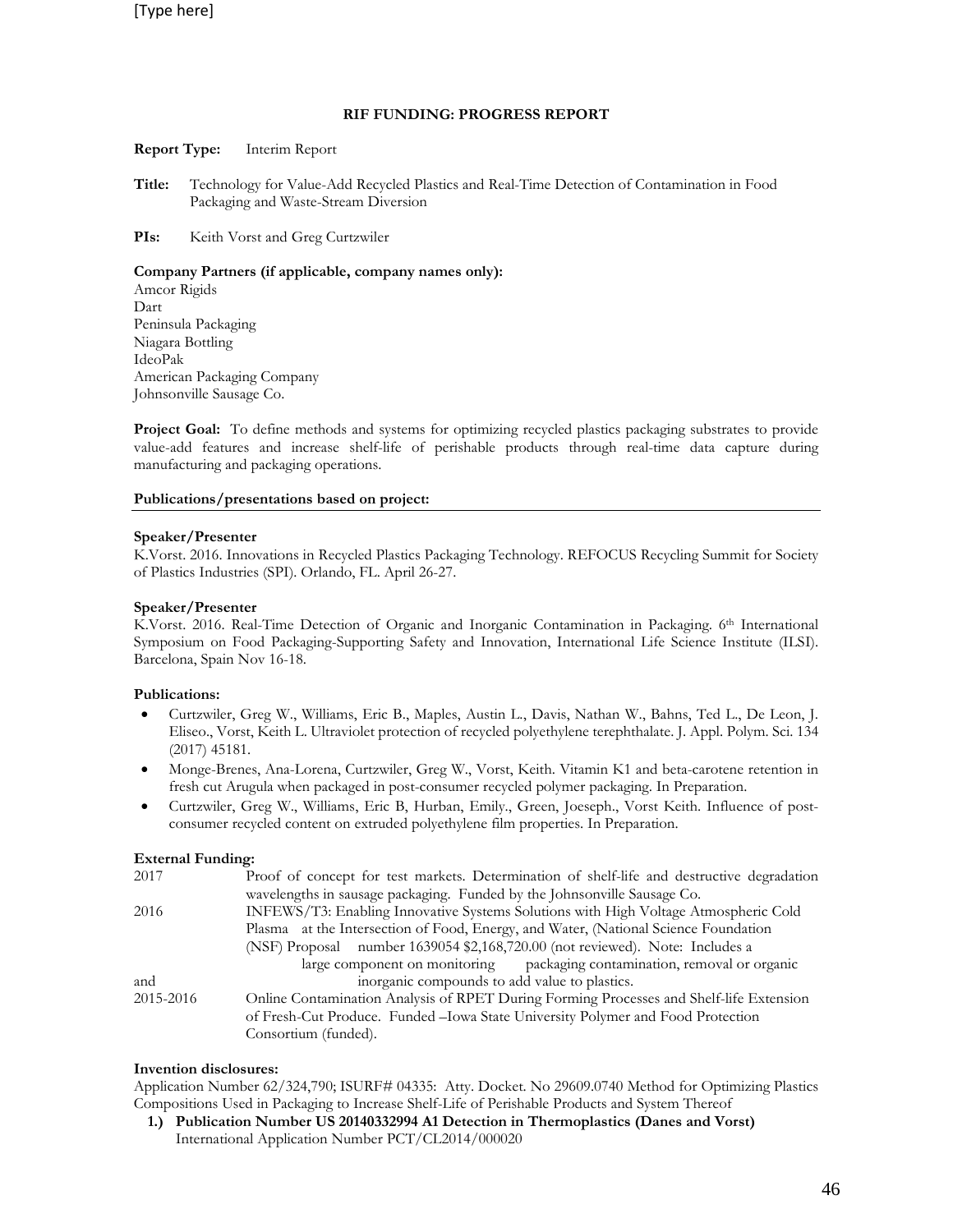## RIF FUNDING: PROGRESS REPORT

**Report Type:** Interim Report

**Title:** Technology for Value-Add Recycled Plastics and Real-Time Detection of Contamination in Food Packaging and Waste-Stream Diversion

**PIs:** Keith Vorst and Greg Curtzwiler

**Company Partners (if applicable, company names only):**
Amcor Rigids
Dart
Peninsula Packaging
Niagara Bottling
IdeoPak
American Packaging Company
Johnsonville Sausage Co.

**Project Goal:** To define methods and systems for optimizing recycled plastics packaging substrates to provide value-add features and increase shelf-life of perishable products through real-time data capture during manufacturing and packaging operations.

**Publications/presentations based on project:**

**Speaker/Presenter**
K.Vorst. 2016. Innovations in Recycled Plastics Packaging Technology. REFOCUS Recycling Summit for Society of Plastics Industries (SPI). Orlando, FL. April 26-27.

**Speaker/Presenter**
K.Vorst. 2016. Real-Time Detection of Organic and Inorganic Contamination in Packaging. 6th International Symposium on Food Packaging-Supporting Safety and Innovation, International Life Science Institute (ILSI). Barcelona, Spain Nov 16-18.

**Publications:**

- Curtzwiler, Greg W., Williams, Eric B., Maples, Austin L., Davis, Nathan W., Bahns, Ted L., De Leon, J. Eliseo., Vorst, Keith L. Ultraviolet protection of recycled polyethylene terephthalate. J. Appl. Polym. Sci. 134 (2017) 45181.
- Monge-Brenes, Ana-Lorena, Curtzwiler, Greg W., Vorst, Keith. Vitamin K1 and beta-carotene retention in fresh cut Arugula when packaged in post-consumer recycled polymer packaging. In Preparation.
- Curtzwiler, Greg W., Williams, Eric B, Hurban, Emily., Green, Joeseph., Vorst Keith. Influence of post-consumer recycled content on extruded polyethylene film properties. In Preparation.

**External Funding:**

2017 Proof of concept for test markets. Determination of shelf-life and destructive degradation wavelengths in sausage packaging. Funded by the Johnsonville Sausage Co.

2016 INFEWS/T3: Enabling Innovative Systems Solutions with High Voltage Atmospheric Cold Plasma at the Intersection of Food, Energy, and Water, (National Science Foundation (NSF) Proposal number 1639054 $2,168,720.00 (not reviewed). Note: Includes a large component on monitoring packaging contamination, removal or organic and inorganic compounds to add value to plastics.

2015-2016 Online Contamination Analysis of RPET During Forming Processes and Shelf-life Extension of Fresh-Cut Produce. Funded –Iowa State University Polymer and Food Protection Consortium (funded).

**Invention disclosures:**

Application Number 62/324,790; ISURF# 04335: Atty. Docket. No 29609.0740 Method for Optimizing Plastics Compositions Used in Packaging to Increase Shelf-Life of Perishable Products and System Thereof

1.) **Publication Number US 20140332994 A1 Detection in Thermoplastics (Danes and Vorst)**
International Application Number PCT/CL2014/000020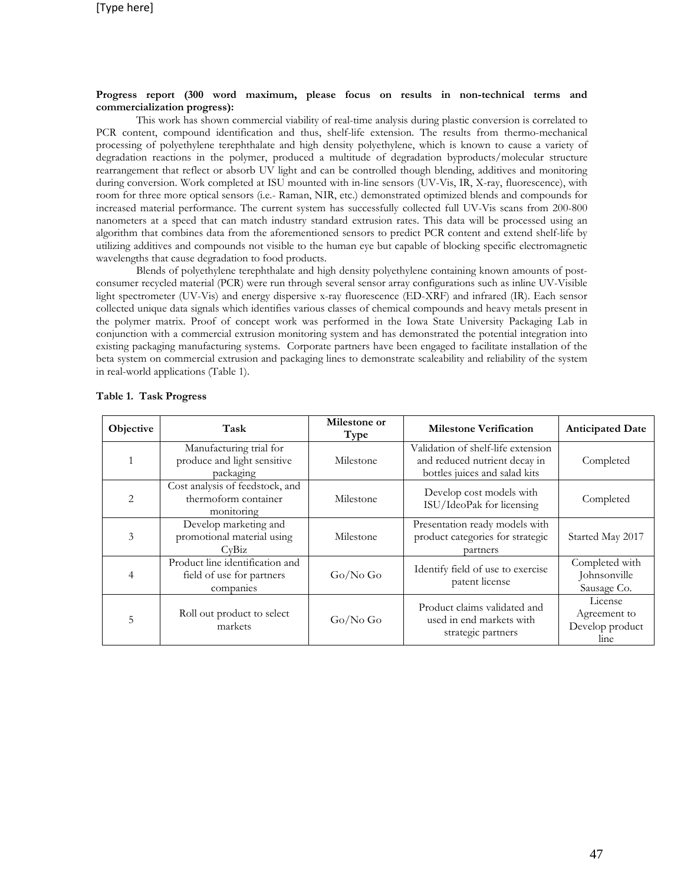**Progress report (300 word maximum, please focus on results in non-technical terms and commercialization progress):**

This work has shown commercial viability of real-time analysis during plastic conversion is correlated to PCR content, compound identification and thus, shelf-life extension. The results from thermo-mechanical processing of polyethylene terephthalate and high density polyethylene, which is known to cause a variety of degradation reactions in the polymer, produced a multitude of degradation byproducts/molecular structure rearrangement that reflect or absorb UV light and can be controlled though blending, additives and monitoring during conversion. Work completed at ISU mounted with in-line sensors (UV-Vis, IR, X-ray, fluorescence), with room for three more optical sensors (i.e.- Raman, NIR, etc.) demonstrated optimized blends and compounds for increased material performance. The current system has successfully collected full UV-Vis scans from 200-800 nanometers at a speed that can match industry standard extrusion rates. This data will be processed using an algorithm that combines data from the aforementioned sensors to predict PCR content and extend shelf-life by utilizing additives and compounds not visible to the human eye but capable of blocking specific electromagnetic wavelengths that cause degradation to food products.

Blends of polyethylene terephthalate and high density polyethylene containing known amounts of post-consumer recycled material (PCR) were run through several sensor array configurations such as inline UV-Visible light spectrometer (UV-Vis) and energy dispersive x-ray fluorescence (ED-XRF) and infrared (IR). Each sensor collected unique data signals which identifies various classes of chemical compounds and heavy metals present in the polymer matrix. Proof of concept work was performed in the Iowa State University Packaging Lab in conjunction with a commercial extrusion monitoring system and has demonstrated the potential integration into existing packaging manufacturing systems. Corporate partners have been engaged to facilitate installation of the beta system on commercial extrusion and packaging lines to demonstrate scaleability and reliability of the system in real-world applications (Table 1).

**Table 1. Task Progress**

| Objective | Task | Milestone or Type | Milestone Verification | Anticipated Date |
|---|---|---|---|---|
| 1 | Manufacturing trial for produce and light sensitive packaging | Milestone | Validation of shelf-life extension and reduced nutrient decay in bottles juices and salad kits | Completed |
| 2 | Cost analysis of feedstock, and thermoform container monitoring | Milestone | Develop cost models with ISU/IdeoPak for licensing | Completed |
| 3 | Develop marketing and promotional material using CyBiz | Milestone | Presentation ready models with product categories for strategic partners | Started May 2017 |
| 4 | Product line identification and field of use for partners companies | Go/No Go | Identify field of use to exercise patent license | Completed with Johnsonville Sausage Co. |
| 5 | Roll out product to select markets | Go/No Go | Product claims validated and used in end markets with strategic partners | License Agreement to Develop product line |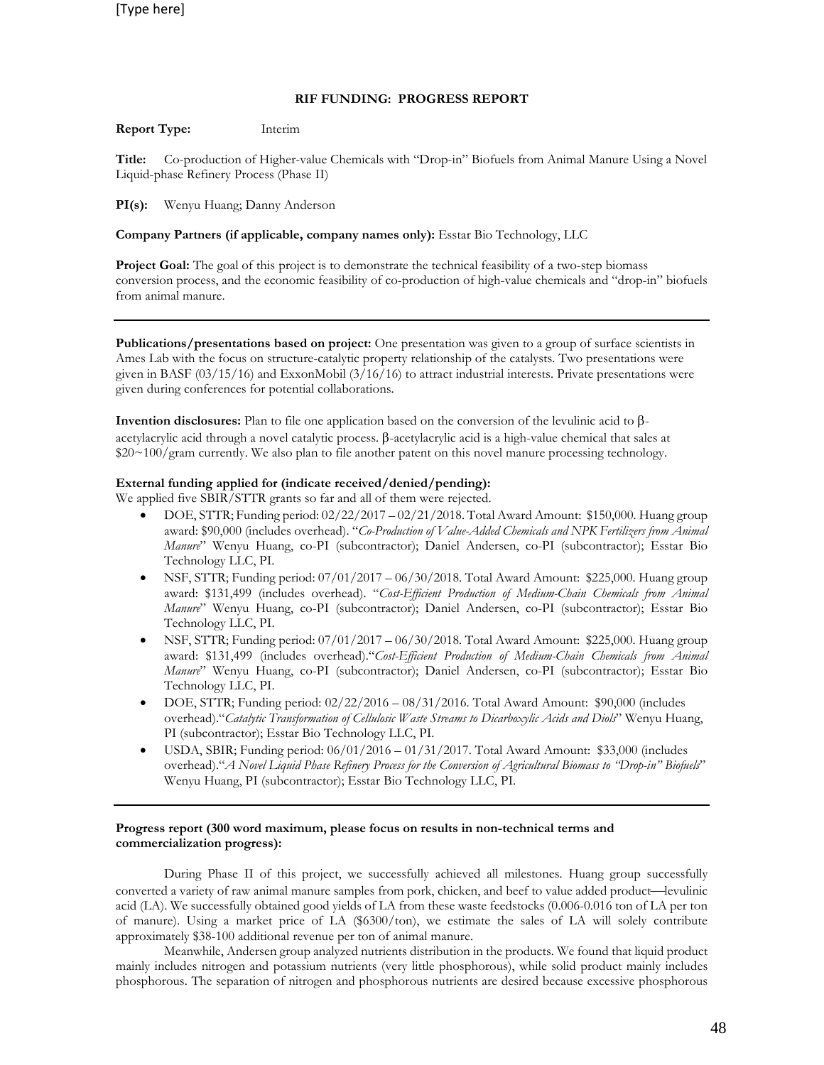**RIF FUNDING: PROGRESS REPORT**

**Report Type:** Interim

**Title:** Co-production of Higher-value Chemicals with "Drop-in" Biofuels from Animal Manure Using a Novel Liquid-phase Refinery Process (Phase II)

**PI(s):** Wenyu Huang; Danny Anderson

**Company Partners (if applicable, company names only):** Esstar Bio Technology, LLC

**Project Goal:** The goal of this project is to demonstrate the technical feasibility of a two-step biomass conversion process, and the economic feasibility of co-production of high-value chemicals and "drop-in" biofuels from animal manure.

---

**Publications/presentations based on project:** One presentation was given to a group of surface scientists in Ames Lab with the focus on structure-catalytic property relationship of the catalysts. Two presentations were given in BASF (03/15/16) and ExxonMobil (3/16/16) to attract industrial interests. Private presentations were given during conferences for potential collaborations.

**Invention disclosures:** Plan to file one application based on the conversion of the levulinic acid to β-acetylacrylic acid through a novel catalytic process. β-acetylacrylic acid is a high-value chemical that sales at \$20~100/gram currently. We also plan to file another patent on this novel manure processing technology.

**External funding applied for (indicate received/denied/pending):**
We applied five SBIR/STTR grants so far and all of them were rejected.

- DOE, STTR; Funding period: 02/22/2017 – 02/21/2018. Total Award Amount: \$150,000. Huang group award: \$90,000 (includes overhead). "*Co-Production of Value-Added Chemicals and NPK Fertilizers from Animal Manure*" Wenyu Huang, co-PI (subcontractor); Daniel Andersen, co-PI (subcontractor); Esstar Bio Technology LLC, PI.
- NSF, STTR; Funding period: 07/01/2017 – 06/30/2018. Total Award Amount: \$225,000. Huang group award: \$131,499 (includes overhead). "*Cost-Efficient Production of Medium-Chain Chemicals from Animal Manure*" Wenyu Huang, co-PI (subcontractor); Daniel Andersen, co-PI (subcontractor); Esstar Bio Technology LLC, PI.
- NSF, STTR; Funding period: 07/01/2017 – 06/30/2018. Total Award Amount: \$225,000. Huang group award: \$131,499 (includes overhead)."*Cost-Efficient Production of Medium-Chain Chemicals from Animal Manure*" Wenyu Huang, co-PI (subcontractor); Daniel Andersen, co-PI (subcontractor); Esstar Bio Technology LLC, PI.
- DOE, STTR; Funding period: 02/22/2016 – 08/31/2016. Total Award Amount: \$90,000 (includes overhead)."*Catalytic Transformation of Cellulosic Waste Streams to Dicarboxylic Acids and Diols*" Wenyu Huang, PI (subcontractor); Esstar Bio Technology LLC, PI.
- USDA, SBIR; Funding period: 06/01/2016 – 01/31/2017. Total Award Amount: \$33,000 (includes overhead)."*A Novel Liquid Phase Refinery Process for the Conversion of Agricultural Biomass to "Drop-in" Biofuels*" Wenyu Huang, PI (subcontractor); Esstar Bio Technology LLC, PI.

---

**Progress report (300 word maximum, please focus on results in non-technical terms and commercialization progress):**

During Phase II of this project, we successfully achieved all milestones. Huang group successfully converted a variety of raw animal manure samples from pork, chicken, and beef to value added product—levulinic acid (LA). We successfully obtained good yields of LA from these waste feedstocks (0.006-0.016 ton of LA per ton of manure). Using a market price of LA (\$6300/ton), we estimate the sales of LA will solely contribute approximately \$38-100 additional revenue per ton of animal manure.

Meanwhile, Andersen group analyzed nutrients distribution in the products. We found that liquid product mainly includes nitrogen and potassium nutrients (very little phosphorous), while solid product mainly includes phosphorous. The separation of nitrogen and phosphorous nutrients are desired because excessive phosphorous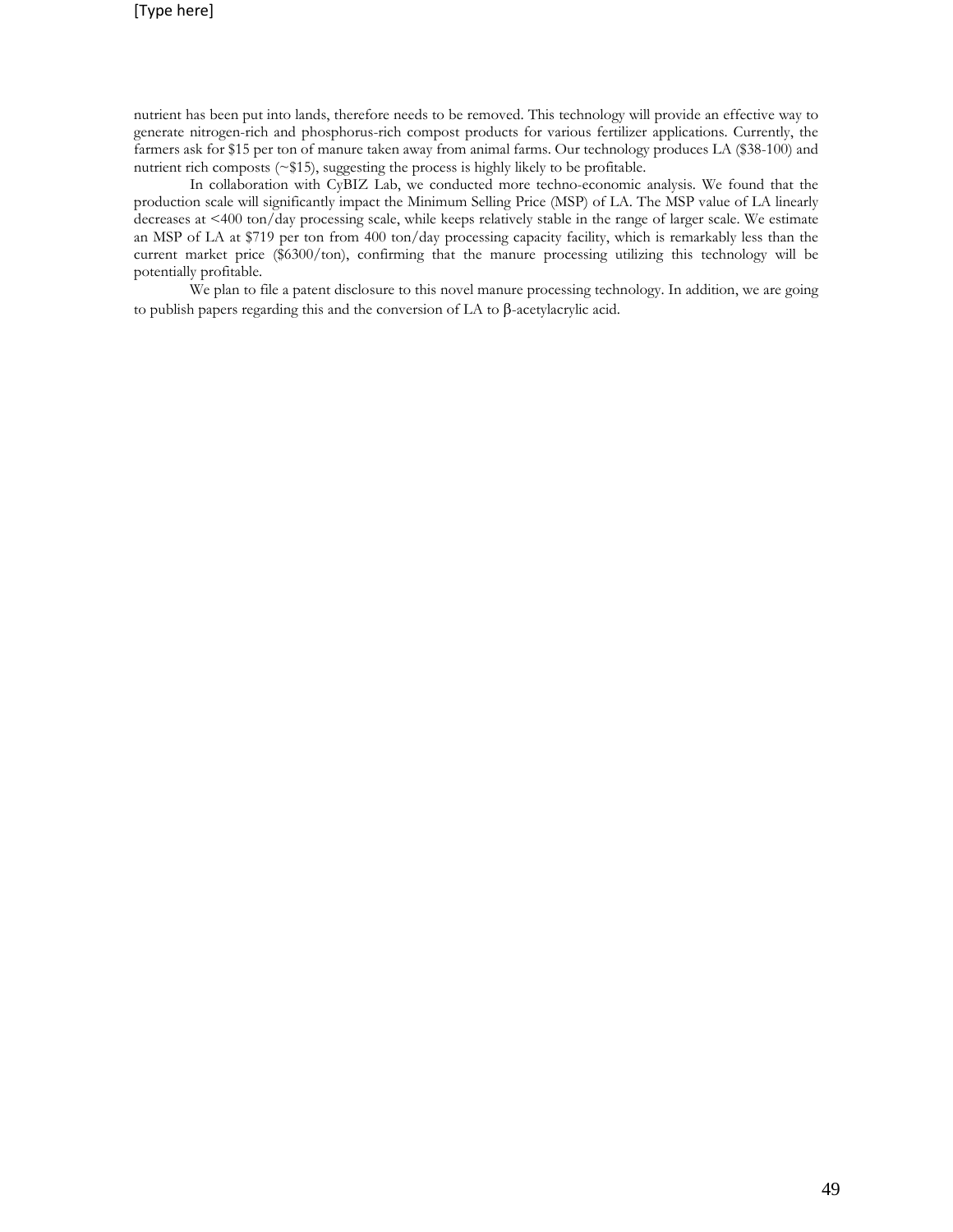nutrient has been put into lands, therefore needs to be removed. This technology will provide an effective way to generate nitrogen-rich and phosphorus-rich compost products for various fertilizer applications. Currently, the farmers ask for $15 per ton of manure taken away from animal farms. Our technology produces LA ($38-100) and nutrient rich composts (~$15), suggesting the process is highly likely to be profitable.

In collaboration with CyBIZ Lab, we conducted more techno-economic analysis. We found that the production scale will significantly impact the Minimum Selling Price (MSP) of LA. The MSP value of LA linearly decreases at <400 ton/day processing scale, while keeps relatively stable in the range of larger scale. We estimate an MSP of LA at $719 per ton from 400 ton/day processing capacity facility, which is remarkably less than the current market price ($6300/ton), confirming that the manure processing utilizing this technology will be potentially profitable.

We plan to file a patent disclosure to this novel manure processing technology. In addition, we are going to publish papers regarding this and the conversion of LA to β-acetylacrylic acid.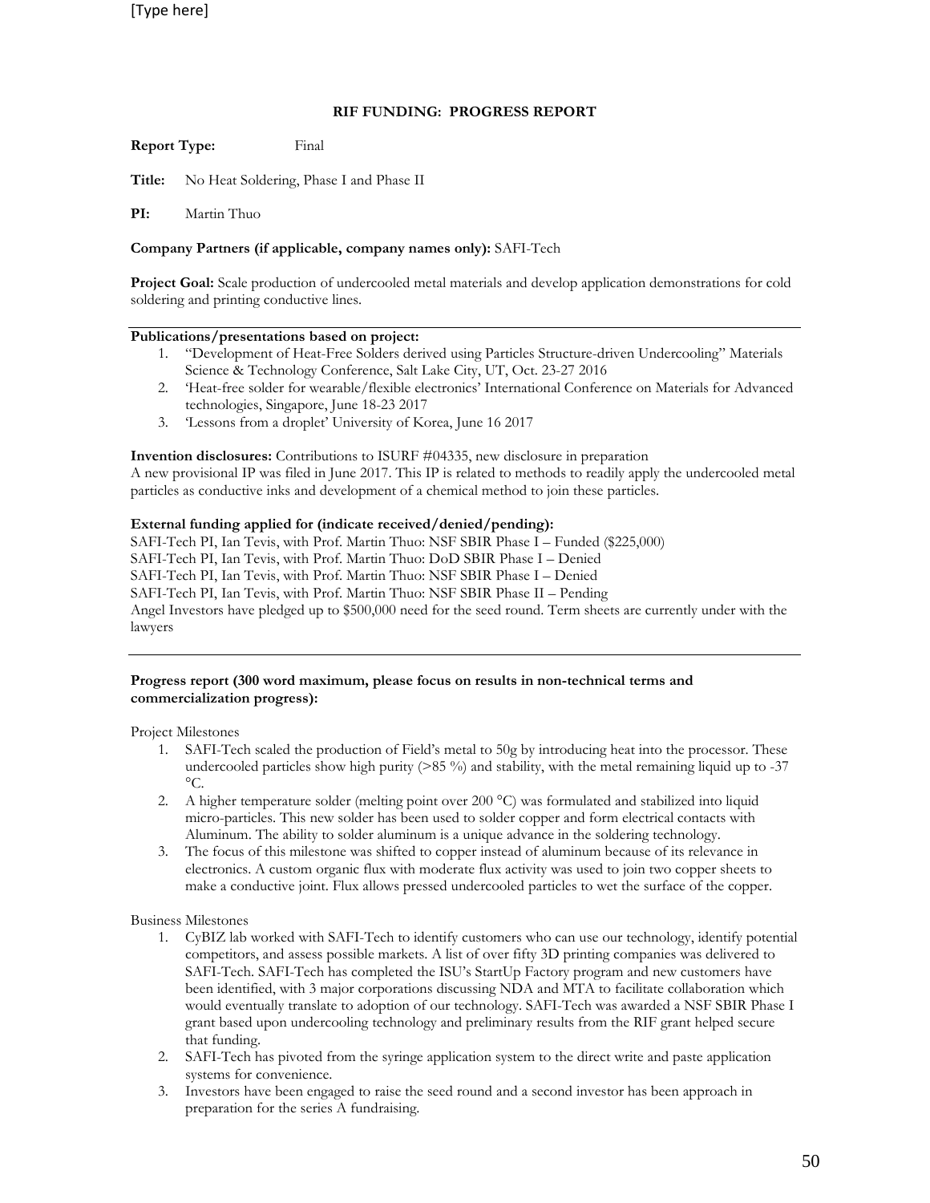## RIF FUNDING: PROGRESS REPORT

**Report Type:** Final

**Title:** No Heat Soldering, Phase I and Phase II

**PI:** Martin Thuo

**Company Partners (if applicable, company names only):** SAFI-Tech

**Project Goal:** Scale production of undercooled metal materials and develop application demonstrations for cold soldering and printing conductive lines.

**Publications/presentations based on project:**

1. "Development of Heat-Free Solders derived using Particles Structure-driven Undercooling" Materials Science & Technology Conference, Salt Lake City, UT, Oct. 23-27 2016
2. 'Heat-free solder for wearable/flexible electronics' International Conference on Materials for Advanced technologies, Singapore, June 18-23 2017
3. 'Lessons from a droplet' University of Korea, June 16 2017

**Invention disclosures:** Contributions to ISURF #04335, new disclosure in preparation
A new provisional IP was filed in June 2017. This IP is related to methods to readily apply the undercooled metal particles as conductive inks and development of a chemical method to join these particles.

**External funding applied for (indicate received/denied/pending):**
SAFI-Tech PI, Ian Tevis, with Prof. Martin Thuo: NSF SBIR Phase I – Funded ($225,000)
SAFI-Tech PI, Ian Tevis, with Prof. Martin Thuo: DoD SBIR Phase I – Denied
SAFI-Tech PI, Ian Tevis, with Prof. Martin Thuo: NSF SBIR Phase I – Denied
SAFI-Tech PI, Ian Tevis, with Prof. Martin Thuo: NSF SBIR Phase II – Pending
Angel Investors have pledged up to $500,000 need for the seed round. Term sheets are currently under with the lawyers

**Progress report (300 word maximum, please focus on results in non-technical terms and commercialization progress):**

Project Milestones

1. SAFI-Tech scaled the production of Field's metal to 50g by introducing heat into the processor. These undercooled particles show high purity (>85 %) and stability, with the metal remaining liquid up to -37 °C.
2. A higher temperature solder (melting point over 200 °C) was formulated and stabilized into liquid micro-particles. This new solder has been used to solder copper and form electrical contacts with Aluminum. The ability to solder aluminum is a unique advance in the soldering technology.
3. The focus of this milestone was shifted to copper instead of aluminum because of its relevance in electronics. A custom organic flux with moderate flux activity was used to join two copper sheets to make a conductive joint. Flux allows pressed undercooled particles to wet the surface of the copper.

Business Milestones

1. CyBIZ lab worked with SAFI-Tech to identify customers who can use our technology, identify potential competitors, and assess possible markets. A list of over fifty 3D printing companies was delivered to SAFI-Tech. SAFI-Tech has completed the ISU's StartUp Factory program and new customers have been identified, with 3 major corporations discussing NDA and MTA to facilitate collaboration which would eventually translate to adoption of our technology. SAFI-Tech was awarded a NSF SBIR Phase I grant based upon undercooling technology and preliminary results from the RIF grant helped secure that funding.
2. SAFI-Tech has pivoted from the syringe application system to the direct write and paste application systems for convenience.
3. Investors have been engaged to raise the seed round and a second investor has been approach in preparation for the series A fundraising.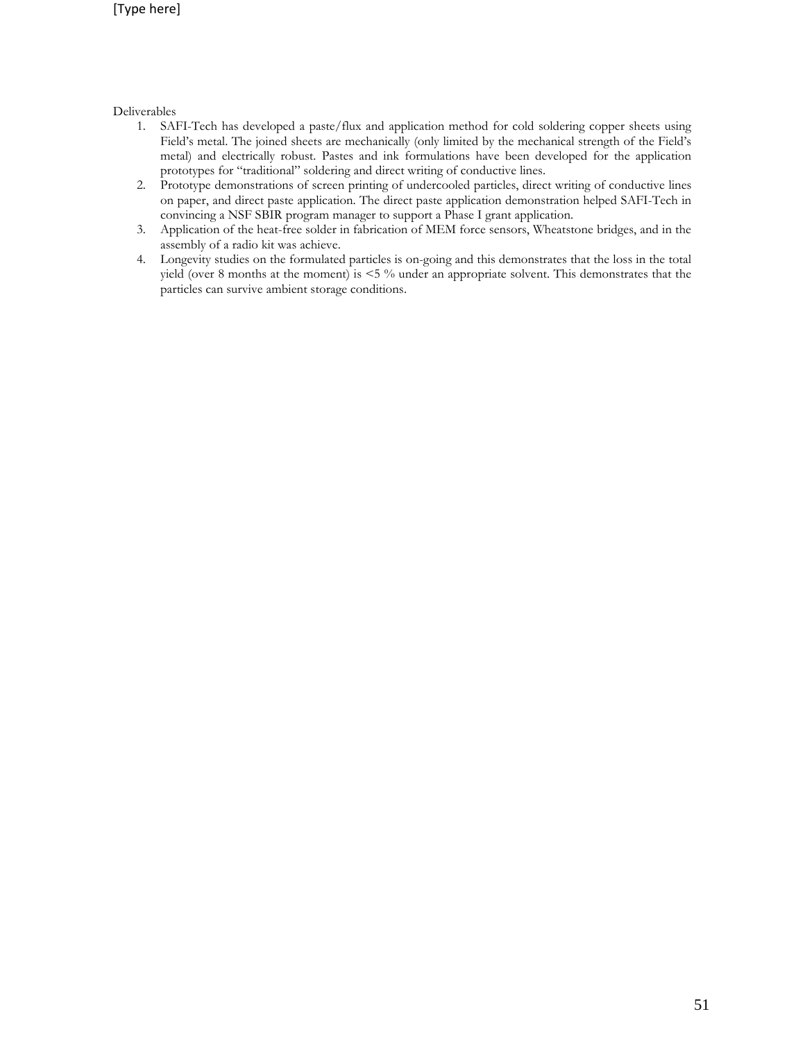Deliverables

1. SAFI-Tech has developed a paste/flux and application method for cold soldering copper sheets using Field's metal. The joined sheets are mechanically (only limited by the mechanical strength of the Field's metal) and electrically robust. Pastes and ink formulations have been developed for the application prototypes for "traditional" soldering and direct writing of conductive lines.
2. Prototype demonstrations of screen printing of undercooled particles, direct writing of conductive lines on paper, and direct paste application. The direct paste application demonstration helped SAFI-Tech in convincing a NSF SBIR program manager to support a Phase I grant application.
3. Application of the heat-free solder in fabrication of MEM force sensors, Wheatstone bridges, and in the assembly of a radio kit was achieve.
4. Longevity studies on the formulated particles is on-going and this demonstrates that the loss in the total yield (over 8 months at the moment) is <5 % under an appropriate solvent. This demonstrates that the particles can survive ambient storage conditions.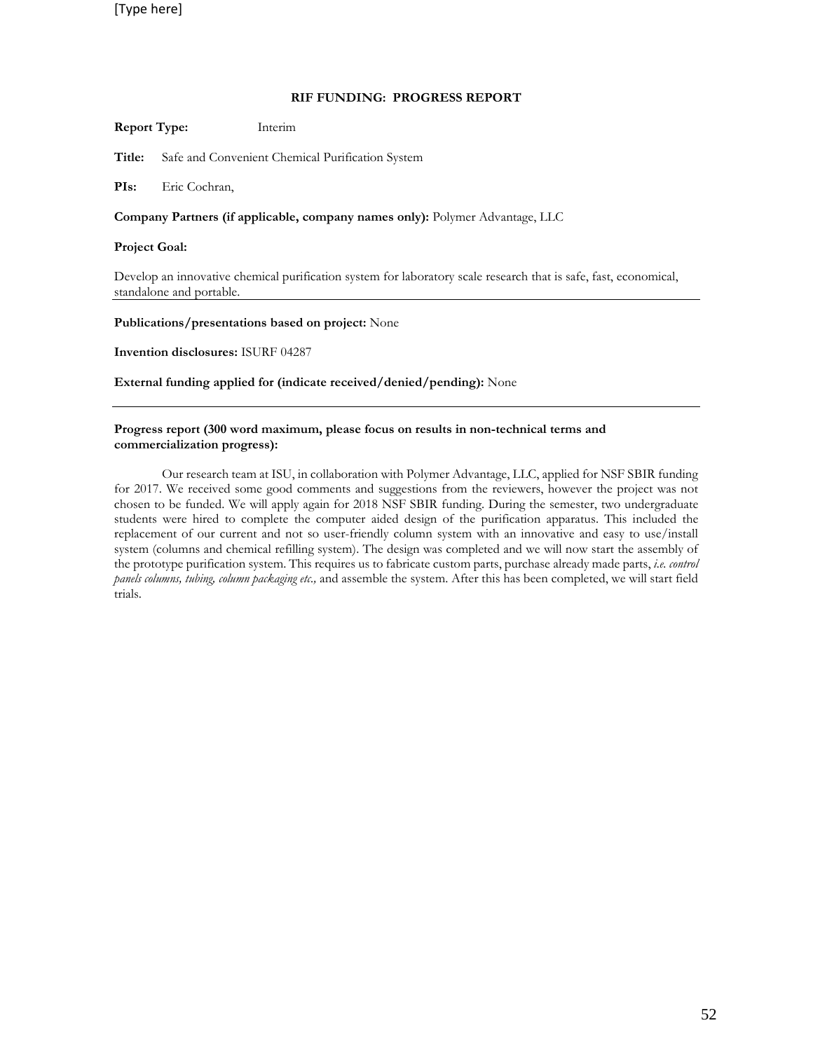# RIF FUNDING: PROGRESS REPORT

**Report Type:** Interim

**Title:** Safe and Convenient Chemical Purification System

**PIs:** Eric Cochran,

**Company Partners (if applicable, company names only):** Polymer Advantage, LLC

**Project Goal:**

Develop an innovative chemical purification system for laboratory scale research that is safe, fast, economical, standalone and portable.

---

**Publications/presentations based on project:** None

**Invention disclosures:** ISURF 04287

**External funding applied for (indicate received/denied/pending):** None

---

**Progress report (300 word maximum, please focus on results in non-technical terms and commercialization progress):**

Our research team at ISU, in collaboration with Polymer Advantage, LLC, applied for NSF SBIR funding for 2017. We received some good comments and suggestions from the reviewers, however the project was not chosen to be funded. We will apply again for 2018 NSF SBIR funding. During the semester, two undergraduate students were hired to complete the computer aided design of the purification apparatus. This included the replacement of our current and not so user-friendly column system with an innovative and easy to use/install system (columns and chemical refilling system). The design was completed and we will now start the assembly of the prototype purification system. This requires us to fabricate custom parts, purchase already made parts, *i.e. control panels columns, tubing, column packaging etc.,* and assemble the system. After this has been completed, we will start field trials.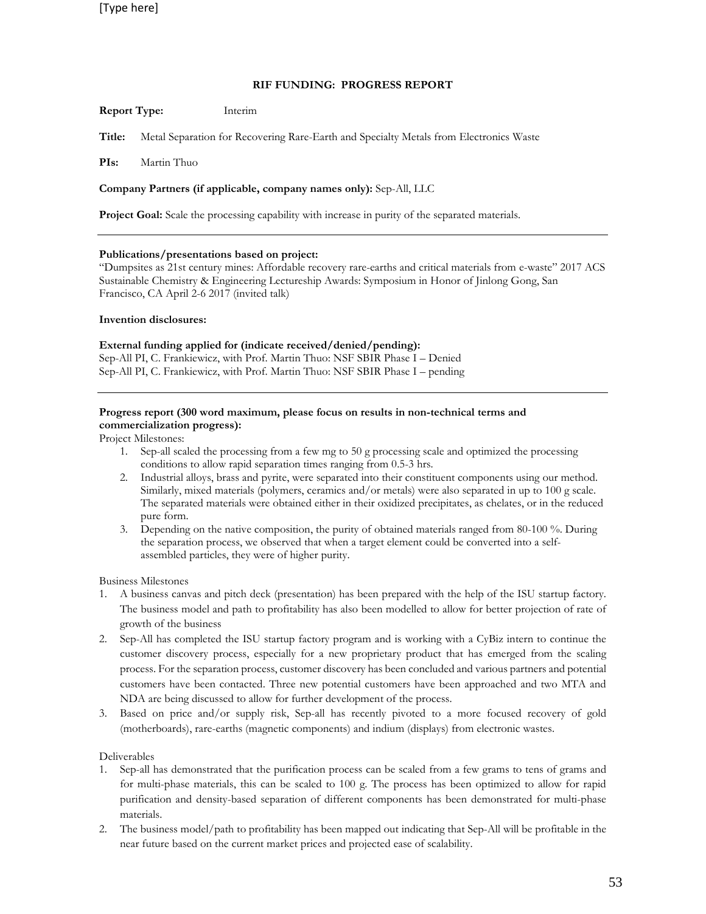**RIF FUNDING: PROGRESS REPORT**

**Report Type:** Interim

**Title:** Metal Separation for Recovering Rare-Earth and Specialty Metals from Electronics Waste

**PIs:** Martin Thuo

**Company Partners (if applicable, company names only):** Sep-All, LLC

**Project Goal:** Scale the processing capability with increase in purity of the separated materials.

---

**Publications/presentations based on project:**
"Dumpsites as 21st century mines: Affordable recovery rare-earths and critical materials from e-waste" 2017 ACS Sustainable Chemistry & Engineering Lectureship Awards: Symposium in Honor of Jinlong Gong, San Francisco, CA April 2-6 2017 (invited talk)

**Invention disclosures:**

**External funding applied for (indicate received/denied/pending):**
Sep-All PI, C. Frankiewicz, with Prof. Martin Thuo: NSF SBIR Phase I – Denied
Sep-All PI, C. Frankiewicz, with Prof. Martin Thuo: NSF SBIR Phase I – pending

---

**Progress report (300 word maximum, please focus on results in non-technical terms and commercialization progress):**

Project Milestones:

1. Sep-all scaled the processing from a few mg to 50 g processing scale and optimized the processing conditions to allow rapid separation times ranging from 0.5-3 hrs.
2. Industrial alloys, brass and pyrite, were separated into their constituent components using our method. Similarly, mixed materials (polymers, ceramics and/or metals) were also separated in up to 100 g scale. The separated materials were obtained either in their oxidized precipitates, as chelates, or in the reduced pure form.
3. Depending on the native composition, the purity of obtained materials ranged from 80-100 %. During the separation process, we observed that when a target element could be converted into a self-assembled particles, they were of higher purity.

Business Milestones

1. A business canvas and pitch deck (presentation) has been prepared with the help of the ISU startup factory. The business model and path to profitability has also been modelled to allow for better projection of rate of growth of the business
2. Sep-All has completed the ISU startup factory program and is working with a CyBiz intern to continue the customer discovery process, especially for a new proprietary product that has emerged from the scaling process. For the separation process, customer discovery has been concluded and various partners and potential customers have been contacted. Three new potential customers have been approached and two MTA and NDA are being discussed to allow for further development of the process.
3. Based on price and/or supply risk, Sep-all has recently pivoted to a more focused recovery of gold (motherboards), rare-earths (magnetic components) and indium (displays) from electronic wastes.

Deliverables

1. Sep-all has demonstrated that the purification process can be scaled from a few grams to tens of grams and for multi-phase materials, this can be scaled to 100 g. The process has been optimized to allow for rapid purification and density-based separation of different components has been demonstrated for multi-phase materials.
2. The business model/path to profitability has been mapped out indicating that Sep-All will be profitable in the near future based on the current market prices and projected ease of scalability.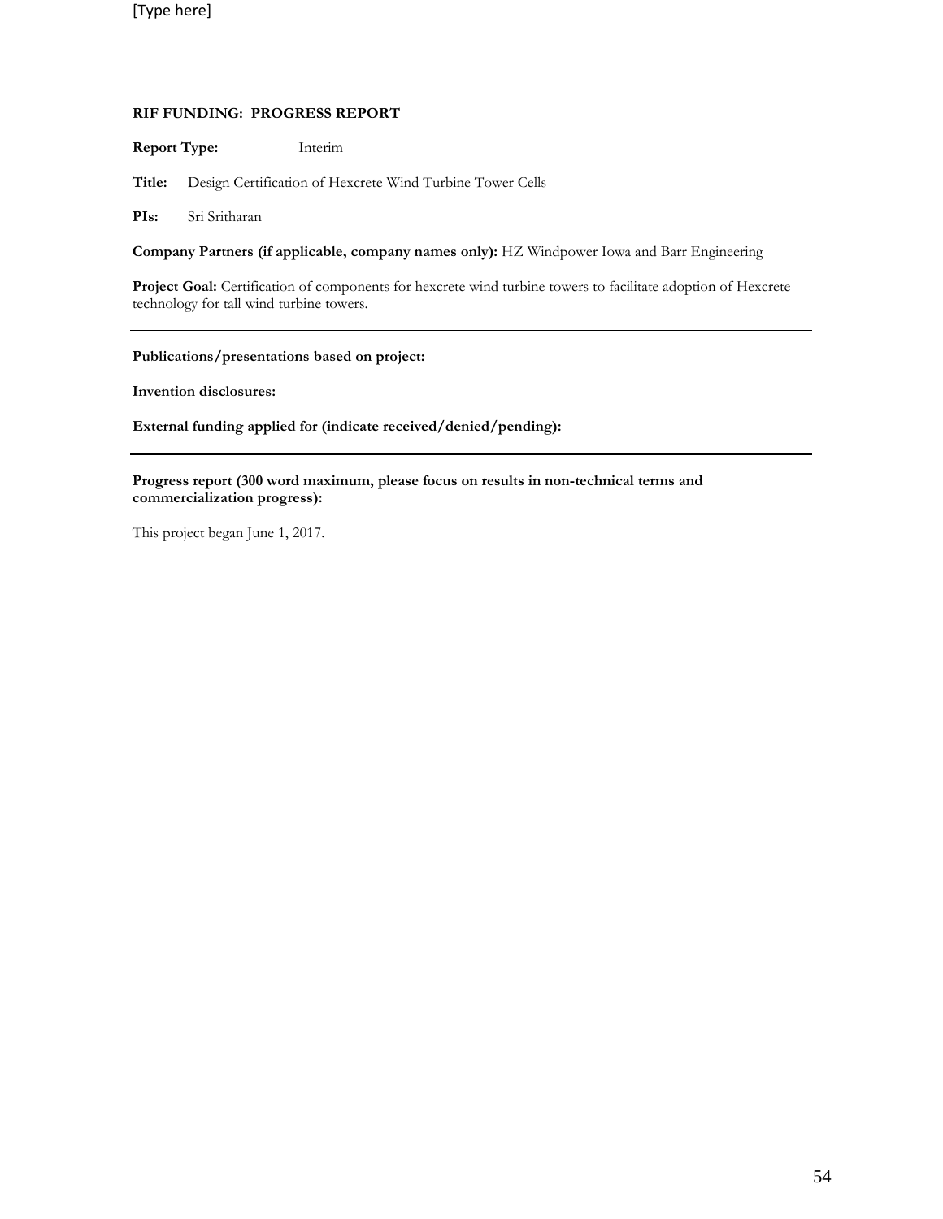**RIF FUNDING: PROGRESS REPORT**

**Report Type:** Interim

**Title:** Design Certification of Hexcrete Wind Turbine Tower Cells

**PIs:** Sri Sritharan

**Company Partners (if applicable, company names only):** HZ Windpower Iowa and Barr Engineering

**Project Goal:** Certification of components for hexcrete wind turbine towers to facilitate adoption of Hexcrete technology for tall wind turbine towers.

---

**Publications/presentations based on project:**

**Invention disclosures:**

**External funding applied for (indicate received/denied/pending):**

---

**Progress report (300 word maximum, please focus on results in non-technical terms and commercialization progress):**

This project began June 1, 2017.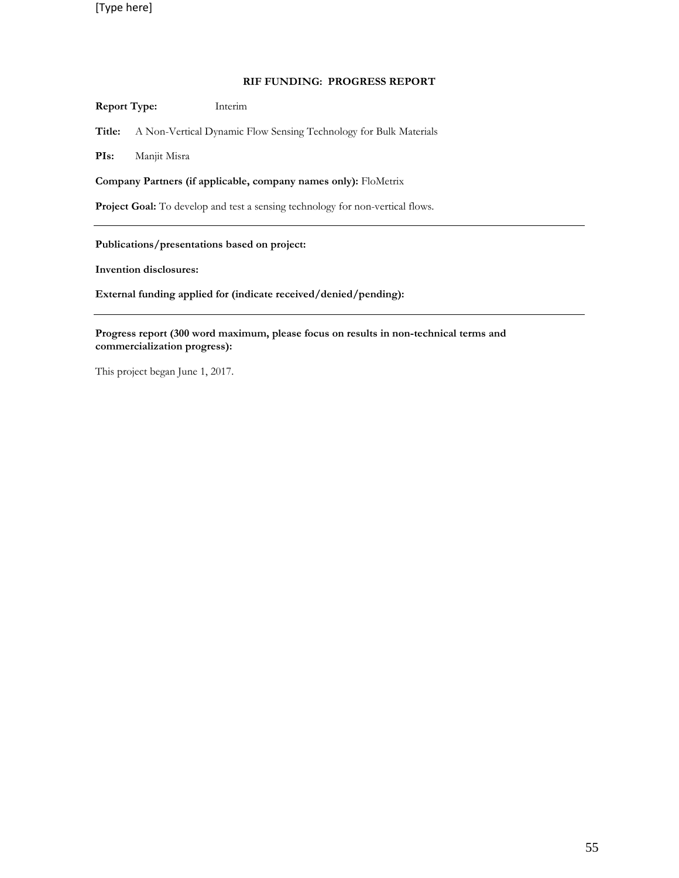**RIF FUNDING: PROGRESS REPORT**

**Report Type:** Interim

**Title:** A Non-Vertical Dynamic Flow Sensing Technology for Bulk Materials

**PIs:** Manjit Misra

**Company Partners (if applicable, company names only):** FloMetrix

**Project Goal:** To develop and test a sensing technology for non-vertical flows.

---

**Publications/presentations based on project:**

**Invention disclosures:**

**External funding applied for (indicate received/denied/pending):**

---

**Progress report (300 word maximum, please focus on results in non-technical terms and commercialization progress):**

This project began June 1, 2017.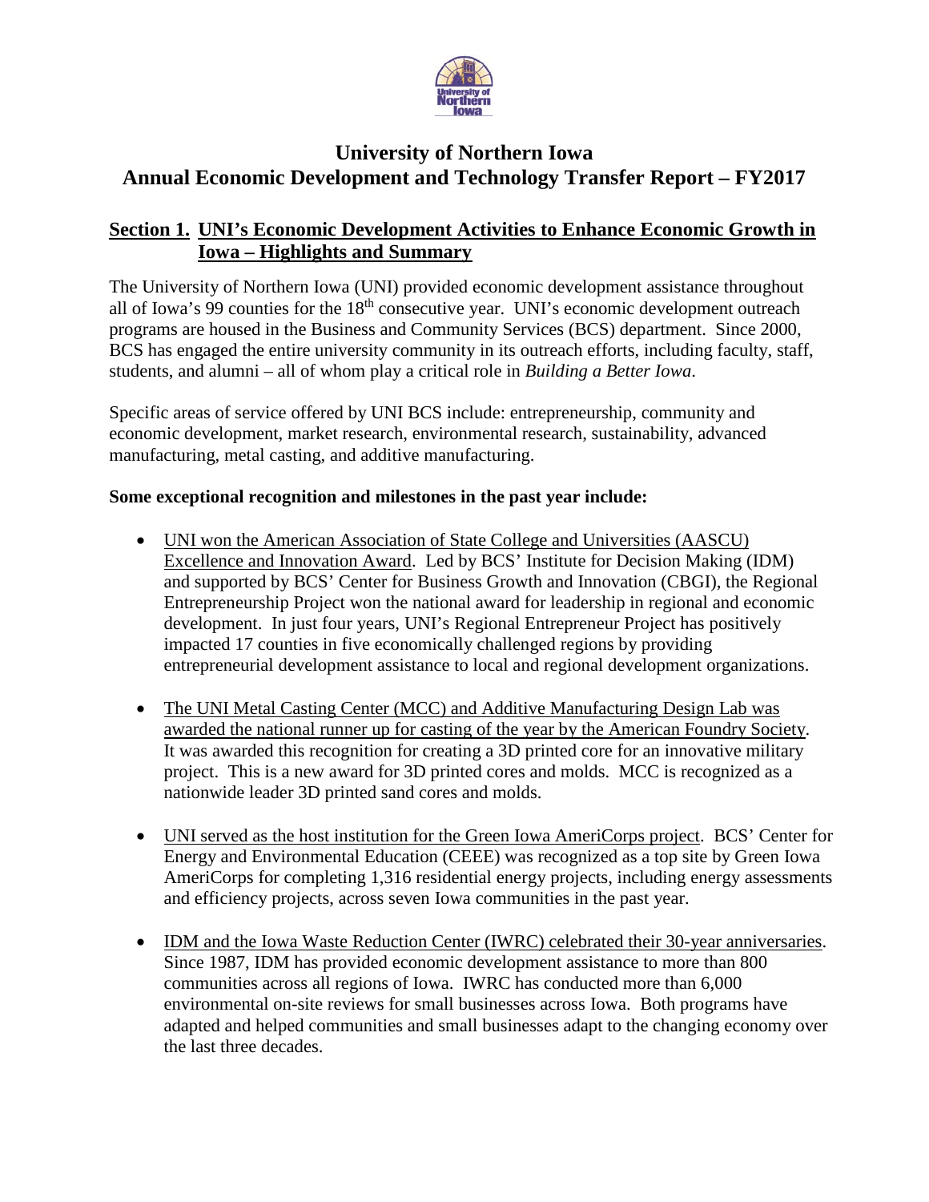# University of Northern Iowa
# Annual Economic Development and Technology Transfer Report – FY2017

## Section 1. UNI's Economic Development Activities to Enhance Economic Growth in Iowa – Highlights and Summary

The University of Northern Iowa (UNI) provided economic development assistance throughout all of Iowa's 99 counties for the 18th consecutive year. UNI's economic development outreach programs are housed in the Business and Community Services (BCS) department. Since 2000, BCS has engaged the entire university community in its outreach efforts, including faculty, staff, students, and alumni – all of whom play a critical role in *Building a Better Iowa*.

Specific areas of service offered by UNI BCS include: entrepreneurship, community and economic development, market research, environmental research, sustainability, advanced manufacturing, metal casting, and additive manufacturing.

**Some exceptional recognition and milestones in the past year include:**

- UNI won the American Association of State College and Universities (AASCU) Excellence and Innovation Award. Led by BCS' Institute for Decision Making (IDM) and supported by BCS' Center for Business Growth and Innovation (CBGI), the Regional Entrepreneurship Project won the national award for leadership in regional and economic development. In just four years, UNI's Regional Entrepreneur Project has positively impacted 17 counties in five economically challenged regions by providing entrepreneurial development assistance to local and regional development organizations.

- The UNI Metal Casting Center (MCC) and Additive Manufacturing Design Lab was awarded the national runner up for casting of the year by the American Foundry Society. It was awarded this recognition for creating a 3D printed core for an innovative military project. This is a new award for 3D printed cores and molds. MCC is recognized as a nationwide leader 3D printed sand cores and molds.

- UNI served as the host institution for the Green Iowa AmeriCorps project. BCS' Center for Energy and Environmental Education (CEEE) was recognized as a top site by Green Iowa AmeriCorps for completing 1,316 residential energy projects, including energy assessments and efficiency projects, across seven Iowa communities in the past year.

- IDM and the Iowa Waste Reduction Center (IWRC) celebrated their 30-year anniversaries. Since 1987, IDM has provided economic development assistance to more than 800 communities across all regions of Iowa. IWRC has conducted more than 6,000 environmental on-site reviews for small businesses across Iowa. Both programs have adapted and helped communities and small businesses adapt to the changing economy over the last three decades.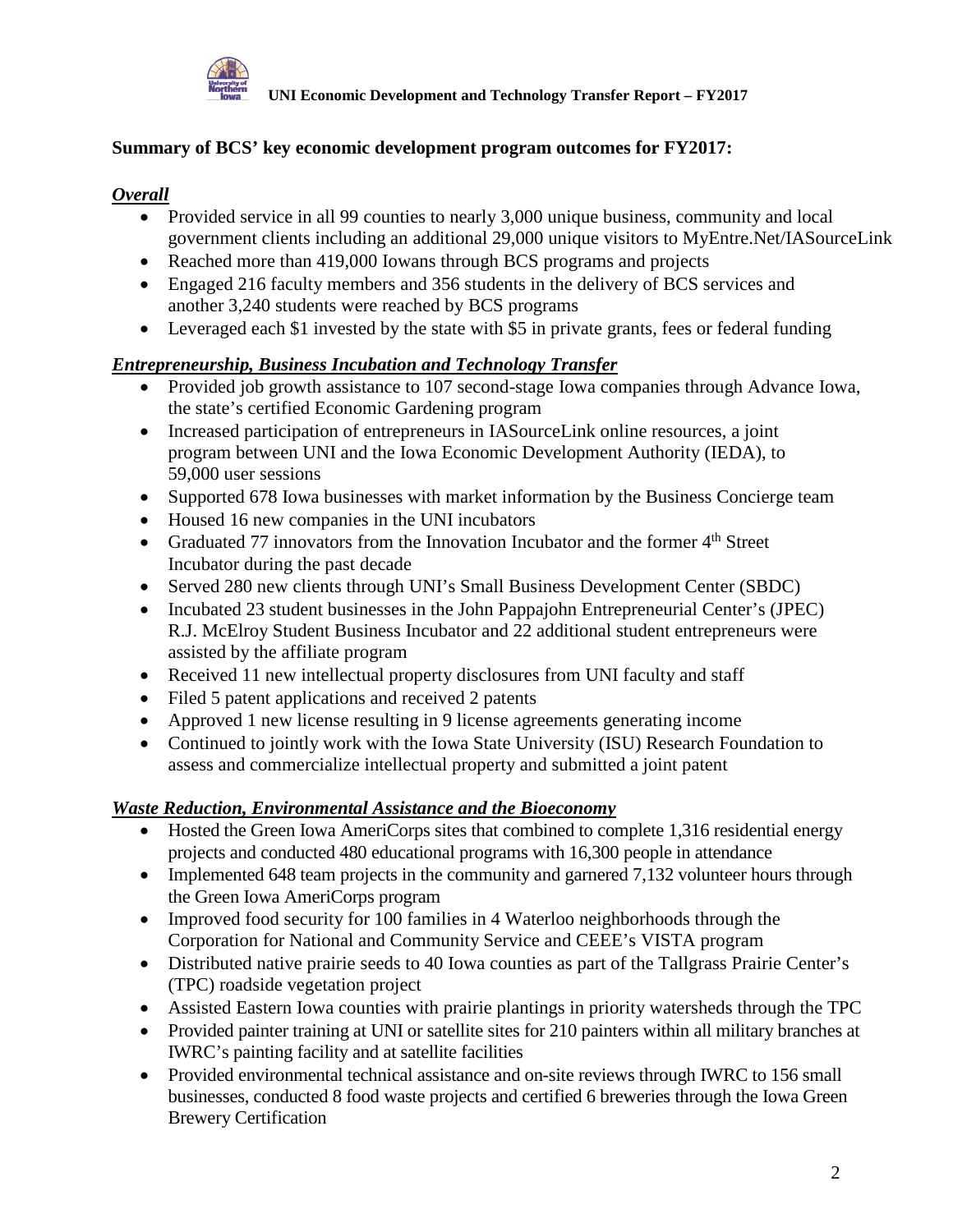## Summary of BCS' key economic development program outcomes for FY2017:

### ***Overall***

- Provided service in all 99 counties to nearly 3,000 unique business, community and local government clients including an additional 29,000 unique visitors to MyEntre.Net/IASourceLink
- Reached more than 419,000 Iowans through BCS programs and projects
- Engaged 216 faculty members and 356 students in the delivery of BCS services and another 3,240 students were reached by BCS programs
- Leveraged each $1 invested by the state with $5 in private grants, fees or federal funding

### ***Entrepreneurship, Business Incubation and Technology Transfer***

- Provided job growth assistance to 107 second-stage Iowa companies through Advance Iowa, the state's certified Economic Gardening program
- Increased participation of entrepreneurs in IASourceLink online resources, a joint program between UNI and the Iowa Economic Development Authority (IEDA), to 59,000 user sessions
- Supported 678 Iowa businesses with market information by the Business Concierge team
- Housed 16 new companies in the UNI incubators
- Graduated 77 innovators from the Innovation Incubator and the former 4th Street Incubator during the past decade
- Served 280 new clients through UNI's Small Business Development Center (SBDC)
- Incubated 23 student businesses in the John Pappajohn Entrepreneurial Center's (JPEC) R.J. McElroy Student Business Incubator and 22 additional student entrepreneurs were assisted by the affiliate program
- Received 11 new intellectual property disclosures from UNI faculty and staff
- Filed 5 patent applications and received 2 patents
- Approved 1 new license resulting in 9 license agreements generating income
- Continued to jointly work with the Iowa State University (ISU) Research Foundation to assess and commercialize intellectual property and submitted a joint patent

### ***Waste Reduction, Environmental Assistance and the Bioeconomy***

- Hosted the Green Iowa AmeriCorps sites that combined to complete 1,316 residential energy projects and conducted 480 educational programs with 16,300 people in attendance
- Implemented 648 team projects in the community and garnered 7,132 volunteer hours through the Green Iowa AmeriCorps program
- Improved food security for 100 families in 4 Waterloo neighborhoods through the Corporation for National and Community Service and CEEE's VISTA program
- Distributed native prairie seeds to 40 Iowa counties as part of the Tallgrass Prairie Center's (TPC) roadside vegetation project
- Assisted Eastern Iowa counties with prairie plantings in priority watersheds through the TPC
- Provided painter training at UNI or satellite sites for 210 painters within all military branches at IWRC's painting facility and at satellite facilities
- Provided environmental technical assistance and on-site reviews through IWRC to 156 small businesses, conducted 8 food waste projects and certified 6 breweries through the Iowa Green Brewery Certification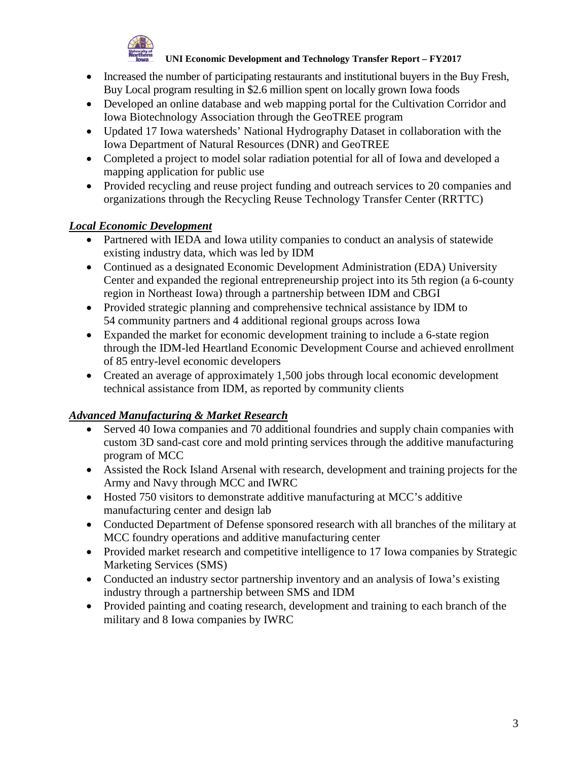- Increased the number of participating restaurants and institutional buyers in the Buy Fresh, Buy Local program resulting in $2.6 million spent on locally grown Iowa foods
- Developed an online database and web mapping portal for the Cultivation Corridor and Iowa Biotechnology Association through the GeoTREE program
- Updated 17 Iowa watersheds' National Hydrography Dataset in collaboration with the Iowa Department of Natural Resources (DNR) and GeoTREE
- Completed a project to model solar radiation potential for all of Iowa and developed a mapping application for public use
- Provided recycling and reuse project funding and outreach services to 20 companies and organizations through the Recycling Reuse Technology Transfer Center (RRTTC)

***Local Economic Development***

- Partnered with IEDA and Iowa utility companies to conduct an analysis of statewide existing industry data, which was led by IDM
- Continued as a designated Economic Development Administration (EDA) University Center and expanded the regional entrepreneurship project into its 5th region (a 6-county region in Northeast Iowa) through a partnership between IDM and CBGI
- Provided strategic planning and comprehensive technical assistance by IDM to 54 community partners and 4 additional regional groups across Iowa
- Expanded the market for economic development training to include a 6-state region through the IDM-led Heartland Economic Development Course and achieved enrollment of 85 entry-level economic developers
- Created an average of approximately 1,500 jobs through local economic development technical assistance from IDM, as reported by community clients

***Advanced Manufacturing & Market Research***

- Served 40 Iowa companies and 70 additional foundries and supply chain companies with custom 3D sand-cast core and mold printing services through the additive manufacturing program of MCC
- Assisted the Rock Island Arsenal with research, development and training projects for the Army and Navy through MCC and IWRC
- Hosted 750 visitors to demonstrate additive manufacturing at MCC's additive manufacturing center and design lab
- Conducted Department of Defense sponsored research with all branches of the military at MCC foundry operations and additive manufacturing center
- Provided market research and competitive intelligence to 17 Iowa companies by Strategic Marketing Services (SMS)
- Conducted an industry sector partnership inventory and an analysis of Iowa's existing industry through a partnership between SMS and IDM
- Provided painting and coating research, development and training to each branch of the military and 8 Iowa companies by IWRC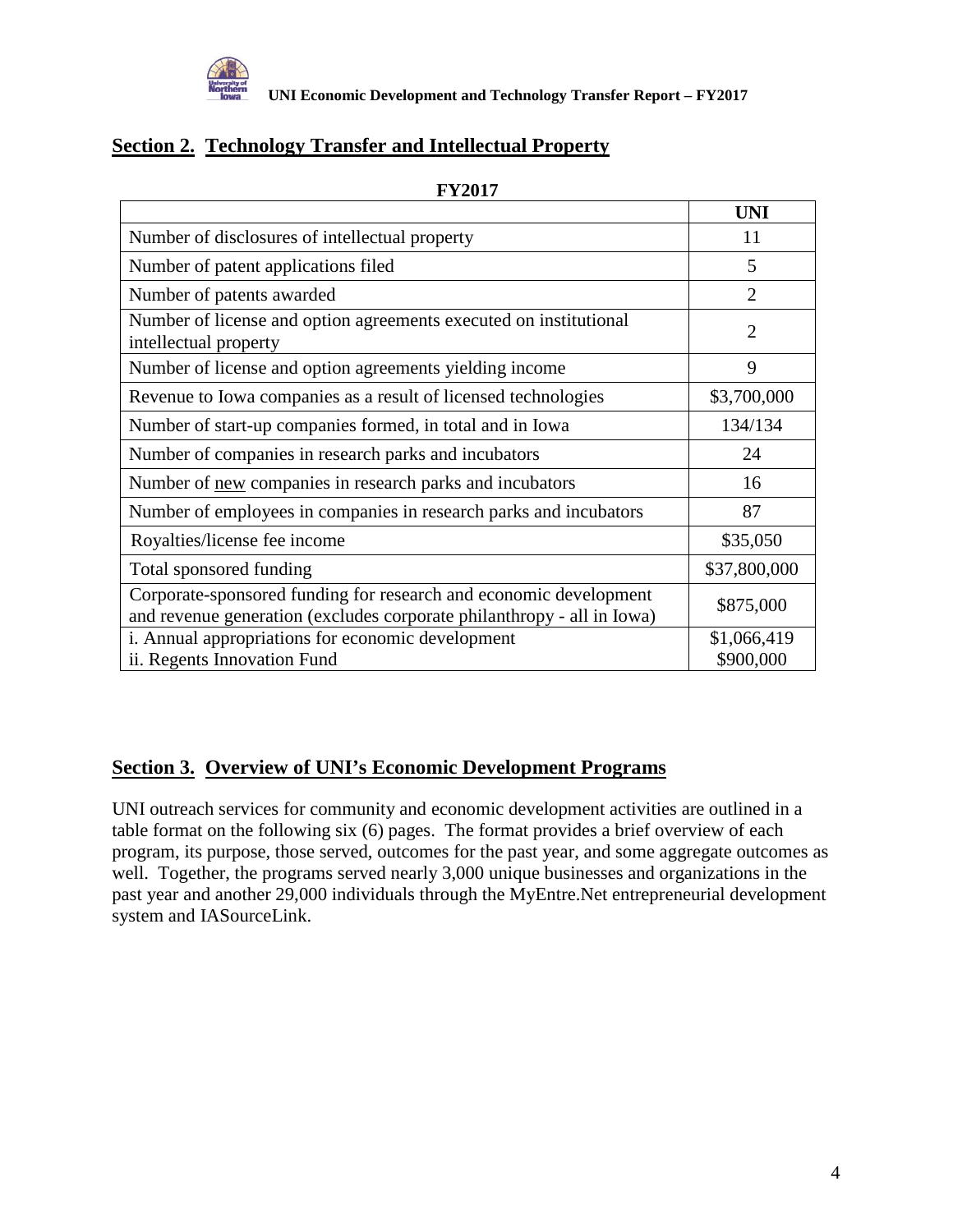## Section 2. Technology Transfer and Intellectual Property

**FY2017**

| | UNI |
|---|---|
| Number of disclosures of intellectual property | 11 |
| Number of patent applications filed | 5 |
| Number of patents awarded | 2 |
| Number of license and option agreements executed on institutional intellectual property | 2 |
| Number of license and option agreements yielding income | 9 |
| Revenue to Iowa companies as a result of licensed technologies | $3,700,000 |
| Number of start-up companies formed, in total and in Iowa | 134/134 |
| Number of companies in research parks and incubators | 24 |
| Number of <u>new</u> companies in research parks and incubators | 16 |
| Number of employees in companies in research parks and incubators | 87 |
| Royalties/license fee income | $35,050 |
| Total sponsored funding | $37,800,000 |
| Corporate-sponsored funding for research and economic development and revenue generation (excludes corporate philanthropy - all in Iowa) | $875,000 |
| i. Annual appropriations for economic development<br>ii. Regents Innovation Fund | $1,066,419<br>$900,000 |

## Section 3. Overview of UNI's Economic Development Programs

UNI outreach services for community and economic development activities are outlined in a table format on the following six (6) pages. The format provides a brief overview of each program, its purpose, those served, outcomes for the past year, and some aggregate outcomes as well. Together, the programs served nearly 3,000 unique businesses and organizations in the past year and another 29,000 individuals through the MyEntre.Net entrepreneurial development system and IASourceLink.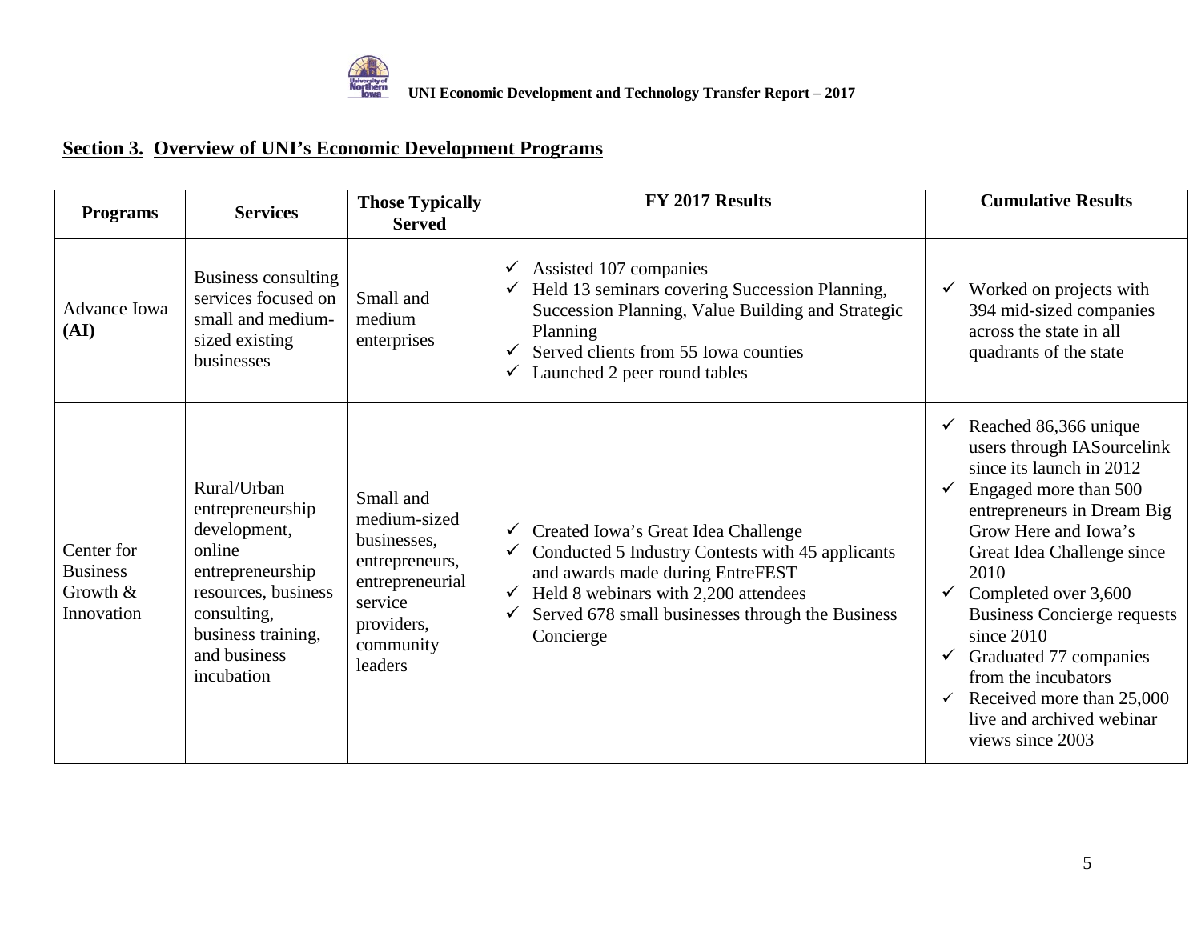## Section 3. Overview of UNI's Economic Development Programs

| Programs | Services | Those Typically Served | FY 2017 Results | Cumulative Results |
|---|---|---|---|---|
| Advance Iowa **(AI)** | Business consulting services focused on small and medium-sized existing businesses | Small and medium enterprises | ✓ Assisted 107 companies<br>✓ Held 13 seminars covering Succession Planning, Succession Planning, Value Building and Strategic Planning<br>✓ Served clients from 55 Iowa counties<br>✓ Launched 2 peer round tables | ✓ Worked on projects with 394 mid-sized companies across the state in all quadrants of the state |
| Center for Business Growth & Innovation | Rural/Urban entrepreneurship development, online entrepreneurship resources, business consulting, business training, and business incubation | Small and medium-sized businesses, entrepreneurs, entrepreneurial service providers, community leaders | ✓ Created Iowa's Great Idea Challenge<br>✓ Conducted 5 Industry Contests with 45 applicants and awards made during EntreFEST<br>✓ Held 8 webinars with 2,200 attendees<br>✓ Served 678 small businesses through the Business Concierge | ✓ Reached 86,366 unique users through IASourcelink since its launch in 2012<br>✓ Engaged more than 500 entrepreneurs in Dream Big Grow Here and Iowa's Great Idea Challenge since 2010<br>✓ Completed over 3,600 Business Concierge requests since 2010<br>✓ Graduated 77 companies from the incubators<br>✓ Received more than 25,000 live and archived webinar views since 2003 |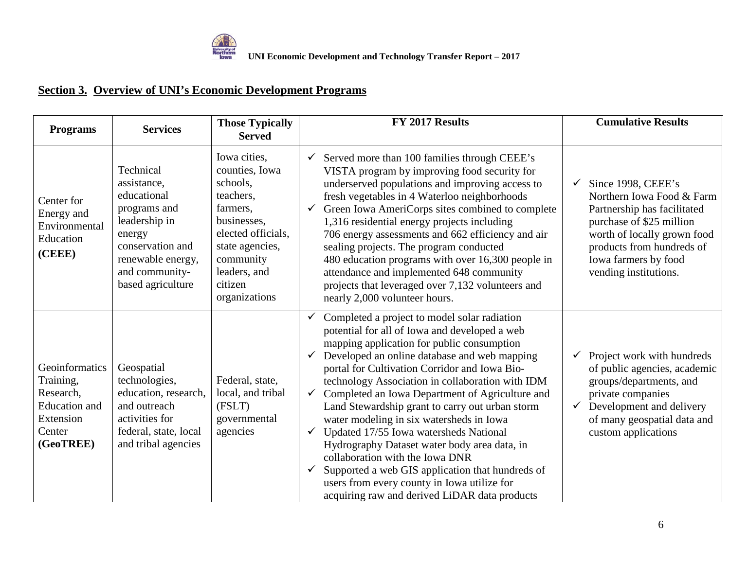## Section 3. Overview of UNI's Economic Development Programs

| Programs | Services | Those Typically Served | FY 2017 Results | Cumulative Results |
|---|---|---|---|---|
| Center for Energy and Environmental Education **(CEEE)** | Technical assistance, educational programs and leadership in energy conservation and renewable energy, and community-based agriculture | Iowa cities, counties, Iowa schools, teachers, farmers, businesses, elected officials, state agencies, community leaders, and citizen organizations | ✓ Served more than 100 families through CEEE's VISTA program by improving food security for underserved populations and improving access to fresh vegetables in 4 Waterloo neighborhoods<br>✓ Green Iowa AmeriCorps sites combined to complete 1,316 residential energy projects including 706 energy assessments and 662 efficiency and air sealing projects. The program conducted 480 education programs with over 16,300 people in attendance and implemented 648 community projects that leveraged over 7,132 volunteers and nearly 2,000 volunteer hours. | ✓ Since 1998, CEEE's Northern Iowa Food & Farm Partnership has facilitated purchase of $25 million worth of locally grown food products from hundreds of Iowa farmers by food vending institutions. |
| Geoinformatics Training, Research, Education and Extension Center **(GeoTREE)** | Geospatial technologies, education, research, and outreach activities for federal, state, local and tribal agencies | Federal, state, local, and tribal (FSLT) governmental agencies | ✓ Completed a project to model solar radiation potential for all of Iowa and developed a web mapping application for public consumption<br>✓ Developed an online database and web mapping portal for Cultivation Corridor and Iowa Bio-technology Association in collaboration with IDM<br>✓ Completed an Iowa Department of Agriculture and Land Stewardship grant to carry out urban storm water modeling in six watersheds in Iowa<br>✓ Updated 17/55 Iowa watersheds National Hydrography Dataset water body area data, in collaboration with the Iowa DNR<br>✓ Supported a web GIS application that hundreds of users from every county in Iowa utilize for acquiring raw and derived LiDAR data products | ✓ Project work with hundreds of public agencies, academic groups/departments, and private companies<br>✓ Development and delivery of many geospatial data and custom applications |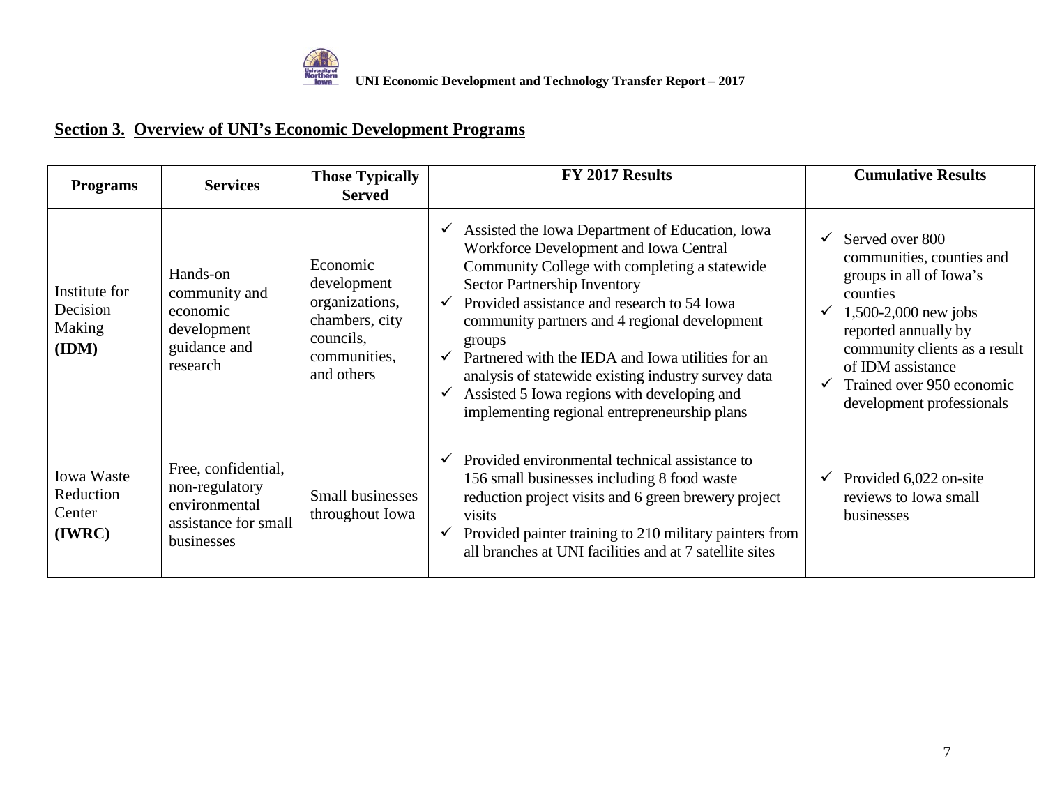## Section 3. Overview of UNI's Economic Development Programs

| Programs | Services | Those Typically Served | FY 2017 Results | Cumulative Results |
|---|---|---|---|---|
| Institute for Decision Making **(IDM)** | Hands-on community and economic development guidance and research | Economic development organizations, chambers, city councils, communities, and others | ✓ Assisted the Iowa Department of Education, Iowa Workforce Development and Iowa Central Community College with completing a statewide Sector Partnership Inventory<br>✓ Provided assistance and research to 54 Iowa community partners and 4 regional development groups<br>✓ Partnered with the IEDA and Iowa utilities for an analysis of statewide existing industry survey data<br>✓ Assisted 5 Iowa regions with developing and implementing regional entrepreneurship plans | ✓ Served over 800 communities, counties and groups in all of Iowa's counties<br>✓ 1,500-2,000 new jobs reported annually by community clients as a result of IDM assistance<br>✓ Trained over 950 economic development professionals |
| Iowa Waste Reduction Center **(IWRC)** | Free, confidential, non-regulatory environmental assistance for small businesses | Small businesses throughout Iowa | ✓ Provided environmental technical assistance to 156 small businesses including 8 food waste reduction project visits and 6 green brewery project visits<br>✓ Provided painter training to 210 military painters from all branches at UNI facilities and at 7 satellite sites | ✓ Provided 6,022 on-site reviews to Iowa small businesses |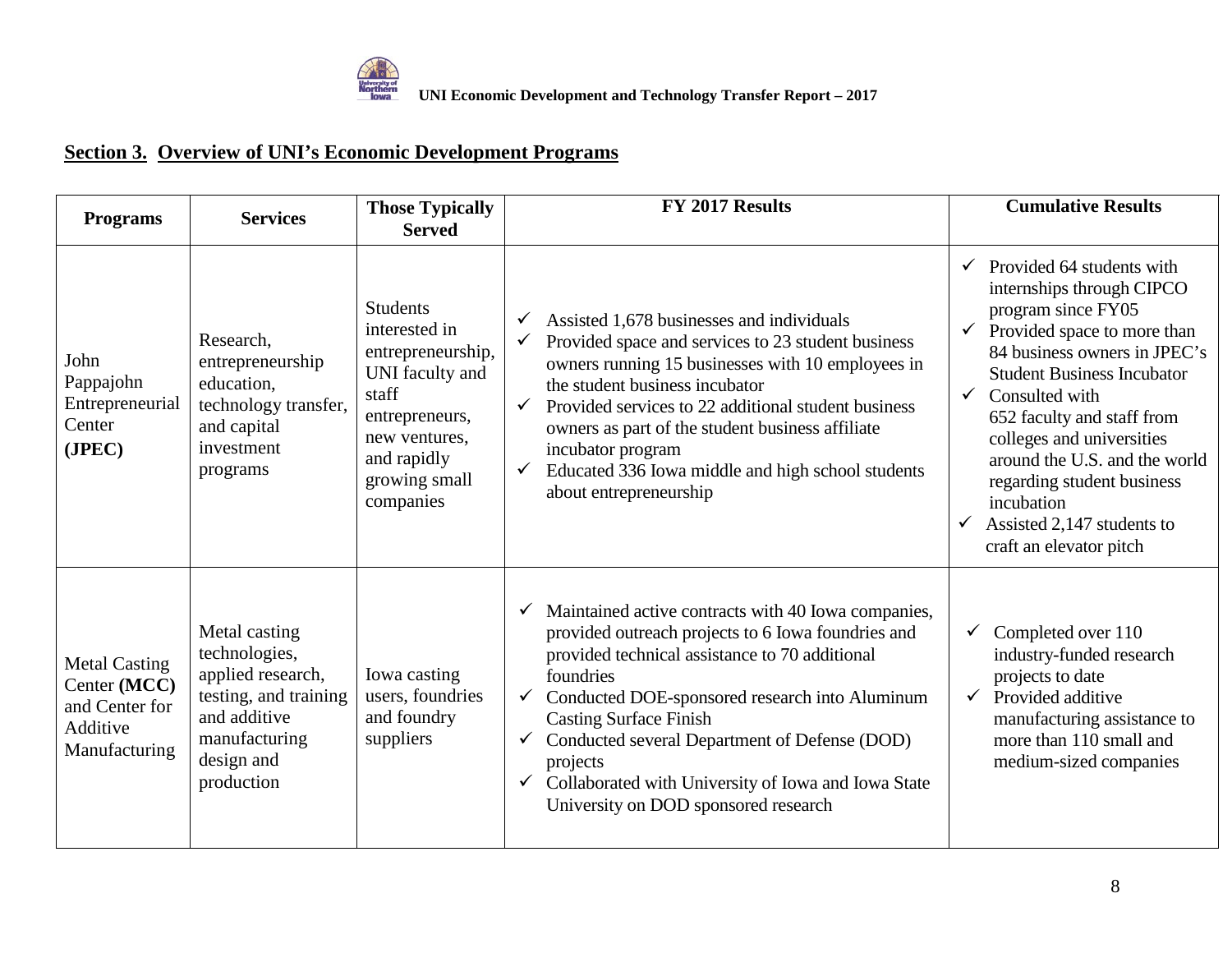## Section 3. Overview of UNI's Economic Development Programs

| Programs | Services | Those Typically Served | FY 2017 Results | Cumulative Results |
|---|---|---|---|---|
| John Pappajohn Entrepreneurial Center **(JPEC)** | Research, entrepreneurship education, technology transfer, and capital investment programs | Students interested in entrepreneurship, UNI faculty and staff entrepreneurs, new ventures, and rapidly growing small companies | ✓ Assisted 1,678 businesses and individuals<br>✓ Provided space and services to 23 student business owners running 15 businesses with 10 employees in the student business incubator<br>✓ Provided services to 22 additional student business owners as part of the student business affiliate incubator program<br>✓ Educated 336 Iowa middle and high school students about entrepreneurship | ✓ Provided 64 students with internships through CIPCO program since FY05<br>✓ Provided space to more than 84 business owners in JPEC's Student Business Incubator<br>✓ Consulted with 652 faculty and staff from colleges and universities around the U.S. and the world regarding student business incubation<br>✓ Assisted 2,147 students to craft an elevator pitch |
| Metal Casting Center **(MCC)** and Center for Additive Manufacturing | Metal casting technologies, applied research, testing, and training and additive manufacturing design and production | Iowa casting users, foundries and foundry suppliers | ✓ Maintained active contracts with 40 Iowa companies, provided outreach projects to 6 Iowa foundries and provided technical assistance to 70 additional foundries<br>✓ Conducted DOE-sponsored research into Aluminum Casting Surface Finish<br>✓ Conducted several Department of Defense (DOD) projects<br>✓ Collaborated with University of Iowa and Iowa State University on DOD sponsored research | ✓ Completed over 110 industry-funded research projects to date<br>✓ Provided additive manufacturing assistance to more than 110 small and medium-sized companies |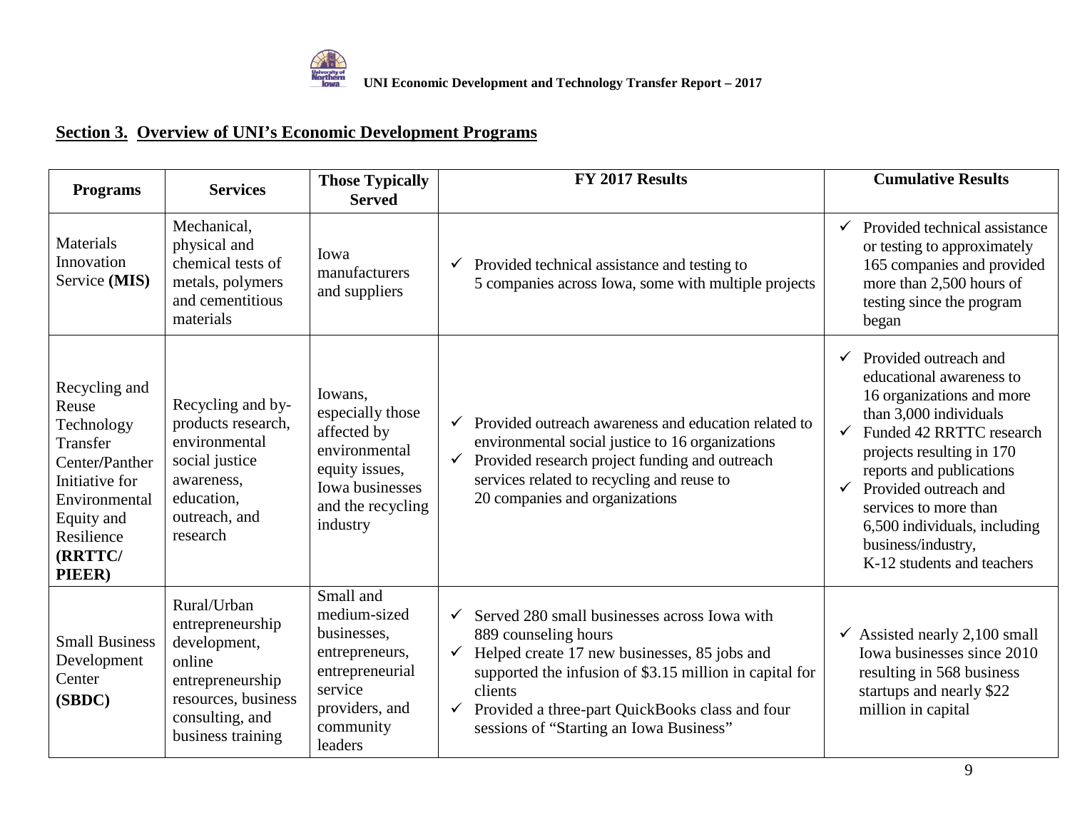## Section 3. Overview of UNI's Economic Development Programs

| Programs | Services | Those Typically Served | FY 2017 Results | Cumulative Results |
|---|---|---|---|---|
| Materials Innovation Service **(MIS)** | Mechanical, physical and chemical tests of metals, polymers and cementitious materials | Iowa manufacturers and suppliers | ✓ Provided technical assistance and testing to 5 companies across Iowa, some with multiple projects | ✓ Provided technical assistance or testing to approximately 165 companies and provided more than 2,500 hours of testing since the program began |
| Recycling and Reuse Technology Transfer Center/Panther Initiative for Environmental Equity and Resilience **(RRTTC/ PIEER)** | Recycling and by-products research, environmental social justice awareness, education, outreach, and research | Iowans, especially those affected by environmental equity issues, Iowa businesses and the recycling industry | ✓ Provided outreach awareness and education related to environmental social justice to 16 organizations<br>✓ Provided research project funding and outreach services related to recycling and reuse to 20 companies and organizations | ✓ Provided outreach and educational awareness to 16 organizations and more than 3,000 individuals<br>✓ Funded 42 RRTTC research projects resulting in 170 reports and publications<br>✓ Provided outreach and services to more than 6,500 individuals, including business/industry, K-12 students and teachers |
| Small Business Development Center **(SBDC)** | Rural/Urban entrepreneurship development, online entrepreneurship resources, business consulting, and business training | Small and medium-sized businesses, entrepreneurs, entrepreneurial service providers, and community leaders | ✓ Served 280 small businesses across Iowa with 889 counseling hours<br>✓ Helped create 17 new businesses, 85 jobs and supported the infusion of $3.15 million in capital for clients<br>✓ Provided a three-part QuickBooks class and four sessions of "Starting an Iowa Business" | ✓ Assisted nearly 2,100 small Iowa businesses since 2010 resulting in 568 business startups and nearly $22 million in capital |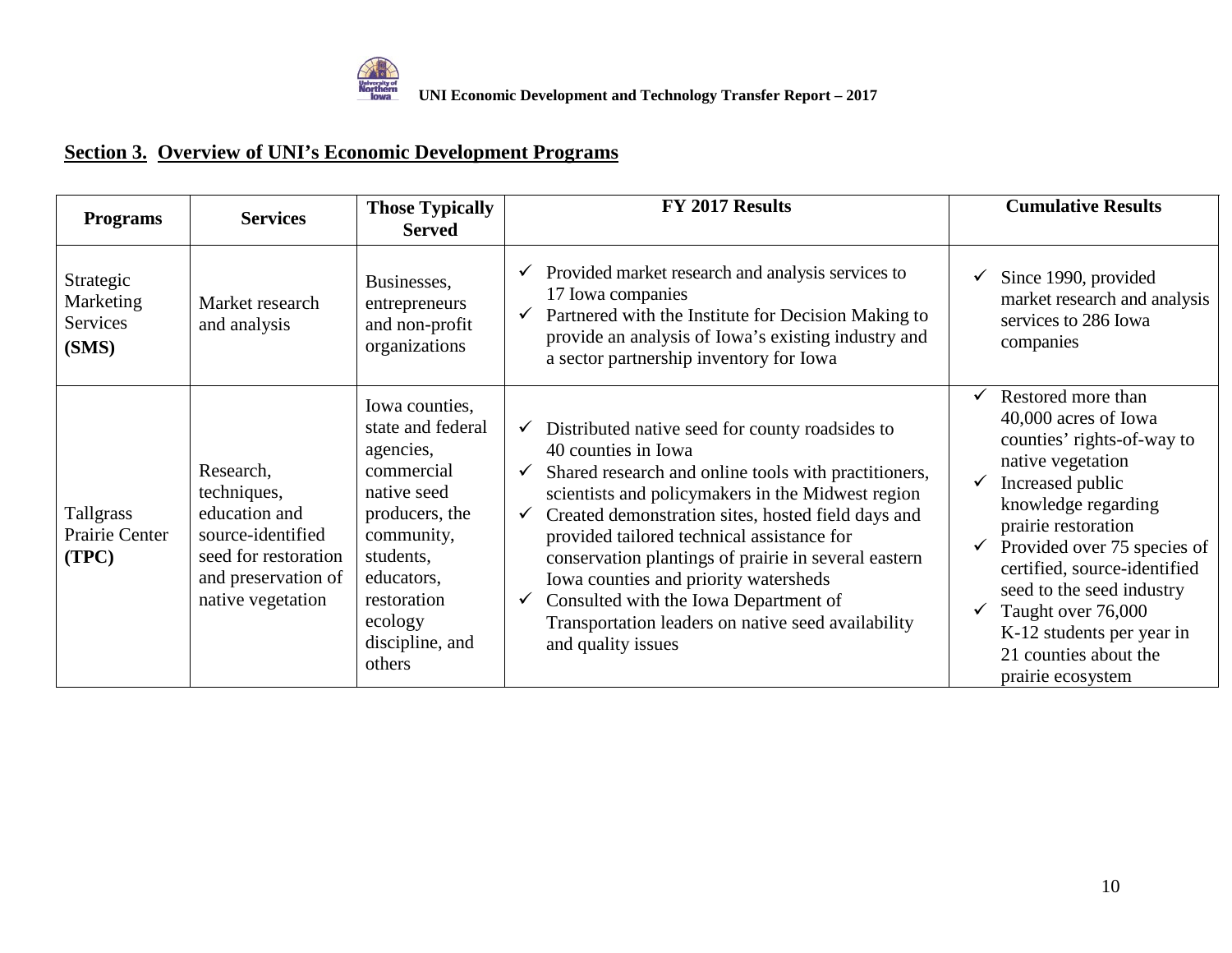## Section 3. Overview of UNI's Economic Development Programs

| Programs | Services | Those Typically Served | FY 2017 Results | Cumulative Results |
|---|---|---|---|---|
| Strategic Marketing Services **(SMS)** | Market research and analysis | Businesses, entrepreneurs and non-profit organizations | ✓ Provided market research and analysis services to 17 Iowa companies<br>✓ Partnered with the Institute for Decision Making to provide an analysis of Iowa's existing industry and a sector partnership inventory for Iowa | ✓ Since 1990, provided market research and analysis services to 286 Iowa companies |
| Tallgrass Prairie Center **(TPC)** | Research, techniques, education and source-identified seed for restoration and preservation of native vegetation | Iowa counties, state and federal agencies, commercial native seed producers, the community, students, educators, restoration ecology discipline, and others | ✓ Distributed native seed for county roadsides to 40 counties in Iowa<br>✓ Shared research and online tools with practitioners, scientists and policymakers in the Midwest region<br>✓ Created demonstration sites, hosted field days and provided tailored technical assistance for conservation plantings of prairie in several eastern Iowa counties and priority watersheds<br>✓ Consulted with the Iowa Department of Transportation leaders on native seed availability and quality issues | ✓ Restored more than 40,000 acres of Iowa counties' rights-of-way to native vegetation<br>✓ Increased public knowledge regarding prairie restoration<br>✓ Provided over 75 species of certified, source-identified seed to the seed industry<br>✓ Taught over 76,000 K-12 students per year in 21 counties about the prairie ecosystem |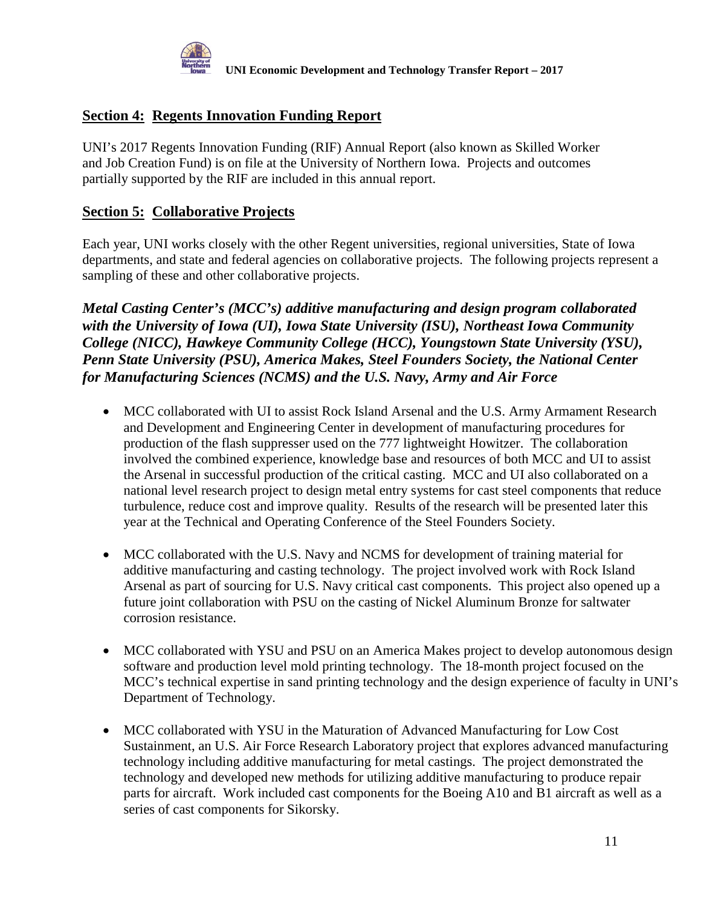## Section 4: Regents Innovation Funding Report

UNI's 2017 Regents Innovation Funding (RIF) Annual Report (also known as Skilled Worker and Job Creation Fund) is on file at the University of Northern Iowa. Projects and outcomes partially supported by the RIF are included in this annual report.

## Section 5: Collaborative Projects

Each year, UNI works closely with the other Regent universities, regional universities, State of Iowa departments, and state and federal agencies on collaborative projects. The following projects represent a sampling of these and other collaborative projects.

### *Metal Casting Center's (MCC's) additive manufacturing and design program collaborated with the University of Iowa (UI), Iowa State University (ISU), Northeast Iowa Community College (NICC), Hawkeye Community College (HCC), Youngstown State University (YSU), Penn State University (PSU), America Makes, Steel Founders Society, the National Center for Manufacturing Sciences (NCMS) and the U.S. Navy, Army and Air Force*

- MCC collaborated with UI to assist Rock Island Arsenal and the U.S. Army Armament Research and Development and Engineering Center in development of manufacturing procedures for production of the flash suppresser used on the 777 lightweight Howitzer. The collaboration involved the combined experience, knowledge base and resources of both MCC and UI to assist the Arsenal in successful production of the critical casting. MCC and UI also collaborated on a national level research project to design metal entry systems for cast steel components that reduce turbulence, reduce cost and improve quality. Results of the research will be presented later this year at the Technical and Operating Conference of the Steel Founders Society.

- MCC collaborated with the U.S. Navy and NCMS for development of training material for additive manufacturing and casting technology. The project involved work with Rock Island Arsenal as part of sourcing for U.S. Navy critical cast components. This project also opened up a future joint collaboration with PSU on the casting of Nickel Aluminum Bronze for saltwater corrosion resistance.

- MCC collaborated with YSU and PSU on an America Makes project to develop autonomous design software and production level mold printing technology. The 18-month project focused on the MCC's technical expertise in sand printing technology and the design experience of faculty in UNI's Department of Technology.

- MCC collaborated with YSU in the Maturation of Advanced Manufacturing for Low Cost Sustainment, an U.S. Air Force Research Laboratory project that explores advanced manufacturing technology including additive manufacturing for metal castings. The project demonstrated the technology and developed new methods for utilizing additive manufacturing to produce repair parts for aircraft. Work included cast components for the Boeing A10 and B1 aircraft as well as a series of cast components for Sikorsky.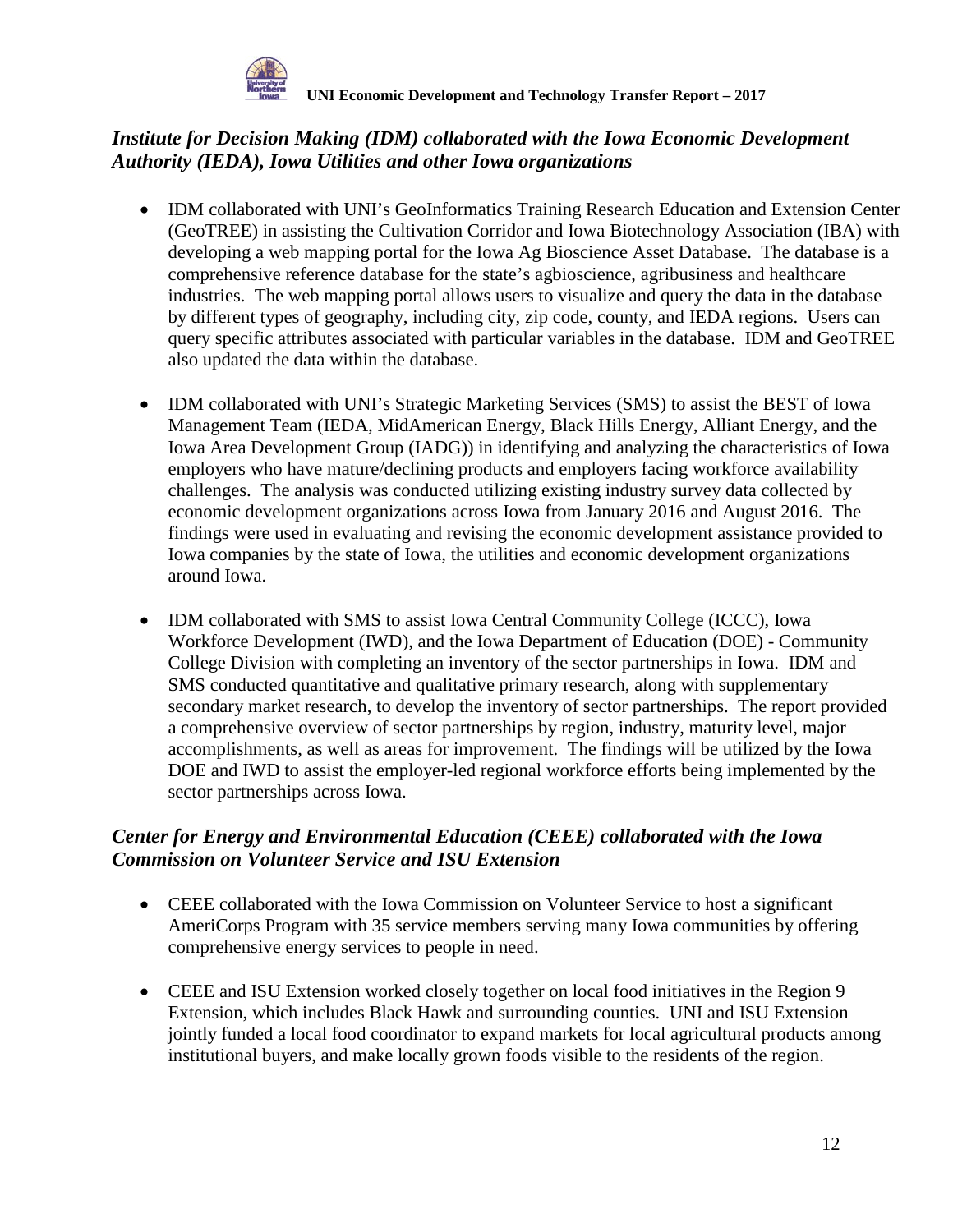## *Institute for Decision Making (IDM) collaborated with the Iowa Economic Development Authority (IEDA), Iowa Utilities and other Iowa organizations*

- IDM collaborated with UNI's GeoInformatics Training Research Education and Extension Center (GeoTREE) in assisting the Cultivation Corridor and Iowa Biotechnology Association (IBA) with developing a web mapping portal for the Iowa Ag Bioscience Asset Database. The database is a comprehensive reference database for the state's agbioscience, agribusiness and healthcare industries. The web mapping portal allows users to visualize and query the data in the database by different types of geography, including city, zip code, county, and IEDA regions. Users can query specific attributes associated with particular variables in the database. IDM and GeoTREE also updated the data within the database.

- IDM collaborated with UNI's Strategic Marketing Services (SMS) to assist the BEST of Iowa Management Team (IEDA, MidAmerican Energy, Black Hills Energy, Alliant Energy, and the Iowa Area Development Group (IADG)) in identifying and analyzing the characteristics of Iowa employers who have mature/declining products and employers facing workforce availability challenges. The analysis was conducted utilizing existing industry survey data collected by economic development organizations across Iowa from January 2016 and August 2016. The findings were used in evaluating and revising the economic development assistance provided to Iowa companies by the state of Iowa, the utilities and economic development organizations around Iowa.

- IDM collaborated with SMS to assist Iowa Central Community College (ICCC), Iowa Workforce Development (IWD), and the Iowa Department of Education (DOE) - Community College Division with completing an inventory of the sector partnerships in Iowa. IDM and SMS conducted quantitative and qualitative primary research, along with supplementary secondary market research, to develop the inventory of sector partnerships. The report provided a comprehensive overview of sector partnerships by region, industry, maturity level, major accomplishments, as well as areas for improvement. The findings will be utilized by the Iowa DOE and IWD to assist the employer-led regional workforce efforts being implemented by the sector partnerships across Iowa.

## *Center for Energy and Environmental Education (CEEE) collaborated with the Iowa Commission on Volunteer Service and ISU Extension*

- CEEE collaborated with the Iowa Commission on Volunteer Service to host a significant AmeriCorps Program with 35 service members serving many Iowa communities by offering comprehensive energy services to people in need.

- CEEE and ISU Extension worked closely together on local food initiatives in the Region 9 Extension, which includes Black Hawk and surrounding counties. UNI and ISU Extension jointly funded a local food coordinator to expand markets for local agricultural products among institutional buyers, and make locally grown foods visible to the residents of the region.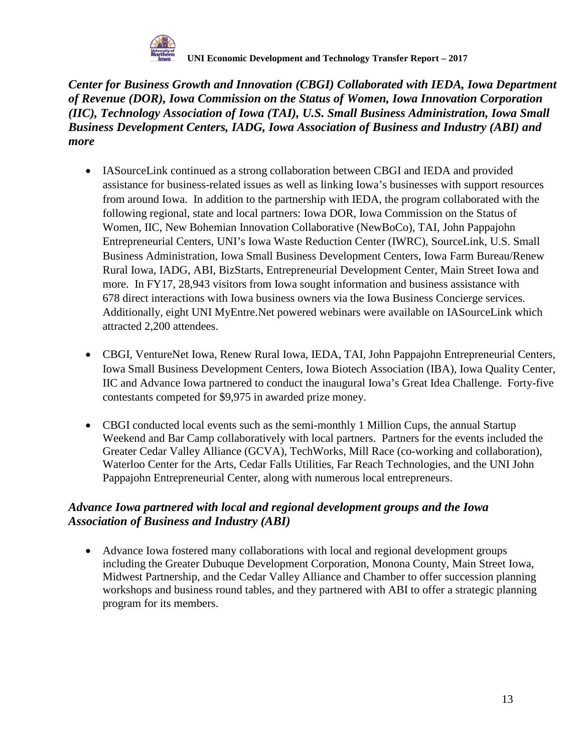***Center for Business Growth and Innovation (CBGI) Collaborated with IEDA, Iowa Department of Revenue (DOR), Iowa Commission on the Status of Women, Iowa Innovation Corporation (IIC), Technology Association of Iowa (TAI), U.S. Small Business Administration, Iowa Small Business Development Centers, IADG, Iowa Association of Business and Industry (ABI) and more***

- IASourceLink continued as a strong collaboration between CBGI and IEDA and provided assistance for business-related issues as well as linking Iowa's businesses with support resources from around Iowa. In addition to the partnership with IEDA, the program collaborated with the following regional, state and local partners: Iowa DOR, Iowa Commission on the Status of Women, IIC, New Bohemian Innovation Collaborative (NewBoCo), TAI, John Pappajohn Entrepreneurial Centers, UNI's Iowa Waste Reduction Center (IWRC), SourceLink, U.S. Small Business Administration, Iowa Small Business Development Centers, Iowa Farm Bureau/Renew Rural Iowa, IADG, ABI, BizStarts, Entrepreneurial Development Center, Main Street Iowa and more. In FY17, 28,943 visitors from Iowa sought information and business assistance with 678 direct interactions with Iowa business owners via the Iowa Business Concierge services. Additionally, eight UNI MyEntre.Net powered webinars were available on IASourceLink which attracted 2,200 attendees.

- CBGI, VentureNet Iowa, Renew Rural Iowa, IEDA, TAI, John Pappajohn Entrepreneurial Centers, Iowa Small Business Development Centers, Iowa Biotech Association (IBA), Iowa Quality Center, IIC and Advance Iowa partnered to conduct the inaugural Iowa's Great Idea Challenge. Forty-five contestants competed for $9,975 in awarded prize money.

- CBGI conducted local events such as the semi-monthly 1 Million Cups, the annual Startup Weekend and Bar Camp collaboratively with local partners. Partners for the events included the Greater Cedar Valley Alliance (GCVA), TechWorks, Mill Race (co-working and collaboration), Waterloo Center for the Arts, Cedar Falls Utilities, Far Reach Technologies, and the UNI John Pappajohn Entrepreneurial Center, along with numerous local entrepreneurs.

***Advance Iowa partnered with local and regional development groups and the Iowa Association of Business and Industry (ABI)***

- Advance Iowa fostered many collaborations with local and regional development groups including the Greater Dubuque Development Corporation, Monona County, Main Street Iowa, Midwest Partnership, and the Cedar Valley Alliance and Chamber to offer succession planning workshops and business round tables, and they partnered with ABI to offer a strategic planning program for its members.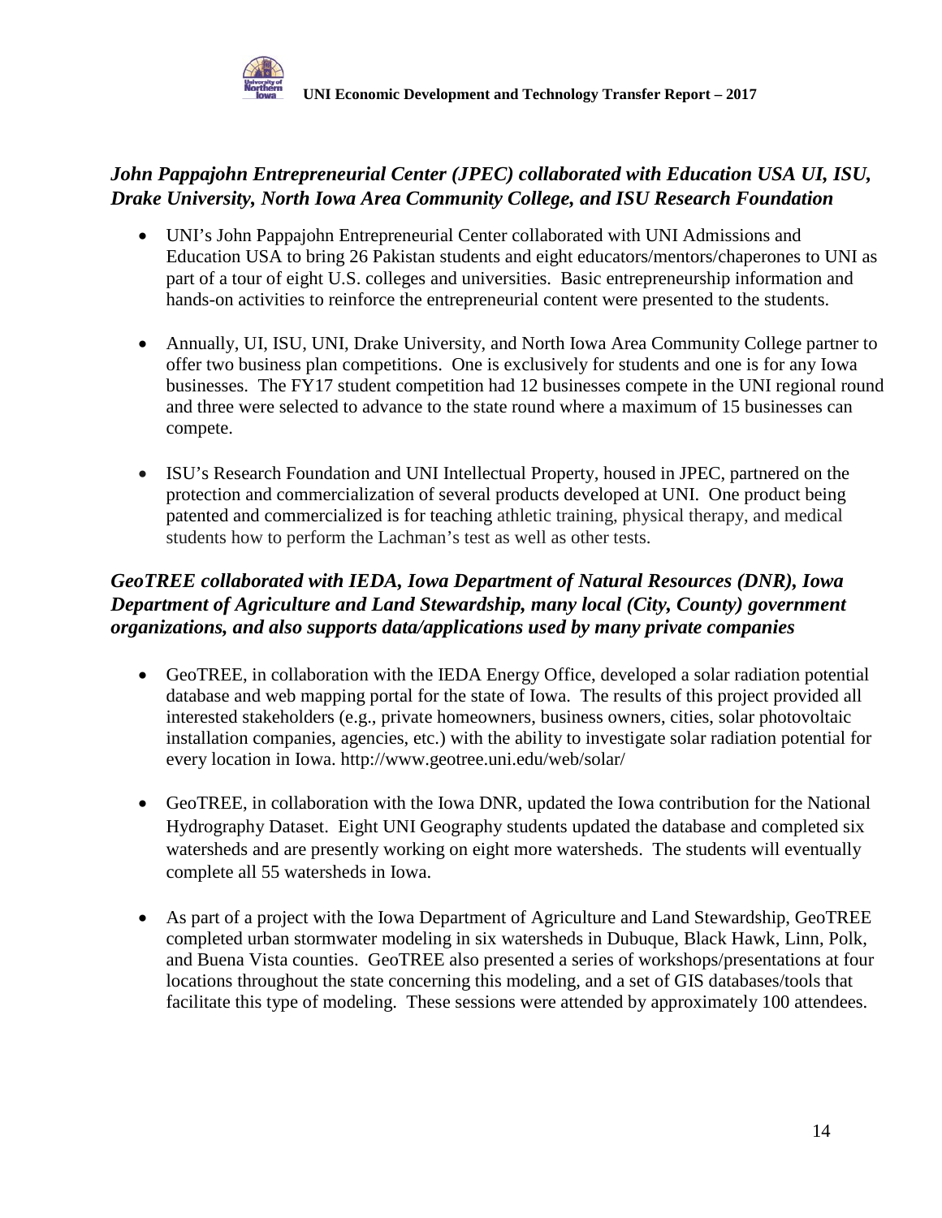### *John Pappajohn Entrepreneurial Center (JPEC) collaborated with Education USA UI, ISU, Drake University, North Iowa Area Community College, and ISU Research Foundation*

- UNI's John Pappajohn Entrepreneurial Center collaborated with UNI Admissions and Education USA to bring 26 Pakistan students and eight educators/mentors/chaperones to UNI as part of a tour of eight U.S. colleges and universities. Basic entrepreneurship information and hands-on activities to reinforce the entrepreneurial content were presented to the students.

- Annually, UI, ISU, UNI, Drake University, and North Iowa Area Community College partner to offer two business plan competitions. One is exclusively for students and one is for any Iowa businesses. The FY17 student competition had 12 businesses compete in the UNI regional round and three were selected to advance to the state round where a maximum of 15 businesses can compete.

- ISU's Research Foundation and UNI Intellectual Property, housed in JPEC, partnered on the protection and commercialization of several products developed at UNI. One product being patented and commercialized is for teaching athletic training, physical therapy, and medical students how to perform the Lachman's test as well as other tests.

### *GeoTREE collaborated with IEDA, Iowa Department of Natural Resources (DNR), Iowa Department of Agriculture and Land Stewardship, many local (City, County) government organizations, and also supports data/applications used by many private companies*

- GeoTREE, in collaboration with the IEDA Energy Office, developed a solar radiation potential database and web mapping portal for the state of Iowa. The results of this project provided all interested stakeholders (e.g., private homeowners, business owners, cities, solar photovoltaic installation companies, agencies, etc.) with the ability to investigate solar radiation potential for every location in Iowa. http://www.geotree.uni.edu/web/solar/

- GeoTREE, in collaboration with the Iowa DNR, updated the Iowa contribution for the National Hydrography Dataset. Eight UNI Geography students updated the database and completed six watersheds and are presently working on eight more watersheds. The students will eventually complete all 55 watersheds in Iowa.

- As part of a project with the Iowa Department of Agriculture and Land Stewardship, GeoTREE completed urban stormwater modeling in six watersheds in Dubuque, Black Hawk, Linn, Polk, and Buena Vista counties. GeoTREE also presented a series of workshops/presentations at four locations throughout the state concerning this modeling, and a set of GIS databases/tools that facilitate this type of modeling. These sessions were attended by approximately 100 attendees.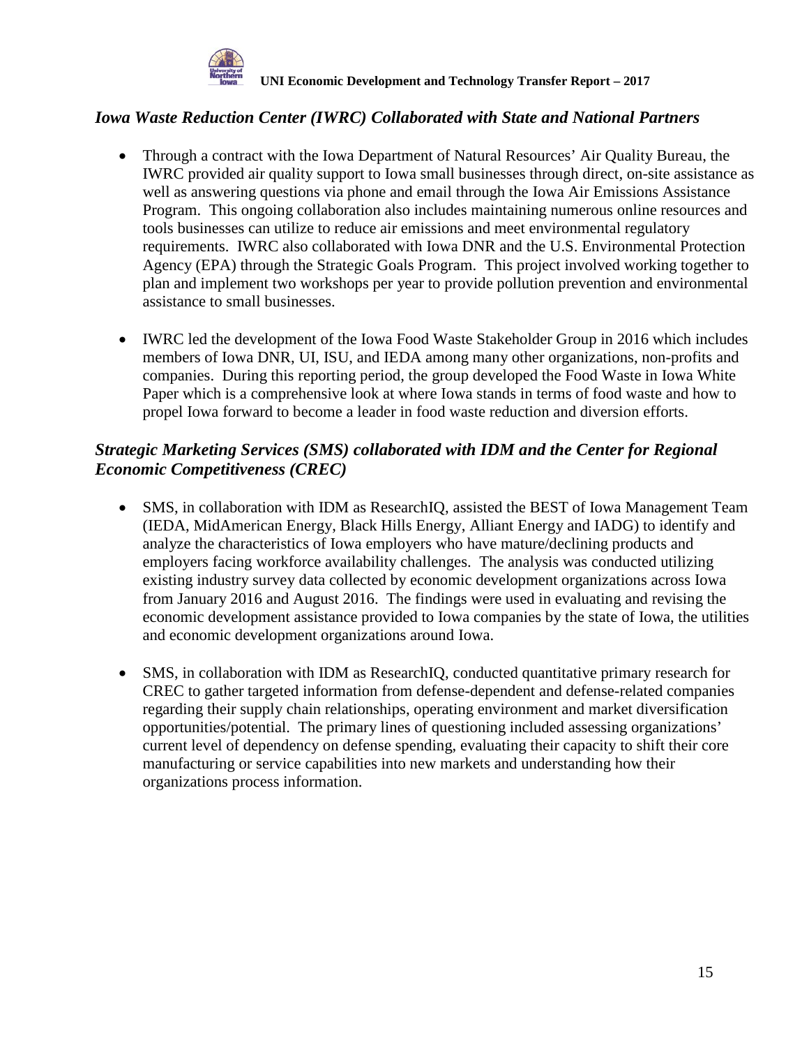### *Iowa Waste Reduction Center (IWRC) Collaborated with State and National Partners*

- Through a contract with the Iowa Department of Natural Resources' Air Quality Bureau, the IWRC provided air quality support to Iowa small businesses through direct, on-site assistance as well as answering questions via phone and email through the Iowa Air Emissions Assistance Program. This ongoing collaboration also includes maintaining numerous online resources and tools businesses can utilize to reduce air emissions and meet environmental regulatory requirements. IWRC also collaborated with Iowa DNR and the U.S. Environmental Protection Agency (EPA) through the Strategic Goals Program. This project involved working together to plan and implement two workshops per year to provide pollution prevention and environmental assistance to small businesses.

- IWRC led the development of the Iowa Food Waste Stakeholder Group in 2016 which includes members of Iowa DNR, UI, ISU, and IEDA among many other organizations, non-profits and companies. During this reporting period, the group developed the Food Waste in Iowa White Paper which is a comprehensive look at where Iowa stands in terms of food waste and how to propel Iowa forward to become a leader in food waste reduction and diversion efforts.

### *Strategic Marketing Services (SMS) collaborated with IDM and the Center for Regional Economic Competitiveness (CREC)*

- SMS, in collaboration with IDM as ResearchIQ, assisted the BEST of Iowa Management Team (IEDA, MidAmerican Energy, Black Hills Energy, Alliant Energy and IADG) to identify and analyze the characteristics of Iowa employers who have mature/declining products and employers facing workforce availability challenges. The analysis was conducted utilizing existing industry survey data collected by economic development organizations across Iowa from January 2016 and August 2016. The findings were used in evaluating and revising the economic development assistance provided to Iowa companies by the state of Iowa, the utilities and economic development organizations around Iowa.

- SMS, in collaboration with IDM as ResearchIQ, conducted quantitative primary research for CREC to gather targeted information from defense-dependent and defense-related companies regarding their supply chain relationships, operating environment and market diversification opportunities/potential. The primary lines of questioning included assessing organizations' current level of dependency on defense spending, evaluating their capacity to shift their core manufacturing or service capabilities into new markets and understanding how their organizations process information.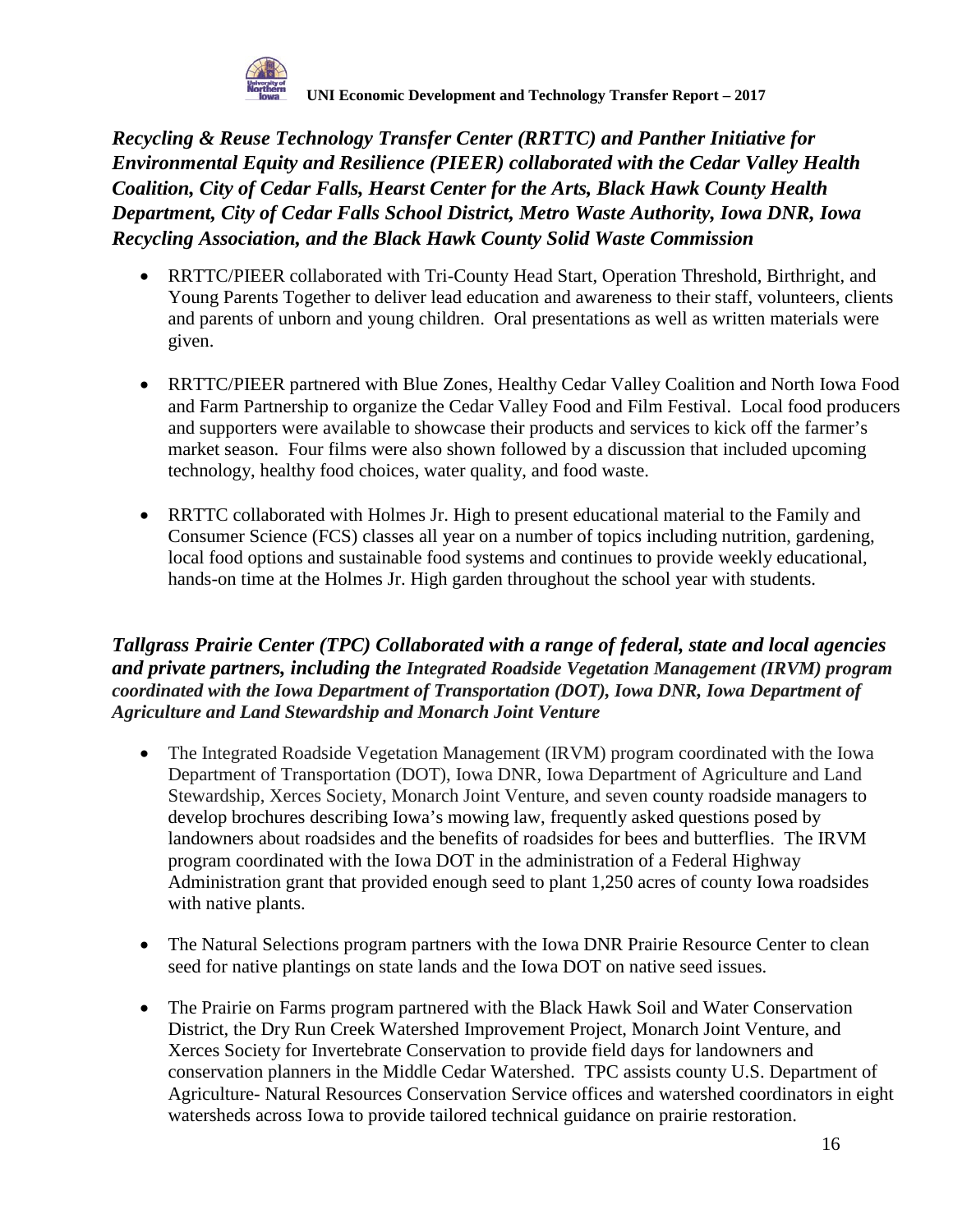***Recycling & Reuse Technology Transfer Center (RRTTC) and Panther Initiative for Environmental Equity and Resilience (PIEER) collaborated with the Cedar Valley Health Coalition, City of Cedar Falls, Hearst Center for the Arts, Black Hawk County Health Department, City of Cedar Falls School District, Metro Waste Authority, Iowa DNR, Iowa Recycling Association, and the Black Hawk County Solid Waste Commission***

- RRTTC/PIEER collaborated with Tri-County Head Start, Operation Threshold, Birthright, and Young Parents Together to deliver lead education and awareness to their staff, volunteers, clients and parents of unborn and young children. Oral presentations as well as written materials were given.
- RRTTC/PIEER partnered with Blue Zones, Healthy Cedar Valley Coalition and North Iowa Food and Farm Partnership to organize the Cedar Valley Food and Film Festival. Local food producers and supporters were available to showcase their products and services to kick off the farmer's market season. Four films were also shown followed by a discussion that included upcoming technology, healthy food choices, water quality, and food waste.
- RRTTC collaborated with Holmes Jr. High to present educational material to the Family and Consumer Science (FCS) classes all year on a number of topics including nutrition, gardening, local food options and sustainable food systems and continues to provide weekly educational, hands-on time at the Holmes Jr. High garden throughout the school year with students.

***Tallgrass Prairie Center (TPC) Collaborated with a range of federal, state and local agencies and private partners, including the Integrated Roadside Vegetation Management (IRVM) program coordinated with the Iowa Department of Transportation (DOT), Iowa DNR, Iowa Department of Agriculture and Land Stewardship and Monarch Joint Venture***

- The Integrated Roadside Vegetation Management (IRVM) program coordinated with the Iowa Department of Transportation (DOT), Iowa DNR, Iowa Department of Agriculture and Land Stewardship, Xerces Society, Monarch Joint Venture, and seven county roadside managers to develop brochures describing Iowa's mowing law, frequently asked questions posed by landowners about roadsides and the benefits of roadsides for bees and butterflies. The IRVM program coordinated with the Iowa DOT in the administration of a Federal Highway Administration grant that provided enough seed to plant 1,250 acres of county Iowa roadsides with native plants.
- The Natural Selections program partners with the Iowa DNR Prairie Resource Center to clean seed for native plantings on state lands and the Iowa DOT on native seed issues.
- The Prairie on Farms program partnered with the Black Hawk Soil and Water Conservation District, the Dry Run Creek Watershed Improvement Project, Monarch Joint Venture, and Xerces Society for Invertebrate Conservation to provide field days for landowners and conservation planners in the Middle Cedar Watershed. TPC assists county U.S. Department of Agriculture- Natural Resources Conservation Service offices and watershed coordinators in eight watersheds across Iowa to provide tailored technical guidance on prairie restoration.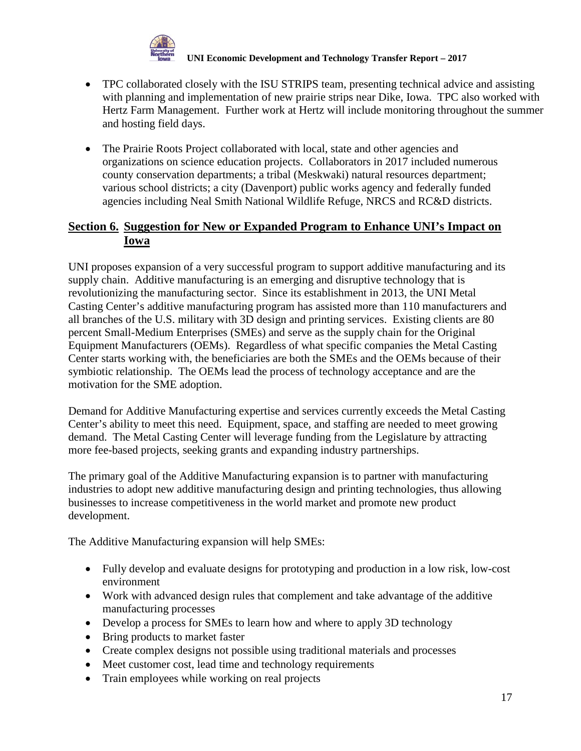- TPC collaborated closely with the ISU STRIPS team, presenting technical advice and assisting with planning and implementation of new prairie strips near Dike, Iowa. TPC also worked with Hertz Farm Management. Further work at Hertz will include monitoring throughout the summer and hosting field days.

- The Prairie Roots Project collaborated with local, state and other agencies and organizations on science education projects. Collaborators in 2017 included numerous county conservation departments; a tribal (Meskwaki) natural resources department; various school districts; a city (Davenport) public works agency and federally funded agencies including Neal Smith National Wildlife Refuge, NRCS and RC&D districts.

## Section 6. Suggestion for New or Expanded Program to Enhance UNI's Impact on Iowa

UNI proposes expansion of a very successful program to support additive manufacturing and its supply chain. Additive manufacturing is an emerging and disruptive technology that is revolutionizing the manufacturing sector. Since its establishment in 2013, the UNI Metal Casting Center's additive manufacturing program has assisted more than 110 manufacturers and all branches of the U.S. military with 3D design and printing services. Existing clients are 80 percent Small-Medium Enterprises (SMEs) and serve as the supply chain for the Original Equipment Manufacturers (OEMs). Regardless of what specific companies the Metal Casting Center starts working with, the beneficiaries are both the SMEs and the OEMs because of their symbiotic relationship. The OEMs lead the process of technology acceptance and are the motivation for the SME adoption.

Demand for Additive Manufacturing expertise and services currently exceeds the Metal Casting Center's ability to meet this need. Equipment, space, and staffing are needed to meet growing demand. The Metal Casting Center will leverage funding from the Legislature by attracting more fee-based projects, seeking grants and expanding industry partnerships.

The primary goal of the Additive Manufacturing expansion is to partner with manufacturing industries to adopt new additive manufacturing design and printing technologies, thus allowing businesses to increase competitiveness in the world market and promote new product development.

The Additive Manufacturing expansion will help SMEs:

- Fully develop and evaluate designs for prototyping and production in a low risk, low-cost environment
- Work with advanced design rules that complement and take advantage of the additive manufacturing processes
- Develop a process for SMEs to learn how and where to apply 3D technology
- Bring products to market faster
- Create complex designs not possible using traditional materials and processes
- Meet customer cost, lead time and technology requirements
- Train employees while working on real projects